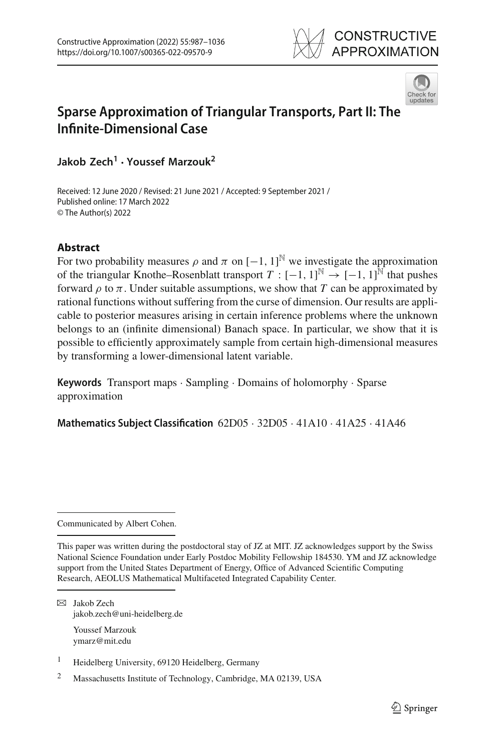# Sparse Approximation of Triangular Transports, Part II: The Infinite-Dimensional Case

**Jakob Zech[1] · Youssef Marzouk[2]**

Received: 12 June 2020 / Revised: 21 June 2021 / Accepted: 9 September 2021 /
Published online: 17 March 2022
© The Author(s) 2022

## Abstract

For two probability measures $\rho$ and $\pi$ on $[-1, 1]^{\mathbb{N}}$ we investigate the approximation of the triangular Knothe–Rosenblatt transport $T : [-1, 1]^{\mathbb{N}} \to [-1, 1]^{\mathbb{N}}$ that pushes forward $\rho$ to $\pi$. Under suitable assumptions, we show that $T$ can be approximated by rational functions without suffering from the curse of dimension. Our results are applicable to posterior measures arising in certain inference problems where the unknown belongs to an (infinite dimensional) Banach space. In particular, we show that it is possible to efficiently approximately sample from certain high-dimensional measures by transforming a lower-dimensional latent variable.

**Keywords** Transport maps · Sampling · Domains of holomorphy · Sparse approximation

**Mathematics Subject Classification** 62D05 · 32D05 · 41A10 · 41A25 · 41A46

---

Communicated by Albert Cohen.

This paper was written during the postdoctoral stay of JZ at MIT. JZ acknowledges support by the Swiss National Science Foundation under Early Postdoc Mobility Fellowship 184530. YM and JZ acknowledge support from the United States Department of Energy, Office of Advanced Scientific Computing Research, AEOLUS Mathematical Multifaceted Integrated Capability Center.

✉ Jakob Zech
jakob.zech@uni-heidelberg.de

Youssef Marzouk
ymarz@mit.edu

[1] Heidelberg University, 69120 Heidelberg, Germany

[2] Massachusetts Institute of Technology, Cambridge, MA 02139, USA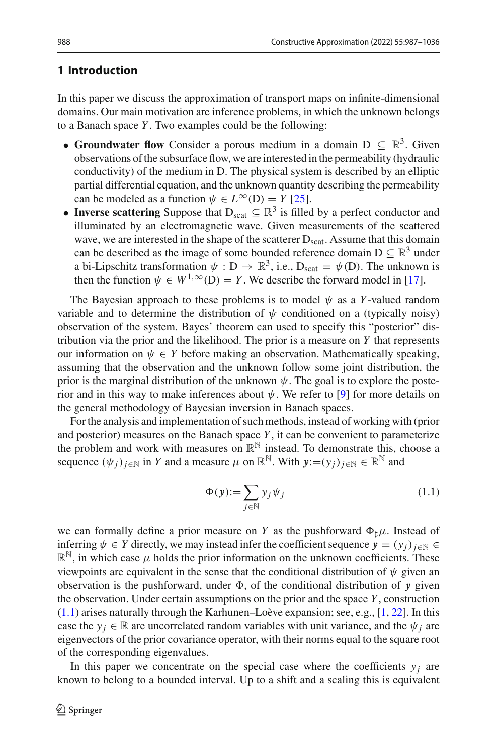## 1 Introduction

In this paper we discuss the approximation of transport maps on infinite-dimensional domains. Our main motivation are inference problems, in which the unknown belongs to a Banach space $Y$. Two examples could be the following:

- **Groundwater flow** Consider a porous medium in a domain $\mathrm{D} \subseteq \mathbb{R}^3$. Given observations of the subsurface flow, we are interested in the permeability (hydraulic conductivity) of the medium in D. The physical system is described by an elliptic partial differential equation, and the unknown quantity describing the permeability can be modeled as a function $\psi \in L^\infty(\mathrm{D}) = Y$ [25].
- **Inverse scattering** Suppose that $\mathrm{D}_{\mathrm{scat}} \subseteq \mathbb{R}^3$ is filled by a perfect conductor and illuminated by an electromagnetic wave. Given measurements of the scattered wave, we are interested in the shape of the scatterer $\mathrm{D}_{\mathrm{scat}}$. Assume that this domain can be described as the image of some bounded reference domain $\mathrm{D} \subseteq \mathbb{R}^3$ under a bi-Lipschitz transformation $\psi : \mathrm{D} \to \mathbb{R}^3$, i.e., $\mathrm{D}_{\mathrm{scat}} = \psi(\mathrm{D})$. The unknown is then the function $\psi \in W^{1,\infty}(\mathrm{D}) = Y$. We describe the forward model in [17].

The Bayesian approach to these problems is to model $\psi$ as a $Y$-valued random variable and to determine the distribution of $\psi$ conditioned on a (typically noisy) observation of the system. Bayes' theorem can used to specify this "posterior" distribution via the prior and the likelihood. The prior is a measure on $Y$ that represents our information on $\psi \in Y$ before making an observation. Mathematically speaking, assuming that the observation and the unknown follow some joint distribution, the prior is the marginal distribution of the unknown $\psi$. The goal is to explore the posterior and in this way to make inferences about $\psi$. We refer to [9] for more details on the general methodology of Bayesian inversion in Banach spaces.

For the analysis and implementation of such methods, instead of working with (prior and posterior) measures on the Banach space $Y$, it can be convenient to parameterize the problem and work with measures on $\mathbb{R}^{\mathbb{N}}$ instead. To demonstrate this, choose a sequence $(\psi_j)_{j\in\mathbb{N}}$ in $Y$ and a measure $\mu$ on $\mathbb{R}^{\mathbb{N}}$. With $\boldsymbol{y}:=(y_j)_{j\in\mathbb{N}} \in \mathbb{R}^{\mathbb{N}}$ and

$$\Phi(\boldsymbol{y}):=\sum_{j\in\mathbb{N}} y_j\psi_j \tag{1.1}$$

we can formally define a prior measure on $Y$ as the pushforward $\Phi_\sharp\mu$. Instead of inferring $\psi \in Y$ directly, we may instead infer the coefficient sequence $\boldsymbol{y} = (y_j)_{j\in\mathbb{N}} \in \mathbb{R}^{\mathbb{N}}$, in which case $\mu$ holds the prior information on the unknown coefficients. These viewpoints are equivalent in the sense that the conditional distribution of $\psi$ given an observation is the pushforward, under $\Phi$, of the conditional distribution of $\boldsymbol{y}$ given the observation. Under certain assumptions on the prior and the space $Y$, construction (1.1) arises naturally through the Karhunen–Loève expansion; see, e.g., [1, 22]. In this case the $y_j \in \mathbb{R}$ are uncorrelated random variables with unit variance, and the $\psi_j$ are eigenvectors of the prior covariance operator, with their norms equal to the square root of the corresponding eigenvalues.

In this paper we concentrate on the special case where the coefficients $y_j$ are known to belong to a bounded interval. Up to a shift and a scaling this is equivalent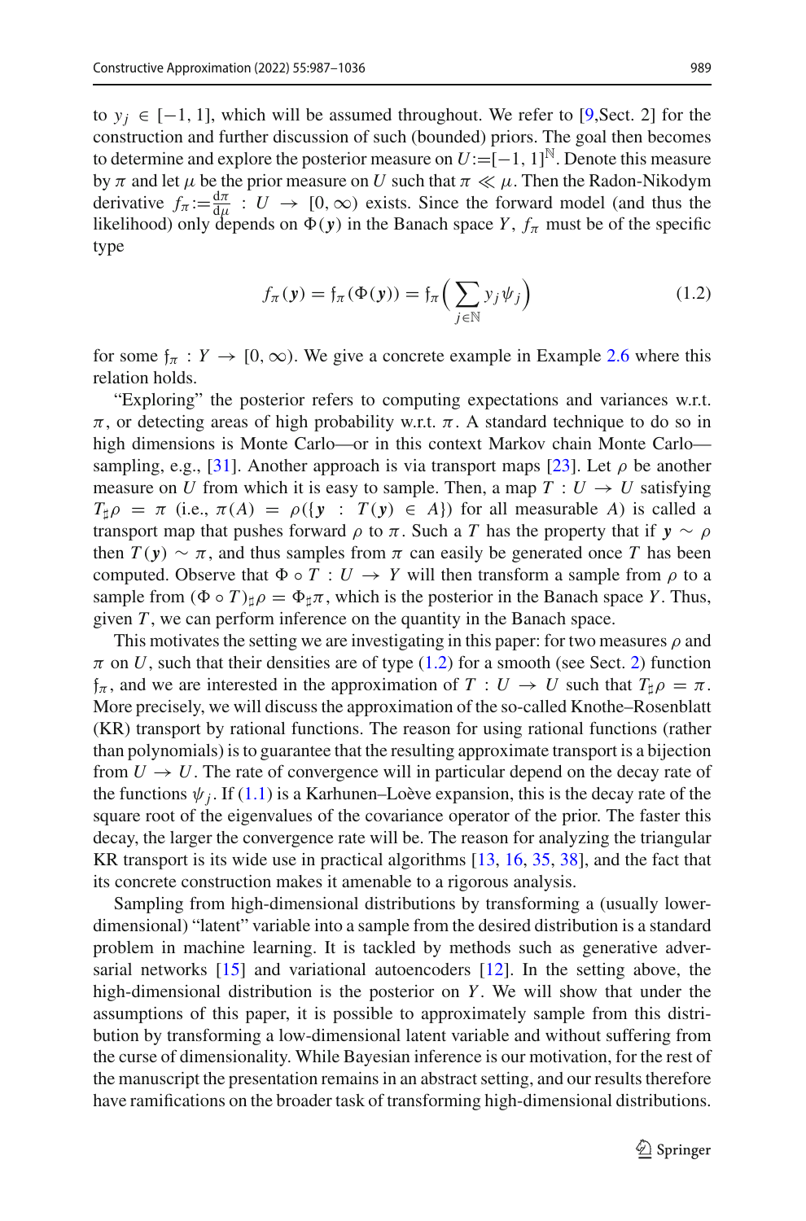to $y_j \in [-1,1]$, which will be assumed throughout. We refer to [9,Sect. 2] for the construction and further discussion of such (bounded) priors. The goal then becomes to determine and explore the posterior measure on $U := [-1,1]^{\mathbb{N}}$. Denote this measure by $\pi$ and let $\mu$ be the prior measure on $U$ such that $\pi \ll \mu$. Then the Radon-Nikodym derivative $f_\pi := \frac{\mathrm{d}\pi}{\mathrm{d}\mu} : U \to [0,\infty)$ exists. Since the forward model (and thus the likelihood) only depends on $\Phi(\boldsymbol{y})$ in the Banach space $Y$, $f_\pi$ must be of the specific type

$$f_\pi(\boldsymbol{y}) = \mathfrak{f}_\pi(\Phi(\boldsymbol{y})) = \mathfrak{f}_\pi\Big(\sum_{j\in\mathbb{N}} y_j\psi_j\Big) \tag{1.2}$$

for some $\mathfrak{f}_\pi : Y \to [0,\infty)$. We give a concrete example in Example 2.6 where this relation holds.

"Exploring" the posterior refers to computing expectations and variances w.r.t. $\pi$, or detecting areas of high probability w.r.t. $\pi$. A standard technique to do so in high dimensions is Monte Carlo—or in this context Markov chain Monte Carlo—sampling, e.g., [31]. Another approach is via transport maps [23]. Let $\rho$ be another measure on $U$ from which it is easy to sample. Then, a map $T : U \to U$ satisfying $T_\sharp\rho = \pi$ (i.e., $\pi(A) = \rho(\{\boldsymbol{y} : T(\boldsymbol{y}) \in A\})$ for all measurable $A$) is called a transport map that pushes forward $\rho$ to $\pi$. Such a $T$ has the property that if $\boldsymbol{y} \sim \rho$ then $T(\boldsymbol{y}) \sim \pi$, and thus samples from $\pi$ can easily be generated once $T$ has been computed. Observe that $\Phi \circ T : U \to Y$ will then transform a sample from $\rho$ to a sample from $(\Phi \circ T)_\sharp\rho = \Phi_\sharp\pi$, which is the posterior in the Banach space $Y$. Thus, given $T$, we can perform inference on the quantity in the Banach space.

This motivates the setting we are investigating in this paper: for two measures $\rho$ and $\pi$ on $U$, such that their densities are of type (1.2) for a smooth (see Sect. 2) function $\mathfrak{f}_\pi$, and we are interested in the approximation of $T : U \to U$ such that $T_\sharp\rho = \pi$. More precisely, we will discuss the approximation of the so-called Knothe–Rosenblatt (KR) transport by rational functions. The reason for using rational functions (rather than polynomials) is to guarantee that the resulting approximate transport is a bijection from $U \to U$. The rate of convergence will in particular depend on the decay rate of the functions $\psi_j$. If (1.1) is a Karhunen–Loève expansion, this is the decay rate of the square root of the eigenvalues of the covariance operator of the prior. The faster this decay, the larger the convergence rate will be. The reason for analyzing the triangular KR transport is its wide use in practical algorithms [13, 16, 35, 38], and the fact that its concrete construction makes it amenable to a rigorous analysis.

Sampling from high-dimensional distributions by transforming a (usually lower-dimensional) "latent" variable into a sample from the desired distribution is a standard problem in machine learning. It is tackled by methods such as generative adversarial networks [15] and variational autoencoders [12]. In the setting above, the high-dimensional distribution is the posterior on $Y$. We will show that under the assumptions of this paper, it is possible to approximately sample from this distribution by transforming a low-dimensional latent variable and without suffering from the curse of dimensionality. While Bayesian inference is our motivation, for the rest of the manuscript the presentation remains in an abstract setting, and our results therefore have ramifications on the broader task of transforming high-dimensional distributions.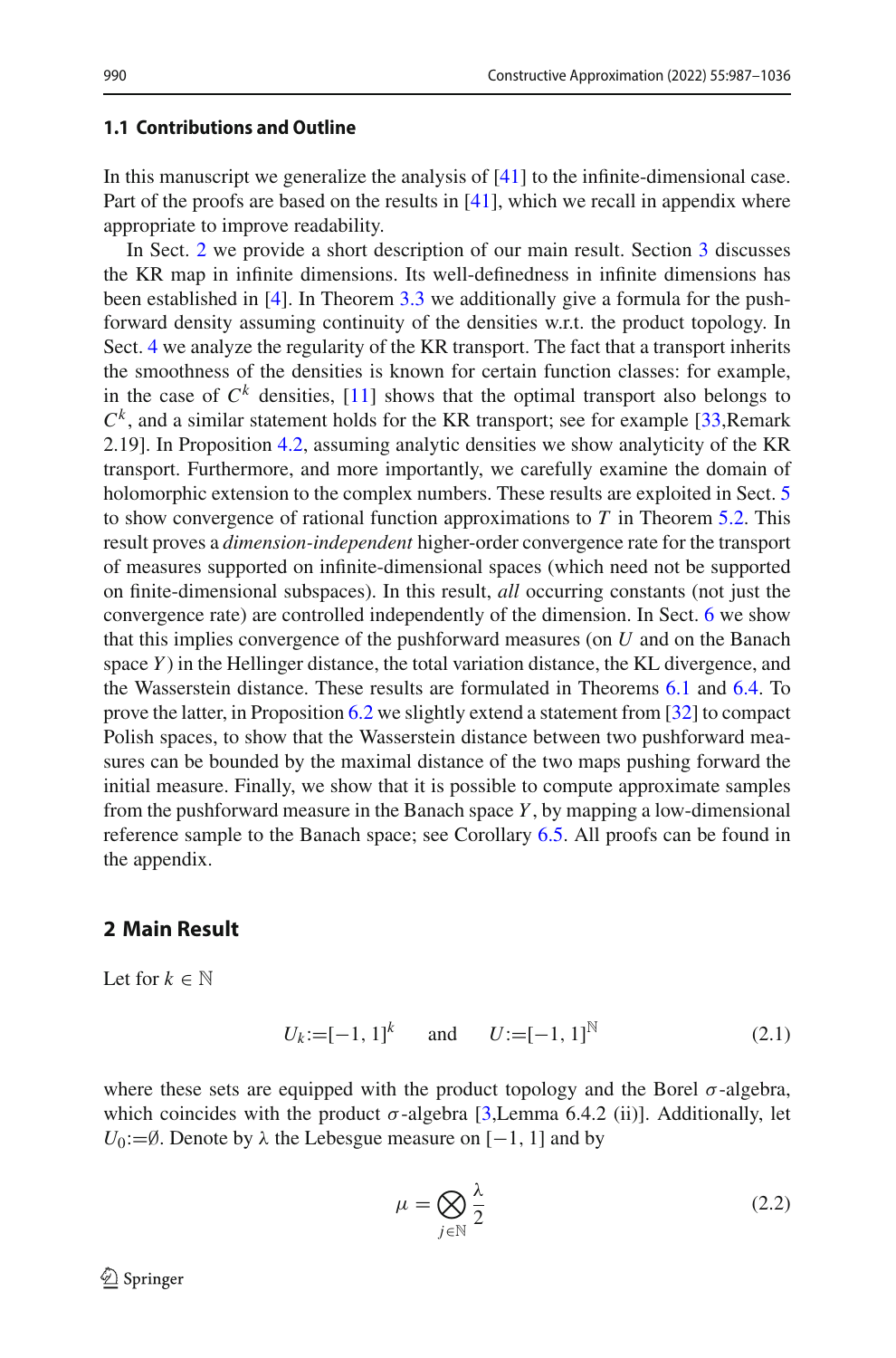### 1.1 Contributions and Outline

In this manuscript we generalize the analysis of [41] to the infinite-dimensional case. Part of the proofs are based on the results in [41], which we recall in appendix where appropriate to improve readability.

In Sect. 2 we provide a short description of our main result. Section 3 discusses the KR map in infinite dimensions. Its well-definedness in infinite dimensions has been established in [4]. In Theorem 3.3 we additionally give a formula for the push-forward density assuming continuity of the densities w.r.t. the product topology. In Sect. 4 we analyze the regularity of the KR transport. The fact that a transport inherits the smoothness of the densities is known for certain function classes: for example, in the case of $C^k$ densities, [11] shows that the optimal transport also belongs to $C^k$, and a similar statement holds for the KR transport; see for example [33,Remark 2.19]. In Proposition 4.2, assuming analytic densities we show analyticity of the KR transport. Furthermore, and more importantly, we carefully examine the domain of holomorphic extension to the complex numbers. These results are exploited in Sect. 5 to show convergence of rational function approximations to $T$ in Theorem 5.2. This result proves a *dimension-independent* higher-order convergence rate for the transport of measures supported on infinite-dimensional spaces (which need not be supported on finite-dimensional subspaces). In this result, *all* occurring constants (not just the convergence rate) are controlled independently of the dimension. In Sect. 6 we show that this implies convergence of the pushforward measures (on $U$ and on the Banach space $Y$) in the Hellinger distance, the total variation distance, the KL divergence, and the Wasserstein distance. These results are formulated in Theorems 6.1 and 6.4. To prove the latter, in Proposition 6.2 we slightly extend a statement from [32] to compact Polish spaces, to show that the Wasserstein distance between two pushforward measures can be bounded by the maximal distance of the two maps pushing forward the initial measure. Finally, we show that it is possible to compute approximate samples from the pushforward measure in the Banach space $Y$, by mapping a low-dimensional reference sample to the Banach space; see Corollary 6.5. All proofs can be found in the appendix.

## 2 Main Result

Let for $k \in \mathbb{N}$

$$U_k := [-1, 1]^k \qquad \text{and} \qquad U := [-1, 1]^{\mathbb{N}} \tag{2.1}$$

where these sets are equipped with the product topology and the Borel $\sigma$-algebra, which coincides with the product $\sigma$-algebra [3,Lemma 6.4.2 (ii)]. Additionally, let $U_0 := \emptyset$. Denote by $\lambda$ the Lebesgue measure on $[-1, 1]$ and by

$$\mu = \bigotimes_{j \in \mathbb{N}} \frac{\lambda}{2} \tag{2.2}$$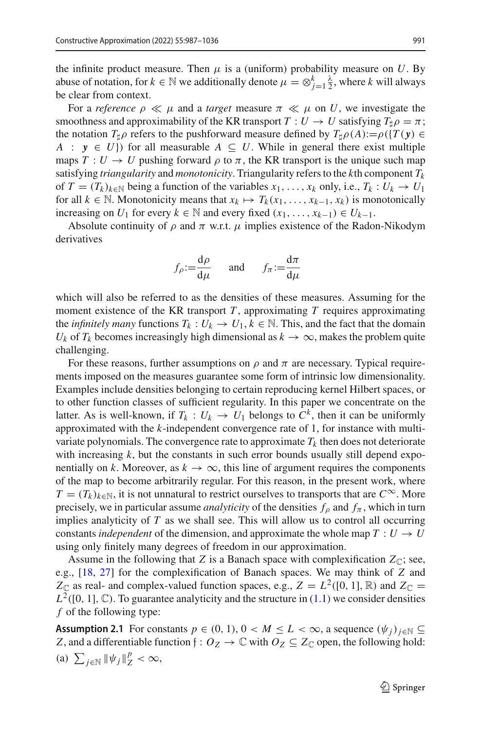the infinite product measure. Then $\mu$ is a (uniform) probability measure on $U$. By abuse of notation, for $k \in \mathbb{N}$ we additionally denote $\mu = \otimes_{j=1}^{k} \frac{\lambda}{2}$, where $k$ will always be clear from context.

For a *reference* $\rho \ll \mu$ and a *target* measure $\pi \ll \mu$ on $U$, we investigate the smoothness and approximability of the KR transport $T : U \to U$ satisfying $T_\sharp\rho = \pi$; the notation $T_\sharp\rho$ refers to the pushforward measure defined by $T_\sharp\rho(A) := \rho(\{T(\boldsymbol{y}) \in A : \boldsymbol{y} \in U\})$ for all measurable $A \subseteq U$. While in general there exist multiple maps $T : U \to U$ pushing forward $\rho$ to $\pi$, the KR transport is the unique such map satisfying *triangularity* and *monotonicity*. Triangularity refers to the $k$th component $T_k$ of $T = (T_k)_{k\in\mathbb{N}}$ being a function of the variables $x_1, \ldots, x_k$ only, i.e., $T_k : U_k \to U_1$ for all $k \in \mathbb{N}$. Monotonicity means that $x_k \mapsto T_k(x_1, \ldots, x_{k-1}, x_k)$ is monotonically increasing on $U_1$ for every $k \in \mathbb{N}$ and every fixed $(x_1, \ldots, x_{k-1}) \in U_{k-1}$.

Absolute continuity of $\rho$ and $\pi$ w.r.t. $\mu$ implies existence of the Radon-Nikodym derivatives

$$f_\rho := \frac{\mathrm{d}\rho}{\mathrm{d}\mu} \qquad \text{and} \qquad f_\pi := \frac{\mathrm{d}\pi}{\mathrm{d}\mu}$$

which will also be referred to as the densities of these measures. Assuming for the moment existence of the KR transport $T$, approximating $T$ requires approximating the *infinitely many* functions $T_k : U_k \to U_1$, $k \in \mathbb{N}$. This, and the fact that the domain $U_k$ of $T_k$ becomes increasingly high dimensional as $k \to \infty$, makes the problem quite challenging.

For these reasons, further assumptions on $\rho$ and $\pi$ are necessary. Typical requirements imposed on the measures guarantee some form of intrinsic low dimensionality. Examples include densities belonging to certain reproducing kernel Hilbert spaces, or to other function classes of sufficient regularity. In this paper we concentrate on the latter. As is well-known, if $T_k : U_k \to U_1$ belongs to $C^k$, then it can be uniformly approximated with the $k$-independent convergence rate of 1, for instance with multivariate polynomials. The convergence rate to approximate $T_k$ then does not deteriorate with increasing $k$, but the constants in such error bounds usually still depend exponentially on $k$. Moreover, as $k \to \infty$, this line of argument requires the components of the map to become arbitrarily regular. For this reason, in the present work, where $T = (T_k)_{k\in\mathbb{N}}$, it is not unnatural to restrict ourselves to transports that are $C^\infty$. More precisely, we in particular assume *analyticity* of the densities $f_\rho$ and $f_\pi$, which in turn implies analyticity of $T$ as we shall see. This will allow us to control all occurring constants *independent* of the dimension, and approximate the whole map $T : U \to U$ using only finitely many degrees of freedom in our approximation.

Assume in the following that $Z$ is a Banach space with complexification $Z_\mathbb{C}$; see, e.g., [18, 27] for the complexification of Banach spaces. We may think of $Z$ and $Z_\mathbb{C}$ as real- and complex-valued function spaces, e.g., $Z = L^2([0, 1], \mathbb{R})$ and $Z_\mathbb{C} = L^2([0, 1], \mathbb{C})$. To guarantee analyticity and the structure in (1.1) we consider densities $f$ of the following type:

**Assumption 2.1** For constants $p \in (0, 1)$, $0 < M \le L < \infty$, a sequence $(\psi_j)_{j\in\mathbb{N}} \subseteq Z$, and a differentiable function $\mathfrak{f} : O_Z \to \mathbb{C}$ with $O_Z \subseteq Z_\mathbb{C}$ open, the following hold:

(a) $\sum_{j\in\mathbb{N}} \|\psi_j\|_Z^p < \infty$,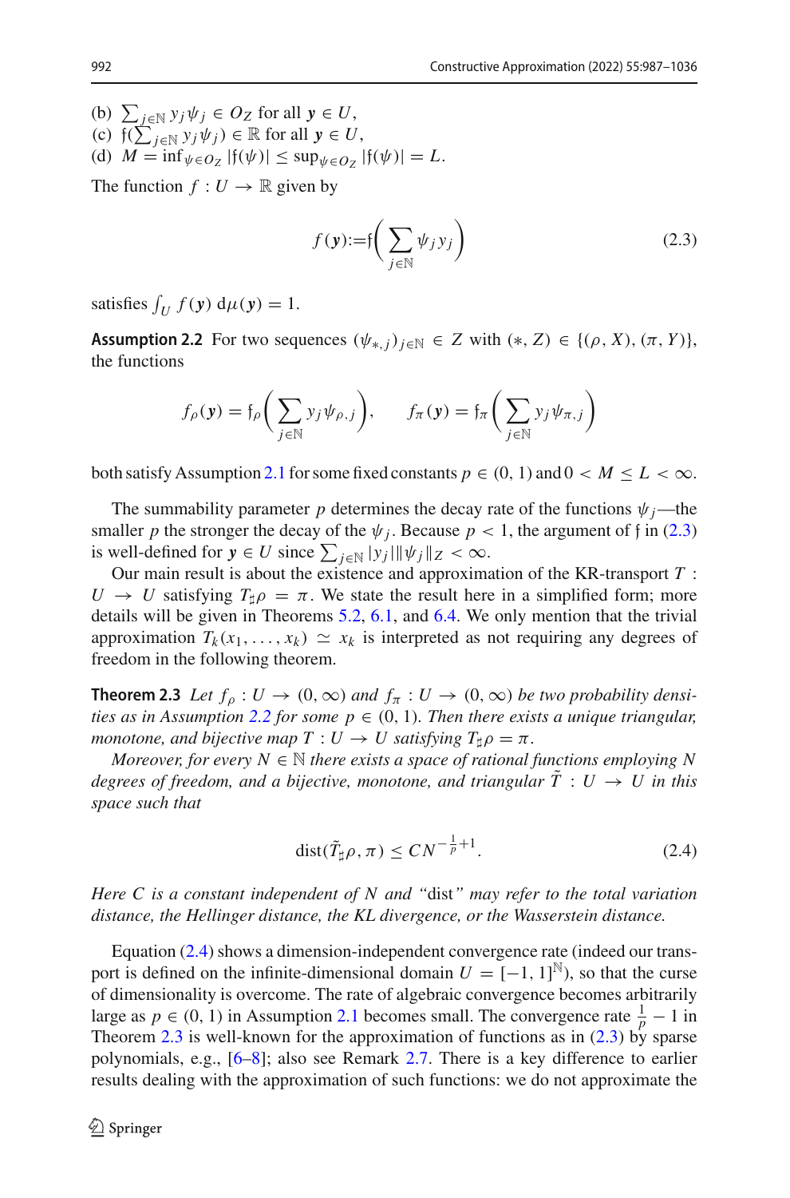(b) $\sum_{j\in\mathbb{N}} y_j\psi_j \in O_Z$ for all $\boldsymbol{y} \in U$,
(c) $\mathfrak{f}(\sum_{j\in\mathbb{N}} y_j\psi_j) \in \mathbb{R}$ for all $\boldsymbol{y} \in U$,
(d) $M = \inf_{\psi\in O_Z} |\mathfrak{f}(\psi)| \leq \sup_{\psi\in O_Z} |\mathfrak{f}(\psi)| = L$.

The function $f : U \to \mathbb{R}$ given by

$$f(\boldsymbol{y}) := \mathfrak{f}\left(\sum_{j\in\mathbb{N}} \psi_j y_j\right) \tag{2.3}$$

satisfies $\int_U f(\boldsymbol{y})\,\mathrm{d}\mu(\boldsymbol{y}) = 1$.

**Assumption 2.2** For two sequences $(\psi_{*,j})_{j\in\mathbb{N}} \in Z$ with $(*, Z) \in \{(\rho, X), (\pi, Y)\}$, the functions

$$f_\rho(\boldsymbol{y}) = \mathfrak{f}_\rho\left(\sum_{j\in\mathbb{N}} y_j\psi_{\rho,j}\right), \qquad f_\pi(\boldsymbol{y}) = \mathfrak{f}_\pi\left(\sum_{j\in\mathbb{N}} y_j\psi_{\pi,j}\right)$$

both satisfy Assumption 2.1 for some fixed constants $p \in (0, 1)$ and $0 < M \leq L < \infty$.

The summability parameter $p$ determines the decay rate of the functions $\psi_j$—the smaller $p$ the stronger the decay of the $\psi_j$. Because $p < 1$, the argument of $\mathfrak{f}$ in (2.3) is well-defined for $\boldsymbol{y} \in U$ since $\sum_{j\in\mathbb{N}} |y_j|\|\psi_j\|_Z < \infty$.

Our main result is about the existence and approximation of the KR-transport $T : U \to U$ satisfying $T_\sharp\rho = \pi$. We state the result here in a simplified form; more details will be given in Theorems 5.2, 6.1, and 6.4. We only mention that the trivial approximation $T_k(x_1, \ldots, x_k) \simeq x_k$ is interpreted as not requiring any degrees of freedom in the following theorem.

**Theorem 2.3** *Let $f_\rho : U \to (0, \infty)$ and $f_\pi : U \to (0, \infty)$ be two probability densities as in Assumption 2.2 for some $p \in (0, 1)$. Then there exists a unique triangular, monotone, and bijective map $T : U \to U$ satisfying $T_\sharp\rho = \pi$.*

*Moreover, for every $N \in \mathbb{N}$ there exists a space of rational functions employing $N$ degrees of freedom, and a bijective, monotone, and triangular $\tilde{T} : U \to U$ in this space such that*

$$\mathrm{dist}(\tilde{T}_\sharp\rho, \pi) \leq CN^{-\frac{1}{p}+1}. \tag{2.4}$$

*Here $C$ is a constant independent of $N$ and "dist" may refer to the total variation distance, the Hellinger distance, the KL divergence, or the Wasserstein distance.*

Equation (2.4) shows a dimension-independent convergence rate (indeed our transport is defined on the infinite-dimensional domain $U = [-1, 1]^{\mathbb{N}}$), so that the curse of dimensionality is overcome. The rate of algebraic convergence becomes arbitrarily large as $p \in (0, 1)$ in Assumption 2.1 becomes small. The convergence rate $\frac{1}{p} - 1$ in Theorem 2.3 is well-known for the approximation of functions as in (2.3) by sparse polynomials, e.g., [6–8]; also see Remark 2.7. There is a key difference to earlier results dealing with the approximation of such functions: we do not approximate the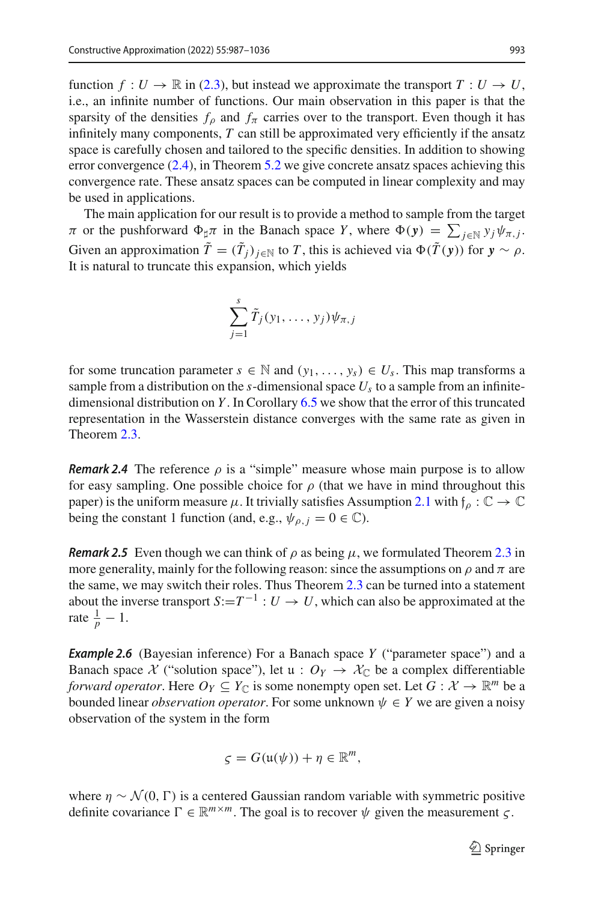function $f : U \to \mathbb{R}$ in (2.3), but instead we approximate the transport $T : U \to U$, i.e., an infinite number of functions. Our main observation in this paper is that the sparsity of the densities $f_\rho$ and $f_\pi$ carries over to the transport. Even though it has infinitely many components, $T$ can still be approximated very efficiently if the ansatz space is carefully chosen and tailored to the specific densities. In addition to showing error convergence (2.4), in Theorem 5.2 we give concrete ansatz spaces achieving this convergence rate. These ansatz spaces can be computed in linear complexity and may be used in applications.

The main application for our result is to provide a method to sample from the target $\pi$ or the pushforward $\Phi_\sharp \pi$ in the Banach space $Y$, where $\Phi(\boldsymbol{y}) = \sum_{j\in\mathbb{N}} y_j \psi_{\pi,j}$. Given an approximation $\tilde{T} = (\tilde{T}_j)_{j\in\mathbb{N}}$ to $T$, this is achieved via $\Phi(\tilde{T}(\boldsymbol{y}))$ for $\boldsymbol{y} \sim \rho$. It is natural to truncate this expansion, which yields

$$\sum_{j=1}^{s} \tilde{T}_j(y_1, \dots, y_j)\psi_{\pi,j}$$

for some truncation parameter $s \in \mathbb{N}$ and $(y_1, \dots, y_s) \in U_s$. This map transforms a sample from a distribution on the $s$-dimensional space $U_s$ to a sample from an infinite-dimensional distribution on $Y$. In Corollary 6.5 we show that the error of this truncated representation in the Wasserstein distance converges with the same rate as given in Theorem 2.3.

***Remark 2.4*** The reference $\rho$ is a "simple" measure whose main purpose is to allow for easy sampling. One possible choice for $\rho$ (that we have in mind throughout this paper) is the uniform measure $\mu$. It trivially satisfies Assumption 2.1 with $\mathfrak{f}_\rho : \mathbb{C} \to \mathbb{C}$ being the constant 1 function (and, e.g., $\psi_{\rho,j} = 0 \in \mathbb{C}$).

***Remark 2.5*** Even though we can think of $\rho$ as being $\mu$, we formulated Theorem 2.3 in more generality, mainly for the following reason: since the assumptions on $\rho$ and $\pi$ are the same, we may switch their roles. Thus Theorem 2.3 can be turned into a statement about the inverse transport $S := T^{-1} : U \to U$, which can also be approximated at the rate $\frac{1}{p} - 1$.

***Example 2.6*** (Bayesian inference) For a Banach space $Y$ ("parameter space") and a Banach space $\mathcal{X}$ ("solution space"), let $\mathfrak{u} : O_Y \to \mathcal{X}_\mathbb{C}$ be a complex differentiable *forward operator*. Here $O_Y \subseteq Y_\mathbb{C}$ is some nonempty open set. Let $G : \mathcal{X} \to \mathbb{R}^m$ be a bounded linear *observation operator*. For some unknown $\psi \in Y$ we are given a noisy observation of the system in the form

$$\varsigma = G(\mathfrak{u}(\psi)) + \eta \in \mathbb{R}^m,$$

where $\eta \sim \mathcal{N}(0, \Gamma)$ is a centered Gaussian random variable with symmetric positive definite covariance $\Gamma \in \mathbb{R}^{m\times m}$. The goal is to recover $\psi$ given the measurement $\varsigma$.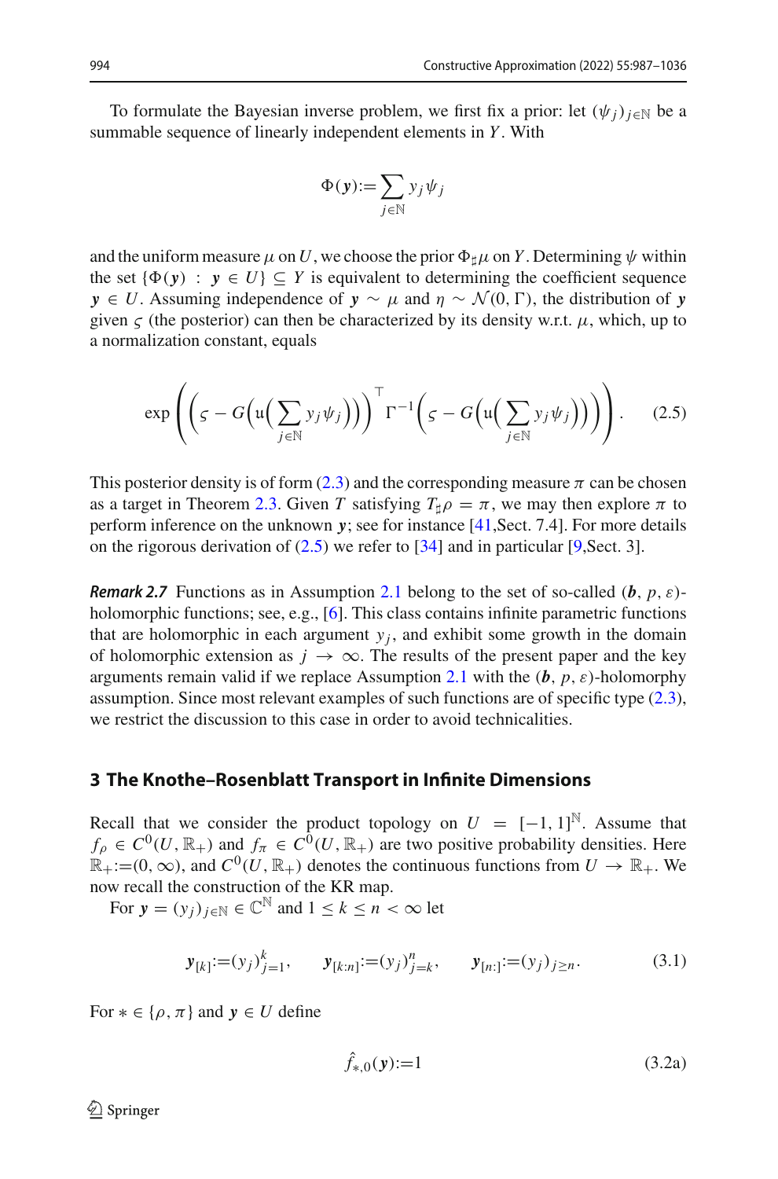To formulate the Bayesian inverse problem, we first fix a prior: let $(\psi_j)_{j\in\mathbb{N}}$ be a summable sequence of linearly independent elements in $Y$. With

$$\Phi(\boldsymbol{y}) := \sum_{j\in\mathbb{N}} y_j \psi_j$$

and the uniform measure $\mu$ on $U$, we choose the prior $\Phi_\sharp\mu$ on $Y$. Determining $\psi$ within the set $\{\Phi(\boldsymbol{y}) : \boldsymbol{y} \in U\} \subseteq Y$ is equivalent to determining the coefficient sequence $\boldsymbol{y} \in U$. Assuming independence of $\boldsymbol{y} \sim \mu$ and $\eta \sim \mathcal{N}(0, \Gamma)$, the distribution of $\boldsymbol{y}$ given $\varsigma$ (the posterior) can then be characterized by its density w.r.t. $\mu$, which, up to a normalization constant, equals

$$\exp\left(\left(\varsigma - G\left(\mathfrak{u}\left(\sum_{j\in\mathbb{N}} y_j\psi_j\right)\right)\right)^\top \Gamma^{-1}\left(\varsigma - G\left(\mathfrak{u}\left(\sum_{j\in\mathbb{N}} y_j\psi_j\right)\right)\right)\right). \tag{2.5}$$

This posterior density is of form (2.3) and the corresponding measure $\pi$ can be chosen as a target in Theorem 2.3. Given $T$ satisfying $T_\sharp\rho = \pi$, we may then explore $\pi$ to perform inference on the unknown $\boldsymbol{y}$; see for instance [41,Sect. 7.4]. For more details on the rigorous derivation of (2.5) we refer to [34] and in particular [9,Sect. 3].

***Remark 2.7*** Functions as in Assumption 2.1 belong to the set of so-called $(\boldsymbol{b}, p, \varepsilon)$-holomorphic functions; see, e.g., [6]. This class contains infinite parametric functions that are holomorphic in each argument $y_j$, and exhibit some growth in the domain of holomorphic extension as $j \to \infty$. The results of the present paper and the key arguments remain valid if we replace Assumption 2.1 with the $(\boldsymbol{b}, p, \varepsilon)$-holomorphy assumption. Since most relevant examples of such functions are of specific type (2.3), we restrict the discussion to this case in order to avoid technicalities.

## 3 The Knothe–Rosenblatt Transport in Infinite Dimensions

Recall that we consider the product topology on $U = [-1, 1]^{\mathbb{N}}$. Assume that $f_\rho \in C^0(U, \mathbb{R}_+)$ and $f_\pi \in C^0(U, \mathbb{R}_+)$ are two positive probability densities. Here $\mathbb{R}_+ := (0, \infty)$, and $C^0(U, \mathbb{R}_+)$ denotes the continuous functions from $U \to \mathbb{R}_+$. We now recall the construction of the KR map.

For $\boldsymbol{y} = (y_j)_{j\in\mathbb{N}} \in \mathbb{C}^{\mathbb{N}}$ and $1 \le k \le n < \infty$ let

$$\boldsymbol{y}_{[k]} := (y_j)_{j=1}^k, \qquad \boldsymbol{y}_{[k:n]} := (y_j)_{j=k}^n, \qquad \boldsymbol{y}_{[n:]} := (y_j)_{j\ge n}. \tag{3.1}$$

For $* \in \{\rho, \pi\}$ and $\boldsymbol{y} \in U$ define

$$\hat{f}_{*,0}(\boldsymbol{y}) := 1 \tag{3.2a}$$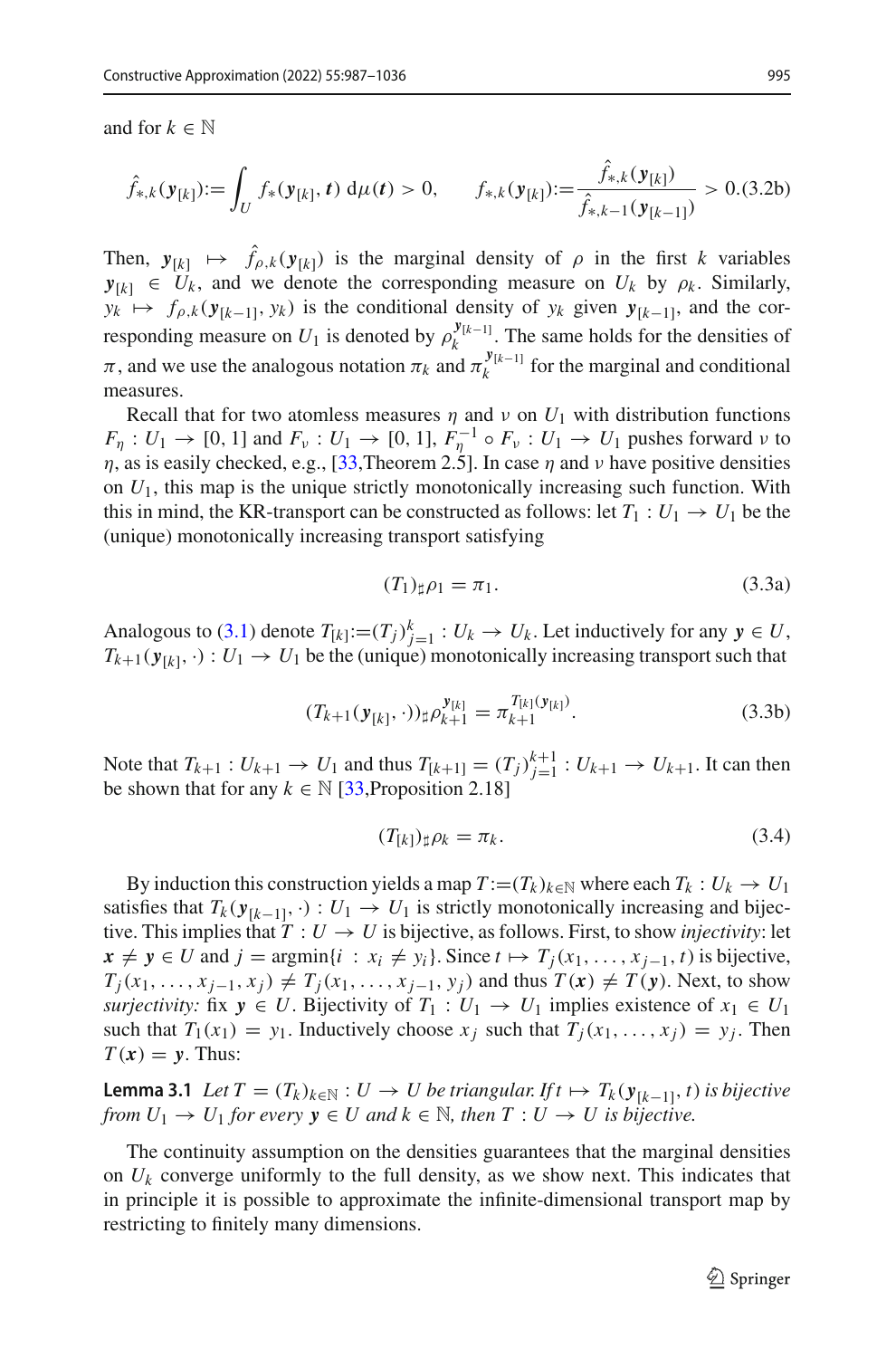and for $k \in \mathbb{N}$

$$\hat{f}_{*,k}(\boldsymbol{y}_{[k]}) := \int_U f_*(\boldsymbol{y}_{[k]}, \boldsymbol{t}) \, \mathrm{d}\mu(\boldsymbol{t}) > 0, \qquad f_{*,k}(\boldsymbol{y}_{[k]}) := \frac{\hat{f}_{*,k}(\boldsymbol{y}_{[k]})}{\hat{f}_{*,k-1}(\boldsymbol{y}_{[k-1]})} > 0. \tag{3.2b}$$

Then, $\boldsymbol{y}_{[k]} \mapsto \hat{f}_{\rho,k}(\boldsymbol{y}_{[k]})$ is the marginal density of $\rho$ in the first $k$ variables $\boldsymbol{y}_{[k]} \in U_k$, and we denote the corresponding measure on $U_k$ by $\rho_k$. Similarly, $y_k \mapsto f_{\rho,k}(\boldsymbol{y}_{[k-1]}, y_k)$ is the conditional density of $y_k$ given $\boldsymbol{y}_{[k-1]}$, and the corresponding measure on $U_1$ is denoted by $\rho_k^{\boldsymbol{y}_{[k-1]}}$. The same holds for the densities of $\pi$, and we use the analogous notation $\pi_k$ and $\pi_k^{\boldsymbol{y}_{[k-1]}}$ for the marginal and conditional measures.

Recall that for two atomless measures $\eta$ and $\nu$ on $U_1$ with distribution functions $F_\eta : U_1 \to [0,1]$ and $F_\nu : U_1 \to [0,1]$, $F_\eta^{-1} \circ F_\nu : U_1 \to U_1$ pushes forward $\nu$ to $\eta$, as is easily checked, e.g., [33,Theorem 2.5]. In case $\eta$ and $\nu$ have positive densities on $U_1$, this map is the unique strictly monotonically increasing such function. With this in mind, the KR-transport can be constructed as follows: let $T_1 : U_1 \to U_1$ be the (unique) monotonically increasing transport satisfying

$$(T_1)_\sharp \rho_1 = \pi_1. \tag{3.3a}$$

Analogous to (3.1) denote $T_{[k]} := (T_j)_{j=1}^k : U_k \to U_k$. Let inductively for any $\boldsymbol{y} \in U$, $T_{k+1}(\boldsymbol{y}_{[k]}, \cdot) : U_1 \to U_1$ be the (unique) monotonically increasing transport such that

$$(T_{k+1}(\boldsymbol{y}_{[k]}, \cdot))_\sharp \rho_{k+1}^{\boldsymbol{y}_{[k]}} = \pi_{k+1}^{T_{[k]}(\boldsymbol{y}_{[k]})}. \tag{3.3b}$$

Note that $T_{k+1} : U_{k+1} \to U_1$ and thus $T_{[k+1]} = (T_j)_{j=1}^{k+1} : U_{k+1} \to U_{k+1}$. It can then be shown that for any $k \in \mathbb{N}$ [33,Proposition 2.18]

$$(T_{[k]})_\sharp \rho_k = \pi_k. \tag{3.4}$$

By induction this construction yields a map $T := (T_k)_{k\in\mathbb{N}}$ where each $T_k : U_k \to U_1$ satisfies that $T_k(\boldsymbol{y}_{[k-1]}, \cdot) : U_1 \to U_1$ is strictly monotonically increasing and bijective. This implies that $T : U \to U$ is bijective, as follows. First, to show *injectivity*: let $\boldsymbol{x} \neq \boldsymbol{y} \in U$ and $j = \operatorname{argmin}\{i : x_i \neq y_i\}$. Since $t \mapsto T_j(x_1, \ldots, x_{j-1}, t)$ is bijective, $T_j(x_1, \ldots, x_{j-1}, x_j) \neq T_j(x_1, \ldots, x_{j-1}, y_j)$ and thus $T(\boldsymbol{x}) \neq T(\boldsymbol{y})$. Next, to show *surjectivity:* fix $\boldsymbol{y} \in U$. Bijectivity of $T_1 : U_1 \to U_1$ implies existence of $x_1 \in U_1$ such that $T_1(x_1) = y_1$. Inductively choose $x_j$ such that $T_j(x_1, \ldots, x_j) = y_j$. Then $T(\boldsymbol{x}) = \boldsymbol{y}$. Thus:

**Lemma 3.1** *Let $T = (T_k)_{k\in\mathbb{N}} : U \to U$ be triangular. If $t \mapsto T_k(\boldsymbol{y}_{[k-1]}, t)$ is bijective from $U_1 \to U_1$ for every $\boldsymbol{y} \in U$ and $k \in \mathbb{N}$, then $T : U \to U$ is bijective.*

The continuity assumption on the densities guarantees that the marginal densities on $U_k$ converge uniformly to the full density, as we show next. This indicates that in principle it is possible to approximate the infinite-dimensional transport map by restricting to finitely many dimensions.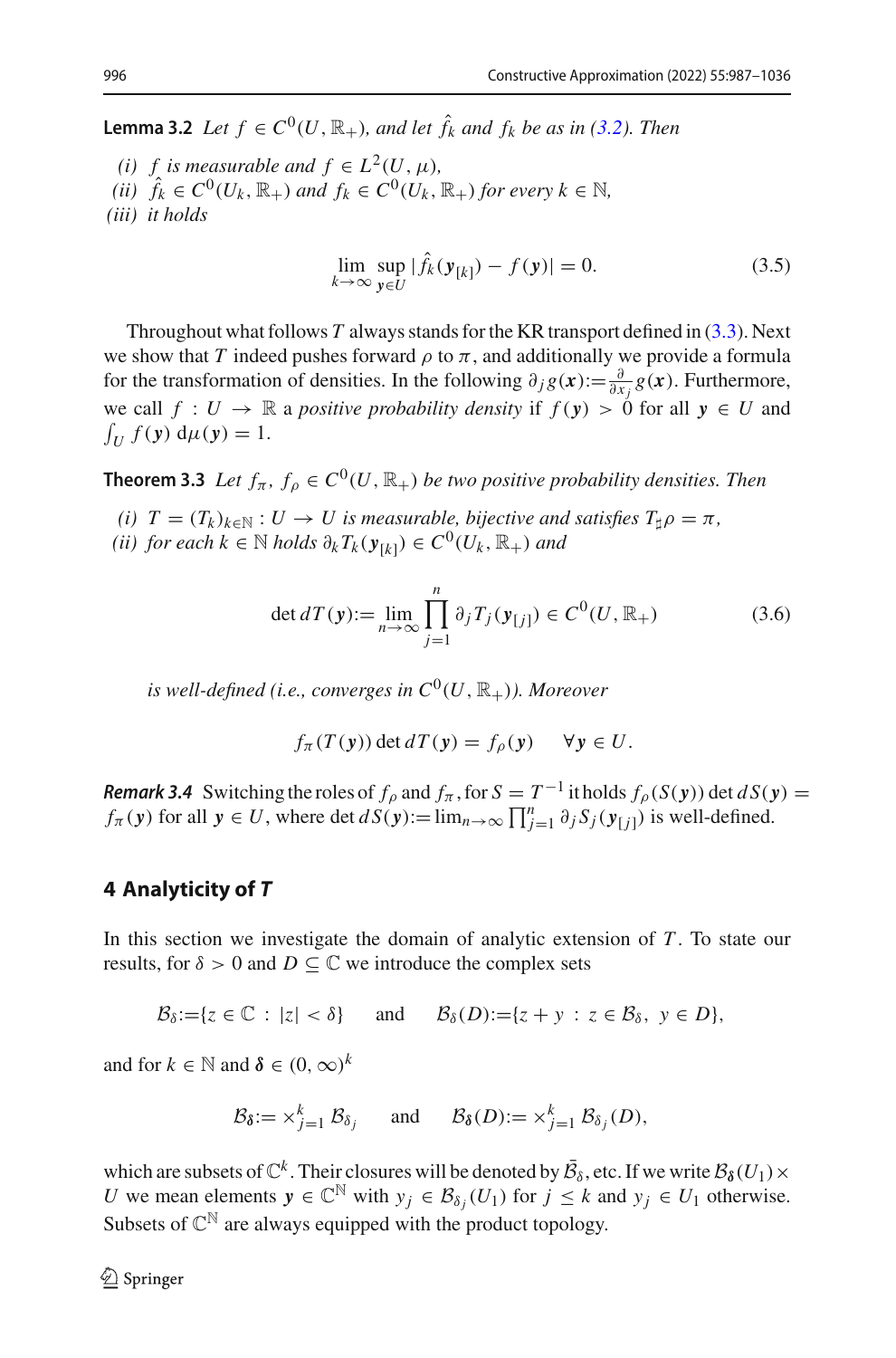**Lemma 3.2** *Let $f \in C^0(U, \mathbb{R}_+)$, and let $\hat{f}_k$ and $f_k$ be as in (3.2). Then*

*(i) $f$ is measurable and $f \in L^2(U, \mu)$,*
*(ii) $\hat{f}_k \in C^0(U_k, \mathbb{R}_+)$ and $f_k \in C^0(U_k, \mathbb{R}_+)$ for every $k \in \mathbb{N}$,*
*(iii) it holds*

$$\lim_{k\to\infty} \sup_{\boldsymbol{y}\in U} |\hat{f}_k(\boldsymbol{y}_{[k]}) - f(\boldsymbol{y})| = 0. \tag{3.5}$$

Throughout what follows $T$ always stands for the KR transport defined in (3.3). Next we show that $T$ indeed pushes forward $\rho$ to $\pi$, and additionally we provide a formula for the transformation of densities. In the following $\partial_j g(\boldsymbol{x}) := \frac{\partial}{\partial x_j} g(\boldsymbol{x})$. Furthermore, we call $f : U \to \mathbb{R}$ a *positive probability density* if $f(\boldsymbol{y}) > 0$ for all $\boldsymbol{y} \in U$ and $\int_U f(\boldsymbol{y}) \,\mathrm{d}\mu(\boldsymbol{y}) = 1$.

**Theorem 3.3** *Let $f_\pi$, $f_\rho \in C^0(U, \mathbb{R}_+)$ be two positive probability densities. Then*

*(i) $T = (T_k)_{k\in\mathbb{N}} : U \to U$ is measurable, bijective and satisfies $T_\sharp \rho = \pi$,*
*(ii) for each $k \in \mathbb{N}$ holds $\partial_k T_k(\boldsymbol{y}_{[k]}) \in C^0(U_k, \mathbb{R}_+)$ and*

$$\det dT(\boldsymbol{y}) := \lim_{n\to\infty} \prod_{j=1}^{n} \partial_j T_j(\boldsymbol{y}_{[j]}) \in C^0(U, \mathbb{R}_+) \tag{3.6}$$

*is well-defined (i.e., converges in $C^0(U, \mathbb{R}_+)$). Moreover*

$$f_\pi(T(\boldsymbol{y})) \det dT(\boldsymbol{y}) = f_\rho(\boldsymbol{y}) \qquad \forall \boldsymbol{y} \in U.$$

***Remark 3.4*** Switching the roles of $f_\rho$ and $f_\pi$, for $S = T^{-1}$ it holds $f_\rho(S(\boldsymbol{y})) \det dS(\boldsymbol{y}) = f_\pi(\boldsymbol{y})$ for all $\boldsymbol{y} \in U$, where $\det dS(\boldsymbol{y}) := \lim_{n\to\infty} \prod_{j=1}^{n} \partial_j S_j(\boldsymbol{y}_{[j]})$ is well-defined.

## 4 Analyticity of *T*

In this section we investigate the domain of analytic extension of $T$. To state our results, for $\delta > 0$ and $D \subseteq \mathbb{C}$ we introduce the complex sets

$$\mathcal{B}_\delta := \{z \in \mathbb{C} : |z| < \delta\} \qquad \text{and} \qquad \mathcal{B}_\delta(D) := \{z + y : z \in \mathcal{B}_\delta,\ y \in D\},$$

and for $k \in \mathbb{N}$ and $\boldsymbol{\delta} \in (0, \infty)^k$

$$\mathcal{B}_{\boldsymbol{\delta}} := \times_{j=1}^{k} \mathcal{B}_{\delta_j} \qquad \text{and} \qquad \mathcal{B}_{\boldsymbol{\delta}}(D) := \times_{j=1}^{k} \mathcal{B}_{\delta_j}(D),$$

which are subsets of $\mathbb{C}^k$. Their closures will be denoted by $\bar{\mathcal{B}}_\delta$, etc. If we write $\mathcal{B}_{\boldsymbol{\delta}}(U_1) \times U$ we mean elements $\boldsymbol{y} \in \mathbb{C}^{\mathbb{N}}$ with $y_j \in \mathcal{B}_{\delta_j}(U_1)$ for $j \leq k$ and $y_j \in U_1$ otherwise. Subsets of $\mathbb{C}^{\mathbb{N}}$ are always equipped with the product topology.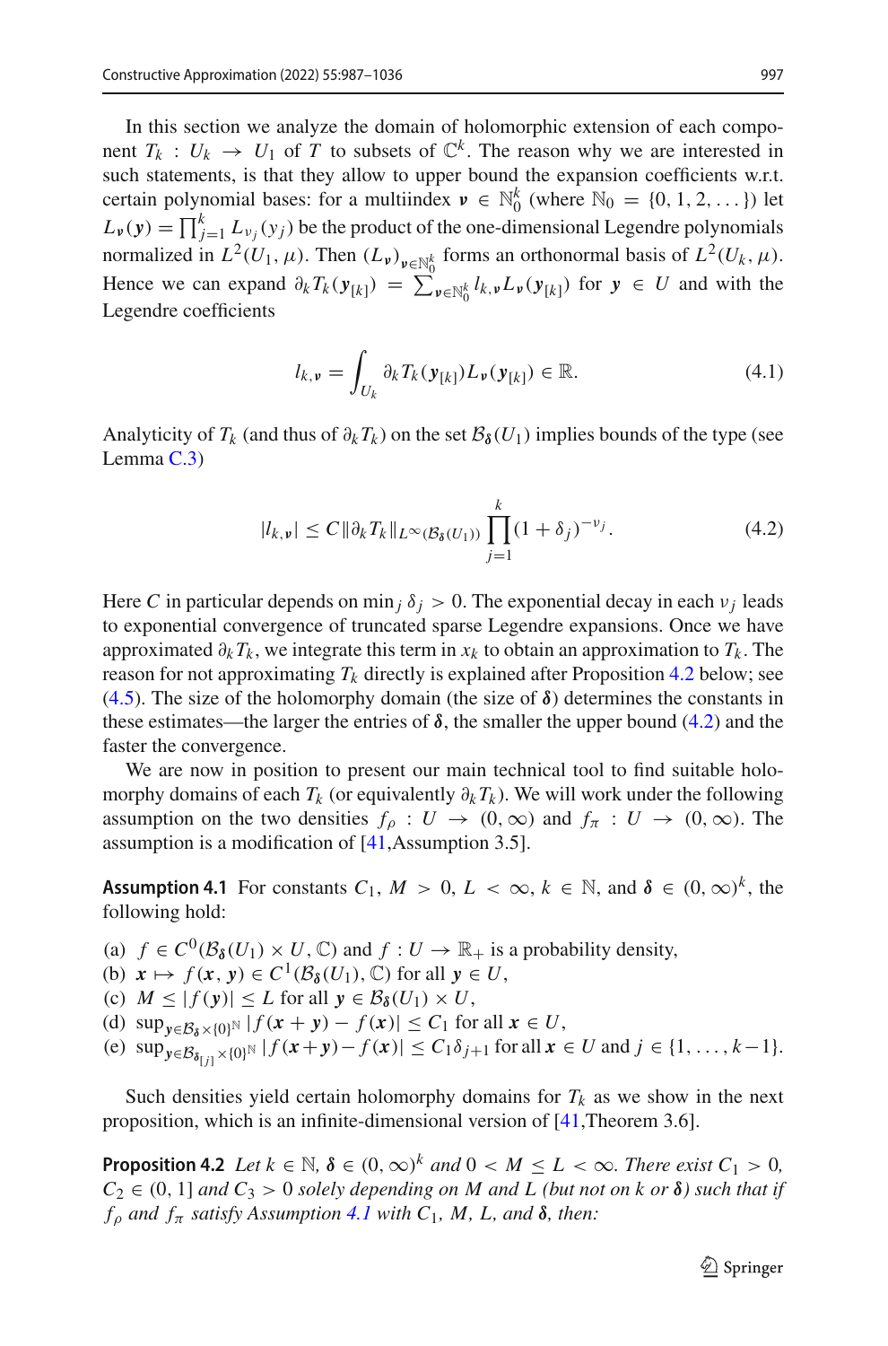In this section we analyze the domain of holomorphic extension of each component $T_k : U_k \to U_1$ of $T$ to subsets of $\mathbb{C}^k$. The reason why we are interested in such statements, is that they allow to upper bound the expansion coefficients w.r.t. certain polynomial bases: for a multiindex $\boldsymbol{\nu} \in \mathbb{N}_0^k$ (where $\mathbb{N}_0 = \{0, 1, 2, \dots\}$) let $L_{\boldsymbol{\nu}}(\boldsymbol{y}) = \prod_{j=1}^k L_{\nu_j}(y_j)$ be the product of the one-dimensional Legendre polynomials normalized in $L^2(U_1, \mu)$. Then $(L_{\boldsymbol{\nu}})_{\boldsymbol{\nu}\in\mathbb{N}_0^k}$ forms an orthonormal basis of $L^2(U_k, \mu)$. Hence we can expand $\partial_k T_k(\boldsymbol{y}_{[k]}) = \sum_{\boldsymbol{\nu}\in\mathbb{N}_0^k} l_{k,\boldsymbol{\nu}} L_{\boldsymbol{\nu}}(\boldsymbol{y}_{[k]})$ for $\boldsymbol{y} \in U$ and with the Legendre coefficients

$$l_{k,\boldsymbol{\nu}} = \int_{U_k} \partial_k T_k(\boldsymbol{y}_{[k]}) L_{\boldsymbol{\nu}}(\boldsymbol{y}_{[k]}) \in \mathbb{R}. \tag{4.1}$$

Analyticity of $T_k$ (and thus of $\partial_k T_k$) on the set $\mathcal{B}_{\boldsymbol{\delta}}(U_1)$ implies bounds of the type (see Lemma C.3)

$$|l_{k,\boldsymbol{\nu}}| \leq C \|\partial_k T_k\|_{L^\infty(\mathcal{B}_{\boldsymbol{\delta}}(U_1))} \prod_{j=1}^k (1 + \delta_j)^{-\nu_j}. \tag{4.2}$$

Here $C$ in particular depends on $\min_j \delta_j > 0$. The exponential decay in each $\nu_j$ leads to exponential convergence of truncated sparse Legendre expansions. Once we have approximated $\partial_k T_k$, we integrate this term in $x_k$ to obtain an approximation to $T_k$. The reason for not approximating $T_k$ directly is explained after Proposition 4.2 below; see (4.5). The size of the holomorphy domain (the size of $\boldsymbol{\delta}$) determines the constants in these estimates—the larger the entries of $\boldsymbol{\delta}$, the smaller the upper bound (4.2) and the faster the convergence.

We are now in position to present our main technical tool to find suitable holomorphy domains of each $T_k$ (or equivalently $\partial_k T_k$). We will work under the following assumption on the two densities $f_\rho : U \to (0, \infty)$ and $f_\pi : U \to (0, \infty)$. The assumption is a modification of [41,Assumption 3.5].

**Assumption 4.1** For constants $C_1$, $M > 0$, $L < \infty$, $k \in \mathbb{N}$, and $\boldsymbol{\delta} \in (0, \infty)^k$, the following hold:

(a) $f \in C^0(\mathcal{B}_{\boldsymbol{\delta}}(U_1) \times U, \mathbb{C})$ and $f : U \to \mathbb{R}_+$ is a probability density,
(b) $\boldsymbol{x} \mapsto f(\boldsymbol{x}, \boldsymbol{y}) \in C^1(\mathcal{B}_{\boldsymbol{\delta}}(U_1), \mathbb{C})$ for all $\boldsymbol{y} \in U$,
(c) $M \leq |f(\boldsymbol{y})| \leq L$ for all $\boldsymbol{y} \in \mathcal{B}_{\boldsymbol{\delta}}(U_1) \times U$,
(d) $\sup_{\boldsymbol{y}\in\mathcal{B}_{\boldsymbol{\delta}}\times\{0\}^{\mathbb{N}}} |f(\boldsymbol{x} + \boldsymbol{y}) - f(\boldsymbol{x})| \leq C_1$ for all $\boldsymbol{x} \in U$,
(e) $\sup_{\boldsymbol{y}\in\mathcal{B}_{\boldsymbol{\delta}_{[j]}}\times\{0\}^{\mathbb{N}}} |f(\boldsymbol{x}+\boldsymbol{y}) - f(\boldsymbol{x})| \leq C_1 \delta_{j+1}$ for all $\boldsymbol{x} \in U$ and $j \in \{1, \dots, k-1\}$.

Such densities yield certain holomorphy domains for $T_k$ as we show in the next proposition, which is an infinite-dimensional version of [41,Theorem 3.6].

**Proposition 4.2** *Let $k \in \mathbb{N}$, $\boldsymbol{\delta} \in (0, \infty)^k$ and $0 < M \leq L < \infty$. There exist $C_1 > 0$, $C_2 \in (0, 1]$ and $C_3 > 0$ solely depending on $M$ and $L$ (but not on $k$ or $\boldsymbol{\delta}$) such that if $f_\rho$ and $f_\pi$ satisfy Assumption 4.1 with $C_1$, $M$, $L$, and $\boldsymbol{\delta}$, then:*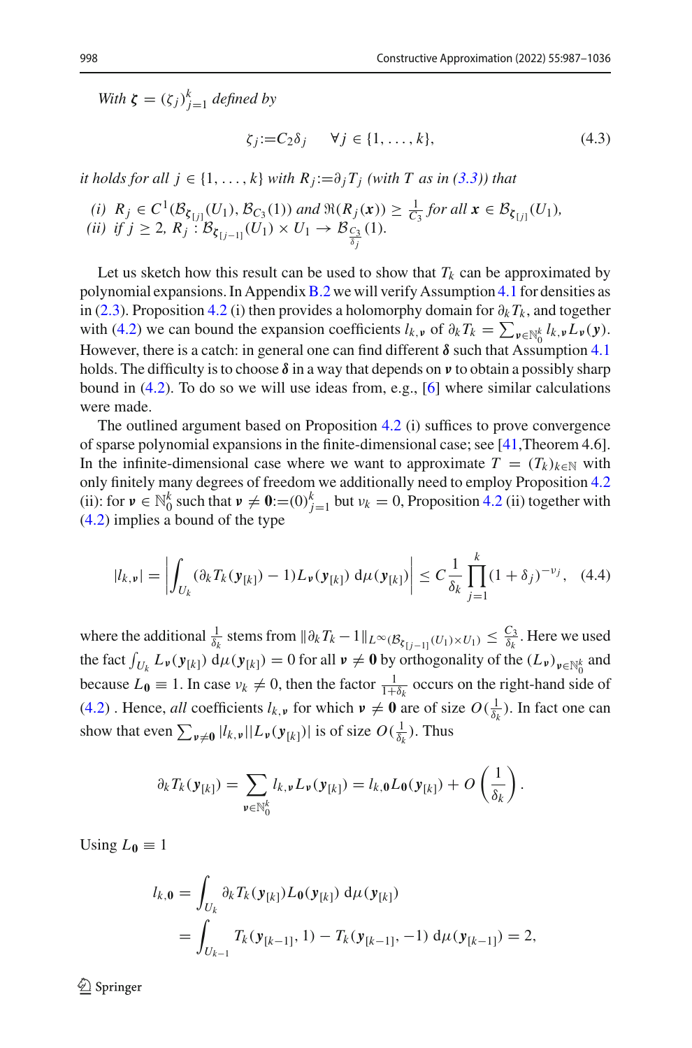*With* $\boldsymbol{\zeta} = (\zeta_j)_{j=1}^k$ *defined by*

$$\zeta_j := C_2 \delta_j \qquad \forall j \in \{1, \dots, k\}, \tag{4.3}$$

*it holds for all* $j \in \{1, \dots, k\}$ *with* $R_j := \partial_j T_j$ *(with* $T$ *as in (3.3)) that*

*(i)* $R_j \in C^1(\mathcal{B}_{\boldsymbol{\zeta}_{[j]}}(U_1), \mathcal{B}_{C_3}(1))$ *and* $\Re(R_j(\boldsymbol{x})) \geq \frac{1}{C_3}$ *for all* $\boldsymbol{x} \in \mathcal{B}_{\boldsymbol{\zeta}_{[j]}}(U_1)$*,*
*(ii) if* $j \geq 2$*,* $R_j : \mathcal{B}_{\boldsymbol{\zeta}_{[j-1]}}(U_1) \times U_1 \to \mathcal{B}_{\frac{C_3}{\delta_j}}(1)$*.*

Let us sketch how this result can be used to show that $T_k$ can be approximated by polynomial expansions. In Appendix B.2 we will verify Assumption 4.1 for densities as in (2.3). Proposition 4.2 (i) then provides a holomorphy domain for $\partial_k T_k$, and together with (4.2) we can bound the expansion coefficients $l_{k,\boldsymbol{\nu}}$ of $\partial_k T_k = \sum_{\boldsymbol{\nu} \in \mathbb{N}_0^k} l_{k,\boldsymbol{\nu}} L_{\boldsymbol{\nu}}(\boldsymbol{y})$. However, there is a catch: in general one can find different $\boldsymbol{\delta}$ such that Assumption 4.1 holds. The difficulty is to choose $\boldsymbol{\delta}$ in a way that depends on $\boldsymbol{\nu}$ to obtain a possibly sharp bound in (4.2). To do so we will use ideas from, e.g., [6] where similar calculations were made.

The outlined argument based on Proposition 4.2 (i) suffices to prove convergence of sparse polynomial expansions in the finite-dimensional case; see [41,Theorem 4.6]. In the infinite-dimensional case where we want to approximate $T = (T_k)_{k \in \mathbb{N}}$ with only finitely many degrees of freedom we additionally need to employ Proposition 4.2 (ii): for $\boldsymbol{\nu} \in \mathbb{N}_0^k$ such that $\boldsymbol{\nu} \neq \boldsymbol{0} := (0)_{j=1}^k$ but $\nu_k = 0$, Proposition 4.2 (ii) together with (4.2) implies a bound of the type

$$|l_{k,\boldsymbol{\nu}}| = \left| \int_{U_k} (\partial_k T_k(\boldsymbol{y}_{[k]}) - 1) L_{\boldsymbol{\nu}}(\boldsymbol{y}_{[k]}) \, \mathrm{d}\mu(\boldsymbol{y}_{[k]}) \right| \leq C \frac{1}{\delta_k} \prod_{j=1}^k (1 + \delta_j)^{-\nu_j}, \tag{4.4}$$

where the additional $\frac{1}{\delta_k}$ stems from $\|\partial_k T_k - 1\|_{L^\infty(\mathcal{B}_{\boldsymbol{\zeta}_{[j-1]}}(U_1) \times U_1)} \leq \frac{C_3}{\delta_k}$. Here we used the fact $\int_{U_k} L_{\boldsymbol{\nu}}(\boldsymbol{y}_{[k]}) \, \mathrm{d}\mu(\boldsymbol{y}_{[k]}) = 0$ for all $\boldsymbol{\nu} \neq \boldsymbol{0}$ by orthogonality of the $(L_{\boldsymbol{\nu}})_{\boldsymbol{\nu} \in \mathbb{N}_0^k}$ and because $L_{\boldsymbol{0}} \equiv 1$. In case $\nu_k \neq 0$, then the factor $\frac{1}{1+\delta_k}$ occurs on the right-hand side of (4.2). Hence, *all* coefficients $l_{k,\boldsymbol{\nu}}$ for which $\boldsymbol{\nu} \neq \boldsymbol{0}$ are of size $O(\frac{1}{\delta_k})$. In fact one can show that even $\sum_{\boldsymbol{\nu} \neq \boldsymbol{0}} |l_{k,\boldsymbol{\nu}}||L_{\boldsymbol{\nu}}(\boldsymbol{y}_{[k]})|$ is of size $O(\frac{1}{\delta_k})$. Thus

$$\partial_k T_k(\boldsymbol{y}_{[k]}) = \sum_{\boldsymbol{\nu} \in \mathbb{N}_0^k} l_{k,\boldsymbol{\nu}} L_{\boldsymbol{\nu}}(\boldsymbol{y}_{[k]}) = l_{k,\boldsymbol{0}} L_{\boldsymbol{0}}(\boldsymbol{y}_{[k]}) + O\left(\frac{1}{\delta_k}\right).$$

Using $L_{\boldsymbol{0}} \equiv 1$

$$\begin{aligned} l_{k,\boldsymbol{0}} &= \int_{U_k} \partial_k T_k(\boldsymbol{y}_{[k]}) L_{\boldsymbol{0}}(\boldsymbol{y}_{[k]}) \, \mathrm{d}\mu(\boldsymbol{y}_{[k]}) \\ &= \int_{U_{k-1}} T_k(\boldsymbol{y}_{[k-1]}, 1) - T_k(\boldsymbol{y}_{[k-1]}, -1) \, \mathrm{d}\mu(\boldsymbol{y}_{[k-1]}) = 2, \end{aligned}$$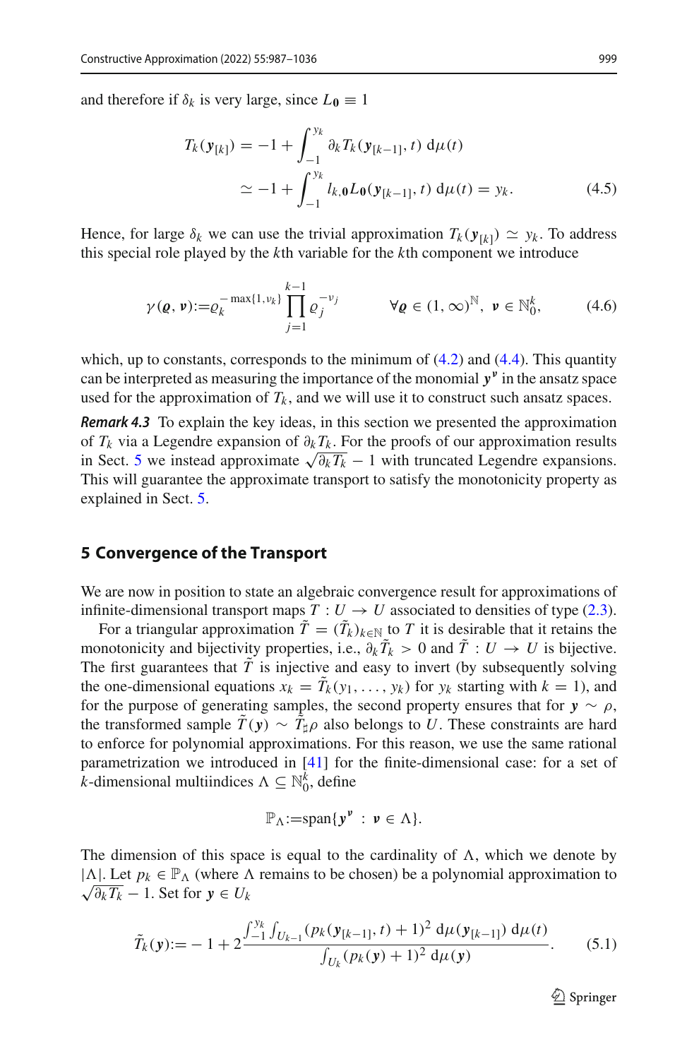and therefore if $\delta_k$ is very large, since $L_{\mathbf{0}} \equiv 1$

$$
\begin{aligned}
T_k(\boldsymbol{y}_{[k]}) &= -1 + \int_{-1}^{y_k} \partial_k T_k(\boldsymbol{y}_{[k-1]}, t) \, \mathrm{d}\mu(t) \\
&\simeq -1 + \int_{-1}^{y_k} l_{k,\mathbf{0}} L_{\mathbf{0}}(\boldsymbol{y}_{[k-1]}, t) \, \mathrm{d}\mu(t) = y_k.
\end{aligned} \tag{4.5}
$$

Hence, for large $\delta_k$ we can use the trivial approximation $T_k(\boldsymbol{y}_{[k]}) \simeq y_k$. To address this special role played by the $k$th variable for the $k$th component we introduce

$$
\gamma(\boldsymbol{\varrho}, \boldsymbol{\nu}) := \varrho_k^{-\max\{1,\nu_k\}} \prod_{j=1}^{k-1} \varrho_j^{-\nu_j} \qquad \forall \boldsymbol{\varrho} \in (1,\infty)^{\mathbb{N}}, \ \boldsymbol{\nu} \in \mathbb{N}_0^k, \tag{4.6}
$$

which, up to constants, corresponds to the minimum of (4.2) and (4.4). This quantity can be interpreted as measuring the importance of the monomial $\boldsymbol{y}^{\boldsymbol{\nu}}$ in the ansatz space used for the approximation of $T_k$, and we will use it to construct such ansatz spaces.

***Remark 4.3*** To explain the key ideas, in this section we presented the approximation of $T_k$ via a Legendre expansion of $\partial_k T_k$. For the proofs of our approximation results in Sect. 5 we instead approximate $\sqrt{\partial_k T_k} - 1$ with truncated Legendre expansions. This will guarantee the approximate transport to satisfy the monotonicity property as explained in Sect. 5.

## 5 Convergence of the Transport

We are now in position to state an algebraic convergence result for approximations of infinite-dimensional transport maps $T : U \to U$ associated to densities of type (2.3).

For a triangular approximation $\tilde{T} = (\tilde{T}_k)_{k\in\mathbb{N}}$ to $T$ it is desirable that it retains the monotonicity and bijectivity properties, i.e., $\partial_k \tilde{T}_k > 0$ and $\tilde{T} : U \to U$ is bijective. The first guarantees that $\tilde{T}$ is injective and easy to invert (by subsequently solving the one-dimensional equations $x_k = \tilde{T}_k(y_1, \ldots, y_k)$ for $y_k$ starting with $k = 1$), and for the purpose of generating samples, the second property ensures that for $\boldsymbol{y} \sim \rho$, the transformed sample $\tilde{T}(\boldsymbol{y}) \sim \tilde{T}_\sharp \rho$ also belongs to $U$. These constraints are hard to enforce for polynomial approximations. For this reason, we use the same rational parametrization we introduced in [41] for the finite-dimensional case: for a set of $k$-dimensional multiindices $\Lambda \subseteq \mathbb{N}_0^k$, define

$$
\mathbb{P}_\Lambda := \mathrm{span}\{\boldsymbol{y}^{\boldsymbol{\nu}} \; : \; \boldsymbol{\nu} \in \Lambda\}.
$$

The dimension of this space is equal to the cardinality of $\Lambda$, which we denote by $|\Lambda|$. Let $p_k \in \mathbb{P}_\Lambda$ (where $\Lambda$ remains to be chosen) be a polynomial approximation to $\sqrt{\partial_k T_k} - 1$. Set for $\boldsymbol{y} \in U_k$

$$
\tilde{T}_k(\boldsymbol{y}) := -1 + 2 \frac{\int_{-1}^{y_k} \int_{U_{k-1}} (p_k(\boldsymbol{y}_{[k-1]}, t) + 1)^2 \, \mathrm{d}\mu(\boldsymbol{y}_{[k-1]}) \, \mathrm{d}\mu(t)}{\int_{U_k} (p_k(\boldsymbol{y}) + 1)^2 \, \mathrm{d}\mu(\boldsymbol{y})}. \tag{5.1}
$$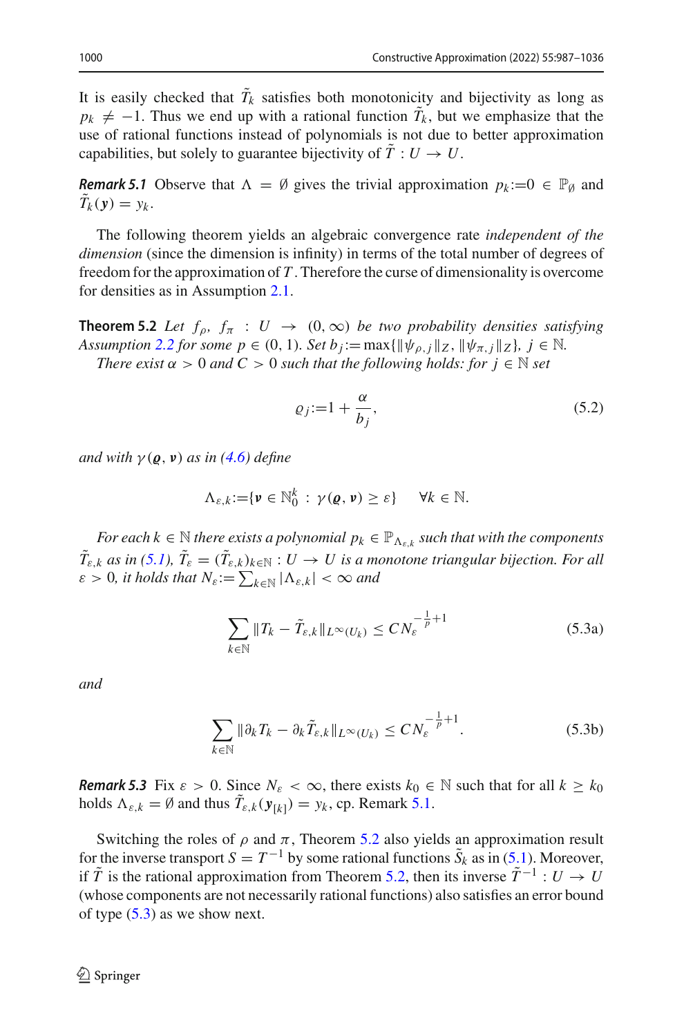It is easily checked that $\tilde{T}_k$ satisfies both monotonicity and bijectivity as long as $p_k \neq -1$. Thus we end up with a rational function $\tilde{T}_k$, but we emphasize that the use of rational functions instead of polynomials is not due to better approximation capabilities, but solely to guarantee bijectivity of $\tilde{T} : U \to U$.

***Remark 5.1*** Observe that $\Lambda = \emptyset$ gives the trivial approximation $p_k := 0 \in \mathbb{P}_\emptyset$ and $\tilde{T}_k(\boldsymbol{y}) = y_k$.

The following theorem yields an algebraic convergence rate *independent of the dimension* (since the dimension is infinity) in terms of the total number of degrees of freedom for the approximation of $T$. Therefore the curse of dimensionality is overcome for densities as in Assumption 2.1.

**Theorem 5.2** *Let $f_\rho$, $f_\pi : U \to (0, \infty)$ be two probability densities satisfying Assumption 2.2 for some $p \in (0, 1)$. Set $b_j := \max\{\|\psi_{\rho,j}\|_Z, \|\psi_{\pi,j}\|_Z\}$, $j \in \mathbb{N}$.*

*There exist $\alpha > 0$ and $C > 0$ such that the following holds: for $j \in \mathbb{N}$ set*

$$\varrho_j := 1 + \frac{\alpha}{b_j}, \tag{5.2}$$

*and with $\gamma(\boldsymbol{\varrho}, \boldsymbol{\nu})$ as in (4.6) define*

$$\Lambda_{\varepsilon,k} := \{\boldsymbol{\nu} \in \mathbb{N}_0^k : \gamma(\boldsymbol{\varrho}, \boldsymbol{\nu}) \geq \varepsilon\} \qquad \forall k \in \mathbb{N}.$$

*For each $k \in \mathbb{N}$ there exists a polynomial $p_k \in \mathbb{P}_{\Lambda_{\varepsilon,k}}$ such that with the components $\tilde{T}_{\varepsilon,k}$ as in (5.1), $\tilde{T}_\varepsilon = (\tilde{T}_{\varepsilon,k})_{k \in \mathbb{N}} : U \to U$ is a monotone triangular bijection. For all $\varepsilon > 0$, it holds that $N_\varepsilon := \sum_{k \in \mathbb{N}} |\Lambda_{\varepsilon,k}| < \infty$ and*

$$\sum_{k \in \mathbb{N}} \|T_k - \tilde{T}_{\varepsilon,k}\|_{L^\infty(U_k)} \leq C N_\varepsilon^{-\frac{1}{p}+1} \tag{5.3a}$$

*and*

$$\sum_{k \in \mathbb{N}} \|\partial_k T_k - \partial_k \tilde{T}_{\varepsilon,k}\|_{L^\infty(U_k)} \leq C N_\varepsilon^{-\frac{1}{p}+1}. \tag{5.3b}$$

***Remark 5.3*** Fix $\varepsilon > 0$. Since $N_\varepsilon < \infty$, there exists $k_0 \in \mathbb{N}$ such that for all $k \geq k_0$ holds $\Lambda_{\varepsilon,k} = \emptyset$ and thus $\tilde{T}_{\varepsilon,k}(\boldsymbol{y}_{[k]}) = y_k$, cp. Remark 5.1.

Switching the roles of $\rho$ and $\pi$, Theorem 5.2 also yields an approximation result for the inverse transport $S = T^{-1}$ by some rational functions $\tilde{S}_k$ as in (5.1). Moreover, if $\tilde{T}$ is the rational approximation from Theorem 5.2, then its inverse $\tilde{T}^{-1} : U \to U$ (whose components are not necessarily rational functions) also satisfies an error bound of type (5.3) as we show next.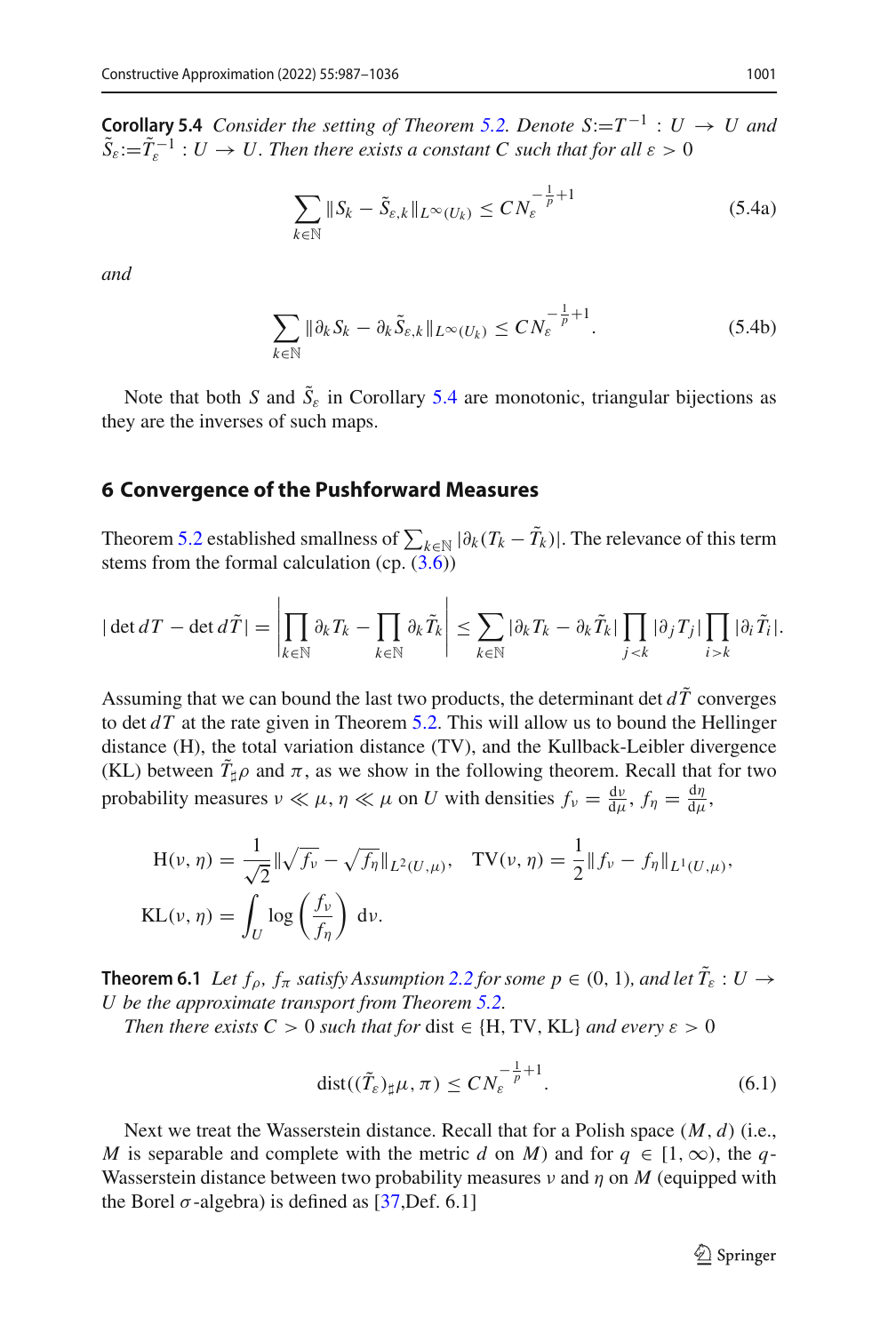**Corollary 5.4** *Consider the setting of Theorem 5.2. Denote $S:=T^{-1} : U \to U$ and $\tilde{S}_\varepsilon:=\tilde{T}_\varepsilon^{-1} : U \to U$. Then there exists a constant $C$ such that for all $\varepsilon > 0$*

$$\sum_{k\in\mathbb{N}} \|S_k - \tilde{S}_{\varepsilon,k}\|_{L^\infty(U_k)} \le C N_\varepsilon^{-\frac{1}{p}+1} \tag{5.4a}$$

*and*

$$\sum_{k\in\mathbb{N}} \|\partial_k S_k - \partial_k \tilde{S}_{\varepsilon,k}\|_{L^\infty(U_k)} \le C N_\varepsilon^{-\frac{1}{p}+1}. \tag{5.4b}$$

Note that both $S$ and $\tilde{S}_\varepsilon$ in Corollary 5.4 are monotonic, triangular bijections as they are the inverses of such maps.

## 6 Convergence of the Pushforward Measures

Theorem 5.2 established smallness of $\sum_{k\in\mathbb{N}} |\partial_k(T_k - \tilde{T}_k)|$. The relevance of this term stems from the formal calculation (cp. (3.6))

$$|\det dT - \det d\tilde{T}| = \left|\prod_{k\in\mathbb{N}} \partial_k T_k - \prod_{k\in\mathbb{N}} \partial_k \tilde{T}_k\right| \le \sum_{k\in\mathbb{N}} |\partial_k T_k - \partial_k \tilde{T}_k| \prod_{j<k} |\partial_j T_j| \prod_{i>k} |\partial_i \tilde{T}_i|.$$

Assuming that we can bound the last two products, the determinant $\det d\tilde{T}$ converges to $\det dT$ at the rate given in Theorem 5.2. This will allow us to bound the Hellinger distance (H), the total variation distance (TV), and the Kullback-Leibler divergence (KL) between $\tilde{T}_\sharp \rho$ and $\pi$, as we show in the following theorem. Recall that for two probability measures $\nu \ll \mu$, $\eta \ll \mu$ on $U$ with densities $f_\nu = \frac{\mathrm{d}\nu}{\mathrm{d}\mu}$, $f_\eta = \frac{\mathrm{d}\eta}{\mathrm{d}\mu}$,

$$\mathrm{H}(\nu,\eta) = \frac{1}{\sqrt{2}} \|\sqrt{f_\nu} - \sqrt{f_\eta}\|_{L^2(U,\mu)}, \quad \mathrm{TV}(\nu,\eta) = \frac{1}{2}\|f_\nu - f_\eta\|_{L^1(U,\mu)},$$
$$\mathrm{KL}(\nu,\eta) = \int_U \log\left(\frac{f_\nu}{f_\eta}\right) \mathrm{d}\nu.$$

**Theorem 6.1** *Let $f_\rho$, $f_\pi$ satisfy Assumption 2.2 for some $p \in (0,1)$, and let $\tilde{T}_\varepsilon : U \to U$ be the approximate transport from Theorem 5.2.*

*Then there exists $C > 0$ such that for $\mathrm{dist} \in \{\mathrm{H}, \mathrm{TV}, \mathrm{KL}\}$ and every $\varepsilon > 0$*

$$\mathrm{dist}((\tilde{T}_\varepsilon)_\sharp \mu, \pi) \le C N_\varepsilon^{-\frac{1}{p}+1}. \tag{6.1}$$

Next we treat the Wasserstein distance. Recall that for a Polish space $(M,d)$ (i.e., $M$ is separable and complete with the metric $d$ on $M$) and for $q \in [1,\infty)$, the $q$-Wasserstein distance between two probability measures $\nu$ and $\eta$ on $M$ (equipped with the Borel $\sigma$-algebra) is defined as [37,Def. 6.1]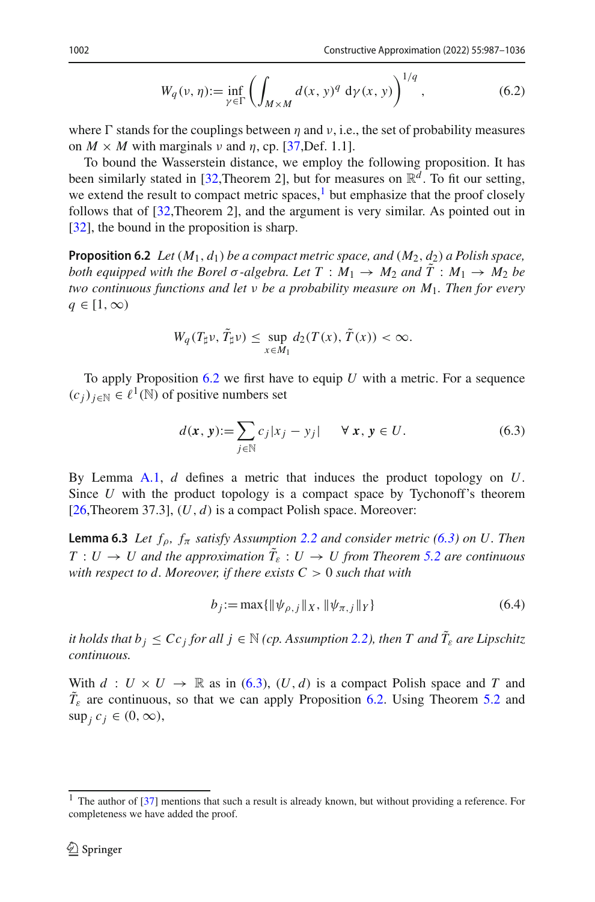$$W_q(\nu, \eta) := \inf_{\gamma \in \Gamma} \left( \int_{M \times M} d(x, y)^q \, \mathrm{d}\gamma(x, y) \right)^{1/q}, \tag{6.2}$$

where $\Gamma$ stands for the couplings between $\eta$ and $\nu$, i.e., the set of probability measures on $M \times M$ with marginals $\nu$ and $\eta$, cp. [37,Def. 1.1].

To bound the Wasserstein distance, we employ the following proposition. It has been similarly stated in [32,Theorem 2], but for measures on $\mathbb{R}^d$. To fit our setting, we extend the result to compact metric spaces,[1] but emphasize that the proof closely follows that of [32,Theorem 2], and the argument is very similar. As pointed out in [32], the bound in the proposition is sharp.

**Proposition 6.2** *Let $(M_1, d_1)$ be a compact metric space, and $(M_2, d_2)$ a Polish space, both equipped with the Borel $\sigma$-algebra. Let $T : M_1 \to M_2$ and $\tilde{T} : M_1 \to M_2$ be two continuous functions and let $\nu$ be a probability measure on $M_1$. Then for every $q \in [1, \infty)$*

$$W_q(T_\sharp \nu, \tilde{T}_\sharp \nu) \le \sup_{x \in M_1} d_2(T(x), \tilde{T}(x)) < \infty.$$

To apply Proposition 6.2 we first have to equip $U$ with a metric. For a sequence $(c_j)_{j \in \mathbb{N}} \in \ell^1(\mathbb{N})$ of positive numbers set

$$d(\boldsymbol{x}, \boldsymbol{y}) := \sum_{j \in \mathbb{N}} c_j |x_j - y_j| \qquad \forall\, \boldsymbol{x}, \boldsymbol{y} \in U. \tag{6.3}$$

By Lemma A.1, $d$ defines a metric that induces the product topology on $U$. Since $U$ with the product topology is a compact space by Tychonoff's theorem [26,Theorem 37.3], $(U, d)$ is a compact Polish space. Moreover:

**Lemma 6.3** *Let $f_\rho$, $f_\pi$ satisfy Assumption 2.2 and consider metric (6.3) on $U$. Then $T : U \to U$ and the approximation $\tilde{T}_\varepsilon : U \to U$ from Theorem 5.2 are continuous with respect to $d$. Moreover, if there exists $C > 0$ such that with*

$$b_j := \max\{\|\psi_{\rho,j}\|_X, \|\psi_{\pi,j}\|_Y\} \tag{6.4}$$

*it holds that $b_j \le C c_j$ for all $j \in \mathbb{N}$ (cp. Assumption 2.2), then $T$ and $\tilde{T}_\varepsilon$ are Lipschitz continuous.*

With $d : U \times U \to \mathbb{R}$ as in (6.3), $(U, d)$ is a compact Polish space and $T$ and $\tilde{T}_\varepsilon$ are continuous, so that we can apply Proposition 6.2. Using Theorem 5.2 and $\sup_j c_j \in (0, \infty)$,

---

[1] The author of [37] mentions that such a result is already known, but without providing a reference. For completeness we have added the proof.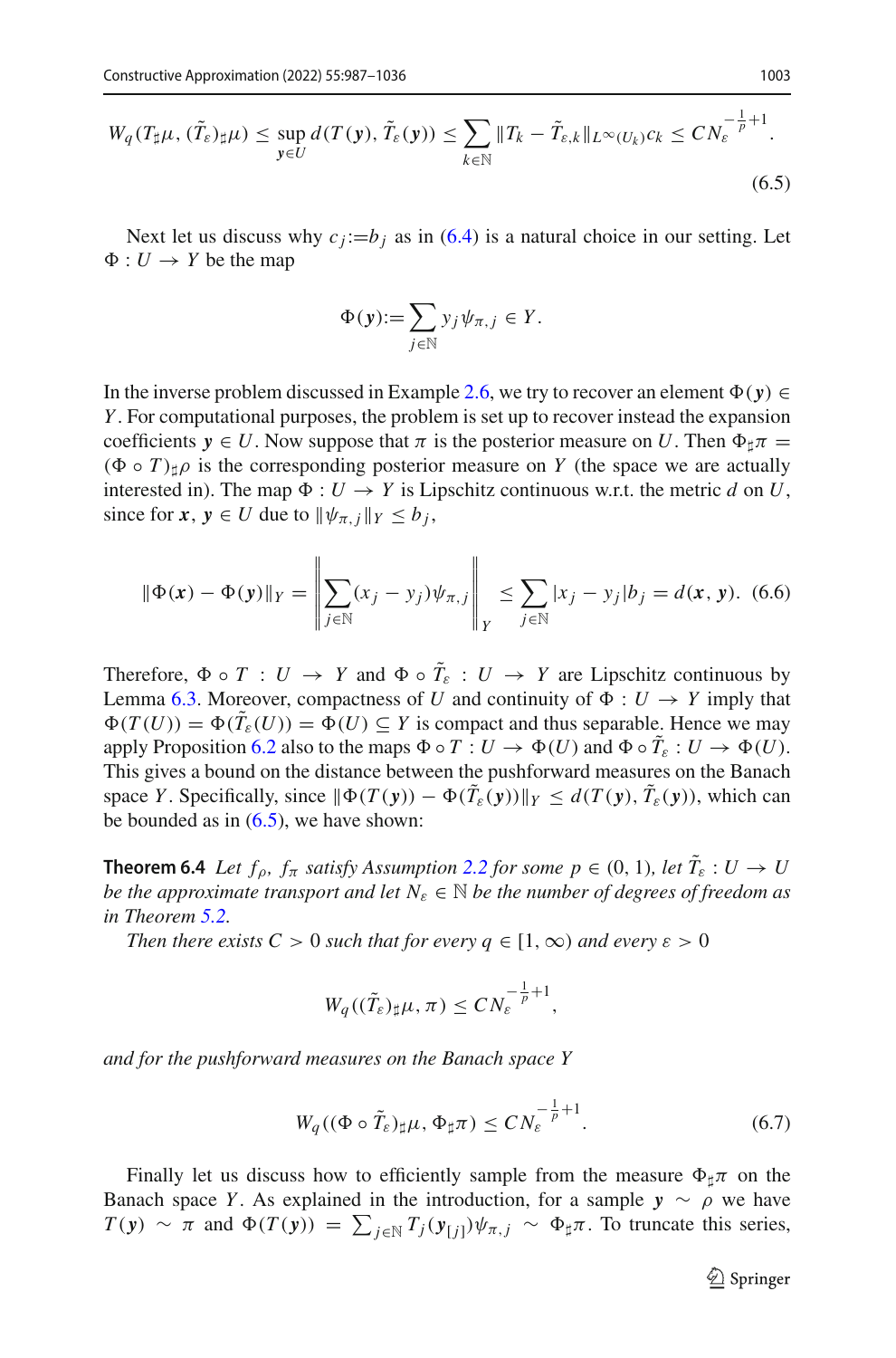$$W_q(T_\sharp \mu, (\tilde{T}_\varepsilon)_\sharp \mu) \le \sup_{\boldsymbol{y} \in U} d(T(\boldsymbol{y}), \tilde{T}_\varepsilon(\boldsymbol{y})) \le \sum_{k \in \mathbb{N}} \|T_k - \tilde{T}_{\varepsilon,k}\|_{L^\infty(U_k)} c_k \le C N_\varepsilon^{-\frac{1}{p}+1}. \tag{6.5}$$

Next let us discuss why $c_j := b_j$ as in (6.4) is a natural choice in our setting. Let $\Phi : U \to Y$ be the map

$$\Phi(\boldsymbol{y}) := \sum_{j \in \mathbb{N}} y_j \psi_{\pi,j} \in Y.$$

In the inverse problem discussed in Example 2.6, we try to recover an element $\Phi(\boldsymbol{y}) \in Y$. For computational purposes, the problem is set up to recover instead the expansion coefficients $\boldsymbol{y} \in U$. Now suppose that $\pi$ is the posterior measure on $U$. Then $\Phi_\sharp \pi = (\Phi \circ T)_\sharp \rho$ is the corresponding posterior measure on $Y$ (the space we are actually interested in). The map $\Phi : U \to Y$ is Lipschitz continuous w.r.t. the metric $d$ on $U$, since for $\boldsymbol{x}, \boldsymbol{y} \in U$ due to $\|\psi_{\pi,j}\|_Y \le b_j$,

$$\|\Phi(\boldsymbol{x}) - \Phi(\boldsymbol{y})\|_Y = \left\| \sum_{j \in \mathbb{N}} (x_j - y_j) \psi_{\pi,j} \right\|_Y \le \sum_{j \in \mathbb{N}} |x_j - y_j| b_j = d(\boldsymbol{x}, \boldsymbol{y}). \tag{6.6}$$

Therefore, $\Phi \circ T : U \to Y$ and $\Phi \circ \tilde{T}_\varepsilon : U \to Y$ are Lipschitz continuous by Lemma 6.3. Moreover, compactness of $U$ and continuity of $\Phi : U \to Y$ imply that $\Phi(T(U)) = \Phi(\tilde{T}_\varepsilon(U)) = \Phi(U) \subseteq Y$ is compact and thus separable. Hence we may apply Proposition 6.2 also to the maps $\Phi \circ T : U \to \Phi(U)$ and $\Phi \circ \tilde{T}_\varepsilon : U \to \Phi(U)$. This gives a bound on the distance between the pushforward measures on the Banach space $Y$. Specifically, since $\|\Phi(T(\boldsymbol{y})) - \Phi(\tilde{T}_\varepsilon(\boldsymbol{y}))\|_Y \le d(T(\boldsymbol{y}), \tilde{T}_\varepsilon(\boldsymbol{y}))$, which can be bounded as in (6.5), we have shown:

**Theorem 6.4** *Let $f_\rho$, $f_\pi$ satisfy Assumption 2.2 for some $p \in (0, 1)$, let $\tilde{T}_\varepsilon : U \to U$ be the approximate transport and let $N_\varepsilon \in \mathbb{N}$ be the number of degrees of freedom as in Theorem 5.2.*

*Then there exists $C > 0$ such that for every $q \in [1, \infty)$ and every $\varepsilon > 0$*

$$W_q((\tilde{T}_\varepsilon)_\sharp \mu, \pi) \le C N_\varepsilon^{-\frac{1}{p}+1},$$

*and for the pushforward measures on the Banach space $Y$*

$$W_q((\Phi \circ \tilde{T}_\varepsilon)_\sharp \mu, \Phi_\sharp \pi) \le C N_\varepsilon^{-\frac{1}{p}+1}. \tag{6.7}$$

Finally let us discuss how to efficiently sample from the measure $\Phi_\sharp \pi$ on the Banach space $Y$. As explained in the introduction, for a sample $\boldsymbol{y} \sim \rho$ we have $T(\boldsymbol{y}) \sim \pi$ and $\Phi(T(\boldsymbol{y})) = \sum_{j \in \mathbb{N}} T_j(\boldsymbol{y}_{[j]}) \psi_{\pi,j} \sim \Phi_\sharp \pi$. To truncate this series,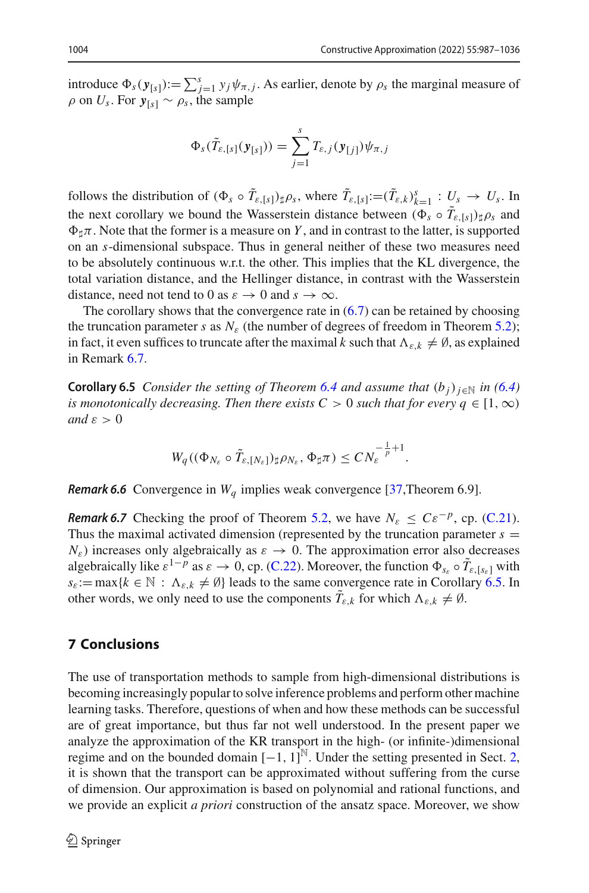introduce $\Phi_s(\boldsymbol{y}_{[s]}) := \sum_{j=1}^{s} y_j \psi_{\pi,j}$. As earlier, denote by $\rho_s$ the marginal measure of $\rho$ on $U_s$. For $\boldsymbol{y}_{[s]} \sim \rho_s$, the sample

$$\Phi_s(\tilde{T}_{\varepsilon,[s]}(\boldsymbol{y}_{[s]})) = \sum_{j=1}^{s} T_{\varepsilon,j}(\boldsymbol{y}_{[j]})\psi_{\pi,j}$$

follows the distribution of $(\Phi_s \circ \tilde{T}_{\varepsilon,[s]})_\sharp \rho_s$, where $\tilde{T}_{\varepsilon,[s]} := (\tilde{T}_{\varepsilon,k})_{k=1}^{s} : U_s \to U_s$. In the next corollary we bound the Wasserstein distance between $(\Phi_s \circ \tilde{T}_{\varepsilon,[s]})_\sharp \rho_s$ and $\Phi_\sharp \pi$. Note that the former is a measure on $Y$, and in contrast to the latter, is supported on an $s$-dimensional subspace. Thus in general neither of these two measures need to be absolutely continuous w.r.t. the other. This implies that the KL divergence, the total variation distance, and the Hellinger distance, in contrast with the Wasserstein distance, need not tend to 0 as $\varepsilon \to 0$ and $s \to \infty$.

The corollary shows that the convergence rate in (6.7) can be retained by choosing the truncation parameter $s$ as $N_\varepsilon$ (the number of degrees of freedom in Theorem 5.2); in fact, it even suffices to truncate after the maximal $k$ such that $\Lambda_{\varepsilon,k} \neq \emptyset$, as explained in Remark 6.7.

**Corollary 6.5** *Consider the setting of Theorem 6.4 and assume that $(b_j)_{j\in\mathbb{N}}$ in (6.4) is monotonically decreasing. Then there exists $C > 0$ such that for every $q \in [1,\infty)$ and $\varepsilon > 0$*

$$W_q((\Phi_{N_\varepsilon} \circ \tilde{T}_{\varepsilon,[N_\varepsilon]})_\sharp \rho_{N_\varepsilon}, \Phi_\sharp \pi) \le C N_\varepsilon^{-\frac{1}{p}+1}.$$

***Remark 6.6*** Convergence in $W_q$ implies weak convergence [37,Theorem 6.9].

***Remark 6.7*** Checking the proof of Theorem 5.2, we have $N_\varepsilon \le C\varepsilon^{-p}$, cp. (C.21). Thus the maximal activated dimension (represented by the truncation parameter $s = N_\varepsilon$) increases only algebraically as $\varepsilon \to 0$. The approximation error also decreases algebraically like $\varepsilon^{1-p}$ as $\varepsilon \to 0$, cp. (C.22). Moreover, the function $\Phi_{s_\varepsilon} \circ \tilde{T}_{\varepsilon,[s_\varepsilon]}$ with $s_\varepsilon := \max\{k \in \mathbb{N} : \Lambda_{\varepsilon,k} \neq \emptyset\}$ leads to the same convergence rate in Corollary 6.5. In other words, we only need to use the components $\tilde{T}_{\varepsilon,k}$ for which $\Lambda_{\varepsilon,k} \neq \emptyset$.

## 7 Conclusions

The use of transportation methods to sample from high-dimensional distributions is becoming increasingly popular to solve inference problems and perform other machine learning tasks. Therefore, questions of when and how these methods can be successful are of great importance, but thus far not well understood. In the present paper we analyze the approximation of the KR transport in the high- (or infinite-)dimensional regime and on the bounded domain $[-1,1]^{\mathbb{N}}$. Under the setting presented in Sect. 2, it is shown that the transport can be approximated without suffering from the curse of dimension. Our approximation is based on polynomial and rational functions, and we provide an explicit *a priori* construction of the ansatz space. Moreover, we show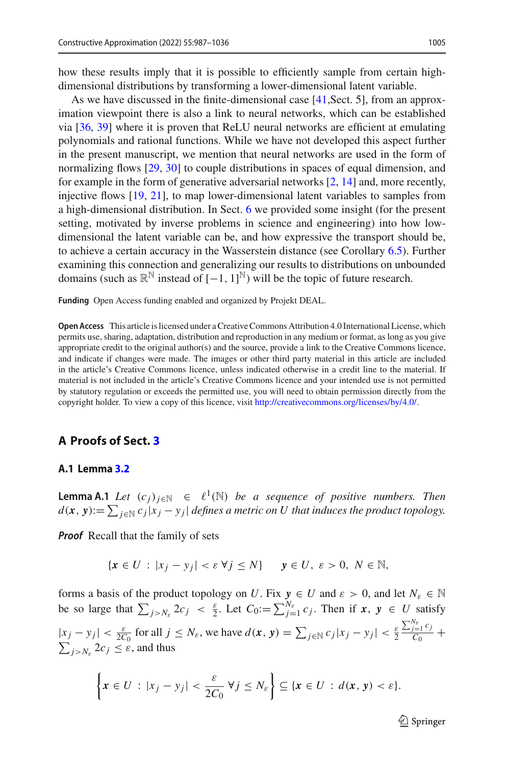how these results imply that it is possible to efficiently sample from certain high-dimensional distributions by transforming a lower-dimensional latent variable.

As we have discussed in the finite-dimensional case [41,Sect. 5], from an approximation viewpoint there is also a link to neural networks, which can be established via [36, 39] where it is proven that ReLU neural networks are efficient at emulating polynomials and rational functions. While we have not developed this aspect further in the present manuscript, we mention that neural networks are used in the form of normalizing flows [29, 30] to couple distributions in spaces of equal dimension, and for example in the form of generative adversarial networks [2, 14] and, more recently, injective flows [19, 21], to map lower-dimensional latent variables to samples from a high-dimensional distribution. In Sect. 6 we provided some insight (for the present setting, motivated by inverse problems in science and engineering) into how low-dimensional the latent variable can be, and how expressive the transport should be, to achieve a certain accuracy in the Wasserstein distance (see Corollary 6.5). Further examining this connection and generalizing our results to distributions on unbounded domains (such as $\mathbb{R}^{\mathbb{N}}$ instead of $[-1, 1]^{\mathbb{N}}$) will be the topic of future research.

**Funding** Open Access funding enabled and organized by Projekt DEAL.

**Open Access** This article is licensed under a Creative Commons Attribution 4.0 International License, which permits use, sharing, adaptation, distribution and reproduction in any medium or format, as long as you give appropriate credit to the original author(s) and the source, provide a link to the Creative Commons licence, and indicate if changes were made. The images or other third party material in this article are included in the article's Creative Commons licence, unless indicated otherwise in a credit line to the material. If material is not included in the article's Creative Commons licence and your intended use is not permitted by statutory regulation or exceeds the permitted use, you will need to obtain permission directly from the copyright holder. To view a copy of this licence, visit http://creativecommons.org/licenses/by/4.0/.

## A Proofs of Sect. 3

### A.1 Lemma 3.2

**Lemma A.1** *Let $(c_j)_{j\in\mathbb{N}} \in \ell^1(\mathbb{N})$ be a sequence of positive numbers. Then $d(\boldsymbol{x}, \boldsymbol{y}) := \sum_{j\in\mathbb{N}} c_j |x_j - y_j|$ defines a metric on $U$ that induces the product topology.*

***Proof*** Recall that the family of sets

$$\{\boldsymbol{x} \in U \ : \ |x_j - y_j| < \varepsilon \ \forall j \leq N\} \qquad \boldsymbol{y} \in U,\ \varepsilon > 0,\ N \in \mathbb{N},$$

forms a basis of the product topology on $U$. Fix $\boldsymbol{y} \in U$ and $\varepsilon > 0$, and let $N_\varepsilon \in \mathbb{N}$ be so large that $\sum_{j>N_\varepsilon} 2c_j < \frac{\varepsilon}{2}$. Let $C_0 := \sum_{j=1}^{N_\varepsilon} c_j$. Then if $\boldsymbol{x}, \boldsymbol{y} \in U$ satisfy $|x_j - y_j| < \frac{\varepsilon}{2C_0}$ for all $j \leq N_\varepsilon$, we have $d(\boldsymbol{x}, \boldsymbol{y}) = \sum_{j\in\mathbb{N}} c_j |x_j - y_j| < \frac{\varepsilon}{2}\frac{\sum_{j=1}^{N_\varepsilon} c_j}{C_0} + \sum_{j>N_\varepsilon} 2c_j \leq \varepsilon$, and thus

$$\left\{\boldsymbol{x} \in U \ : \ |x_j - y_j| < \frac{\varepsilon}{2C_0} \ \forall j \leq N_\varepsilon\right\} \subseteq \{\boldsymbol{x} \in U \ : \ d(\boldsymbol{x}, \boldsymbol{y}) < \varepsilon\}.$$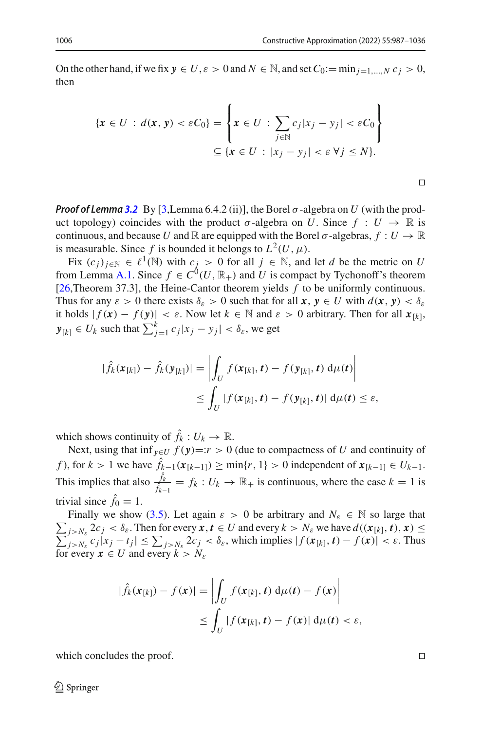On the other hand, if we fix $\boldsymbol{y} \in U$, $\varepsilon > 0$ and $N \in \mathbb{N}$, and set $C_0 := \min_{j=1,\ldots,N} c_j > 0$, then

$$
\{\boldsymbol{x} \in U \,:\, d(\boldsymbol{x}, \boldsymbol{y}) < \varepsilon C_0\} = \left\{\boldsymbol{x} \in U \,:\, \sum_{j \in \mathbb{N}} c_j |x_j - y_j| < \varepsilon C_0\right\}
$$

$$
\subseteq \{\boldsymbol{x} \in U \,:\, |x_j - y_j| < \varepsilon \;\forall j \leq N\}.
$$

□

***Proof of Lemma 3.2*** By [3, Lemma 6.4.2 (ii)], the Borel $\sigma$-algebra on $U$ (with the product topology) coincides with the product $\sigma$-algebra on $U$. Since $f : U \to \mathbb{R}$ is continuous, and because $U$ and $\mathbb{R}$ are equipped with the Borel $\sigma$-algebras, $f : U \to \mathbb{R}$ is measurable. Since $f$ is bounded it belongs to $L^2(U, \mu)$.

Fix $(c_j)_{j \in \mathbb{N}} \in \ell^1(\mathbb{N})$ with $c_j > 0$ for all $j \in \mathbb{N}$, and let $d$ be the metric on $U$ from Lemma A.1. Since $f \in C^0(U, \mathbb{R}_+)$ and $U$ is compact by Tychonoff's theorem [26, Theorem 37.3], the Heine-Cantor theorem yields $f$ to be uniformly continuous. Thus for any $\varepsilon > 0$ there exists $\delta_\varepsilon > 0$ such that for all $\boldsymbol{x}, \boldsymbol{y} \in U$ with $d(\boldsymbol{x}, \boldsymbol{y}) < \delta_\varepsilon$ it holds $|f(\boldsymbol{x}) - f(\boldsymbol{y})| < \varepsilon$. Now let $k \in \mathbb{N}$ and $\varepsilon > 0$ arbitrary. Then for all $\boldsymbol{x}_{[k]}$, $\boldsymbol{y}_{[k]} \in U_k$ such that $\sum_{j=1}^{k} c_j |x_j - y_j| < \delta_\varepsilon$, we get

$$
|\hat{f}_k(\boldsymbol{x}_{[k]}) - \hat{f}_k(\boldsymbol{y}_{[k]})| = \left| \int_U f(\boldsymbol{x}_{[k]}, \boldsymbol{t}) - f(\boldsymbol{y}_{[k]}, \boldsymbol{t}) \, \mathrm{d}\mu(\boldsymbol{t}) \right|
$$

$$
\leq \int_U |f(\boldsymbol{x}_{[k]}, \boldsymbol{t}) - f(\boldsymbol{y}_{[k]}, \boldsymbol{t})| \, \mathrm{d}\mu(\boldsymbol{t}) \leq \varepsilon,
$$

which shows continuity of $\hat{f}_k : U_k \to \mathbb{R}$.

Next, using that $\inf_{\boldsymbol{y} \in U} f(\boldsymbol{y}) =: r > 0$ (due to compactness of $U$ and continuity of $f$), for $k > 1$ we have $\hat{f}_{k-1}(\boldsymbol{x}_{[k-1]}) \geq \min\{r, 1\} > 0$ independent of $\boldsymbol{x}_{[k-1]} \in U_{k-1}$. This implies that also $\frac{\hat{f}_k}{\hat{f}_{k-1}} = f_k : U_k \to \mathbb{R}_+$ is continuous, where the case $k = 1$ is trivial since $\hat{f}_0 \equiv 1$.

Finally we show (3.5). Let again $\varepsilon > 0$ be arbitrary and $N_\varepsilon \in \mathbb{N}$ so large that $\sum_{j > N_\varepsilon} 2c_j < \delta_\varepsilon$. Then for every $\boldsymbol{x}, \boldsymbol{t} \in U$ and every $k > N_\varepsilon$ we have $d((\boldsymbol{x}_{[k]}, \boldsymbol{t}), \boldsymbol{x}) \leq \sum_{j > N_\varepsilon} c_j |x_j - t_j| \leq \sum_{j > N_\varepsilon} 2c_j < \delta_\varepsilon$, which implies $|f(\boldsymbol{x}_{[k]}, \boldsymbol{t}) - f(\boldsymbol{x})| < \varepsilon$. Thus for every $\boldsymbol{x} \in U$ and every $k > N_\varepsilon$

$$
|\hat{f}_k(\boldsymbol{x}_{[k]}) - f(\boldsymbol{x})| = \left| \int_U f(\boldsymbol{x}_{[k]}, \boldsymbol{t}) \, \mathrm{d}\mu(\boldsymbol{t}) - f(\boldsymbol{x}) \right|
$$

$$
\leq \int_U |f(\boldsymbol{x}_{[k]}, \boldsymbol{t}) - f(\boldsymbol{x})| \, \mathrm{d}\mu(\boldsymbol{t}) < \varepsilon,
$$

which concludes the proof. □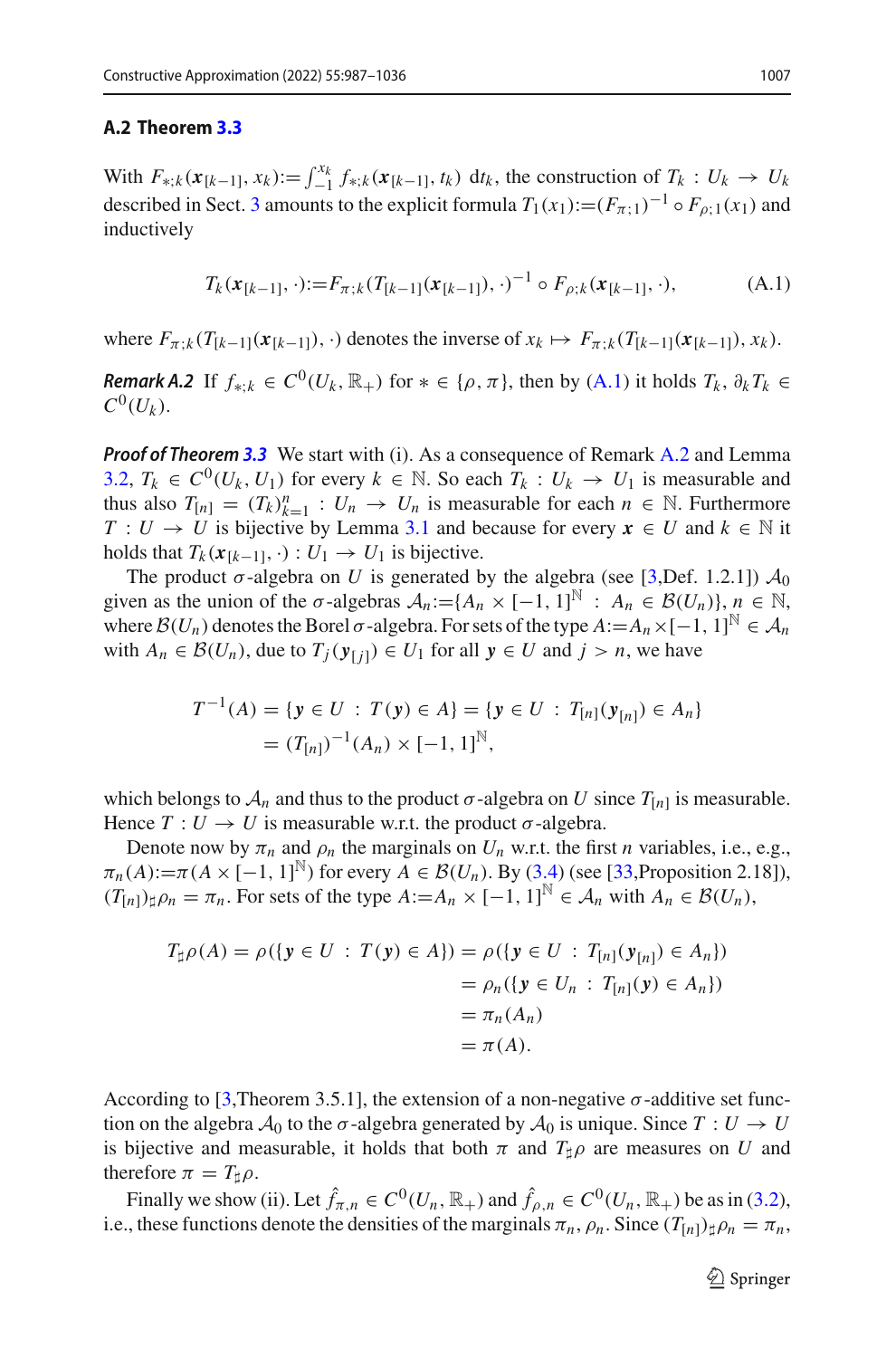### A.2 Theorem 3.3

With $F_{*;k}(\boldsymbol{x}_{[k-1]}, x_k) := \int_{-1}^{x_k} f_{*;k}(\boldsymbol{x}_{[k-1]}, t_k)\, \mathrm{d}t_k$, the construction of $T_k : U_k \to U_k$ described in Sect. 3 amounts to the explicit formula $T_1(x_1) := (F_{\pi;1})^{-1} \circ F_{\rho;1}(x_1)$ and inductively

$$T_k(\boldsymbol{x}_{[k-1]}, \cdot) := F_{\pi;k}(T_{[k-1]}(\boldsymbol{x}_{[k-1]}), \cdot)^{-1} \circ F_{\rho;k}(\boldsymbol{x}_{[k-1]}, \cdot), \tag{A.1}$$

where $F_{\pi;k}(T_{[k-1]}(\boldsymbol{x}_{[k-1]}), \cdot)$ denotes the inverse of $x_k \mapsto F_{\pi;k}(T_{[k-1]}(\boldsymbol{x}_{[k-1]}), x_k)$.

***Remark A.2*** If $f_{*;k} \in C^0(U_k, \mathbb{R}_+)$ for $* \in \{\rho, \pi\}$, then by (A.1) it holds $T_k, \partial_k T_k \in C^0(U_k)$.

***Proof of Theorem 3.3*** We start with (i). As a consequence of Remark A.2 and Lemma 3.2, $T_k \in C^0(U_k, U_1)$ for every $k \in \mathbb{N}$. So each $T_k : U_k \to U_1$ is measurable and thus also $T_{[n]} = (T_k)_{k=1}^n : U_n \to U_n$ is measurable for each $n \in \mathbb{N}$. Furthermore $T : U \to U$ is bijective by Lemma 3.1 and because for every $\boldsymbol{x} \in U$ and $k \in \mathbb{N}$ it holds that $T_k(\boldsymbol{x}_{[k-1]}, \cdot) : U_1 \to U_1$ is bijective.

The product $\sigma$-algebra on $U$ is generated by the algebra (see [3,Def. 1.2.1]) $\mathcal{A}_0$ given as the union of the $\sigma$-algebras $\mathcal{A}_n := \{A_n \times [-1,1]^{\mathbb{N}} : A_n \in \mathcal{B}(U_n)\}$, $n \in \mathbb{N}$, where $\mathcal{B}(U_n)$ denotes the Borel $\sigma$-algebra. For sets of the type $A := A_n \times [-1,1]^{\mathbb{N}} \in \mathcal{A}_n$ with $A_n \in \mathcal{B}(U_n)$, due to $T_j(\boldsymbol{y}_{[j]}) \in U_1$ for all $\boldsymbol{y} \in U$ and $j > n$, we have

$$\begin{aligned} T^{-1}(A) &= \{\boldsymbol{y} \in U : T(\boldsymbol{y}) \in A\} = \{\boldsymbol{y} \in U : T_{[n]}(\boldsymbol{y}_{[n]}) \in A_n\} \\ &= (T_{[n]})^{-1}(A_n) \times [-1,1]^{\mathbb{N}}, \end{aligned}$$

which belongs to $\mathcal{A}_n$ and thus to the product $\sigma$-algebra on $U$ since $T_{[n]}$ is measurable. Hence $T : U \to U$ is measurable w.r.t. the product $\sigma$-algebra.

Denote now by $\pi_n$ and $\rho_n$ the marginals on $U_n$ w.r.t. the first $n$ variables, i.e., e.g., $\pi_n(A) := \pi(A \times [-1,1]^{\mathbb{N}})$ for every $A \in \mathcal{B}(U_n)$. By (3.4) (see [33,Proposition 2.18]), $(T_{[n]})_\sharp \rho_n = \pi_n$. For sets of the type $A := A_n \times [-1,1]^{\mathbb{N}} \in \mathcal{A}_n$ with $A_n \in \mathcal{B}(U_n)$,

$$\begin{aligned} T_\sharp \rho(A) = \rho(\{\boldsymbol{y} \in U : T(\boldsymbol{y}) \in A\}) &= \rho(\{\boldsymbol{y} \in U : T_{[n]}(\boldsymbol{y}_{[n]}) \in A_n\}) \\ &= \rho_n(\{\boldsymbol{y} \in U_n : T_{[n]}(\boldsymbol{y}) \in A_n\}) \\ &= \pi_n(A_n) \\ &= \pi(A). \end{aligned}$$

According to [3,Theorem 3.5.1], the extension of a non-negative $\sigma$-additive set function on the algebra $\mathcal{A}_0$ to the $\sigma$-algebra generated by $\mathcal{A}_0$ is unique. Since $T : U \to U$ is bijective and measurable, it holds that both $\pi$ and $T_\sharp \rho$ are measures on $U$ and therefore $\pi = T_\sharp \rho$.

Finally we show (ii). Let $\hat{f}_{\pi,n} \in C^0(U_n, \mathbb{R}_+)$ and $\hat{f}_{\rho,n} \in C^0(U_n, \mathbb{R}_+)$ be as in (3.2), i.e., these functions denote the densities of the marginals $\pi_n, \rho_n$. Since $(T_{[n]})_\sharp \rho_n = \pi_n$,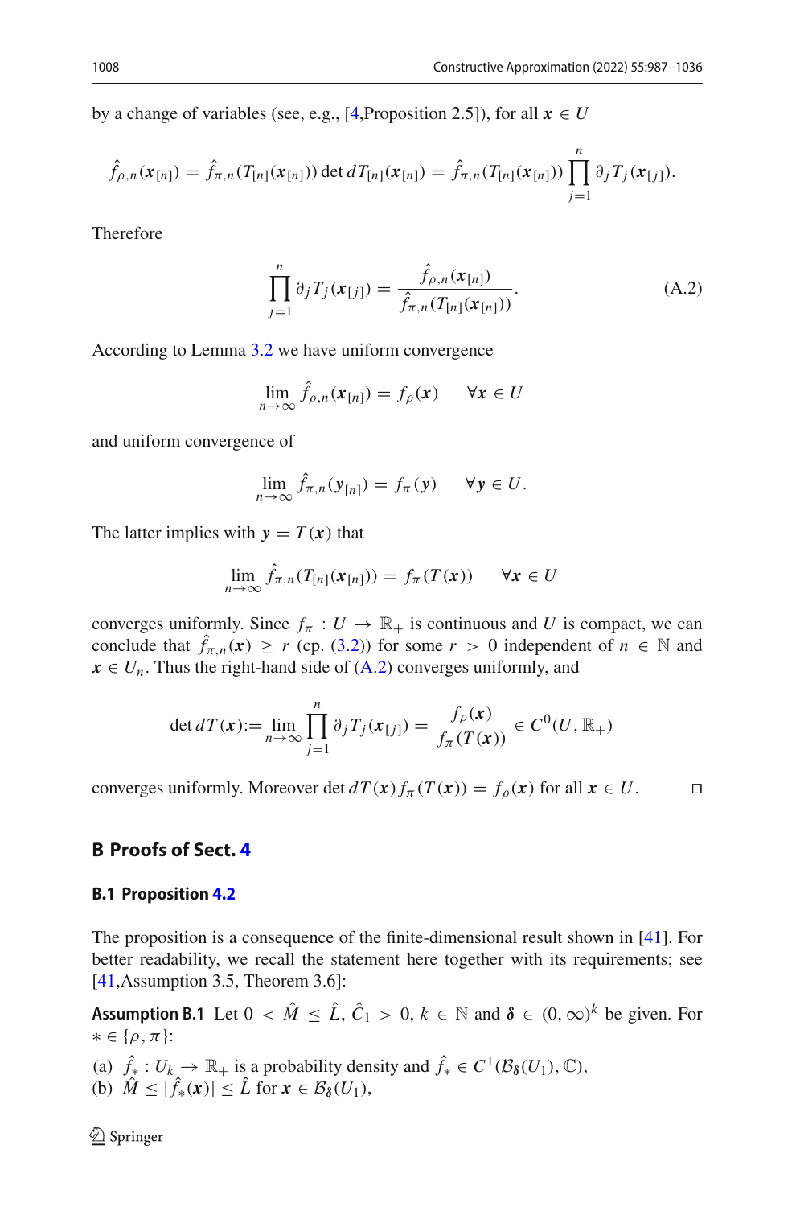by a change of variables (see, e.g., [4,Proposition 2.5]), for all $\boldsymbol{x} \in U$

$$\hat{f}_{\rho,n}(\boldsymbol{x}_{[n]}) = \hat{f}_{\pi,n}(T_{[n]}(\boldsymbol{x}_{[n]})) \det dT_{[n]}(\boldsymbol{x}_{[n]}) = \hat{f}_{\pi,n}(T_{[n]}(\boldsymbol{x}_{[n]})) \prod_{j=1}^{n} \partial_j T_j(\boldsymbol{x}_{[j]}).$$

Therefore

$$\prod_{j=1}^{n} \partial_j T_j(\boldsymbol{x}_{[j]}) = \frac{\hat{f}_{\rho,n}(\boldsymbol{x}_{[n]})}{\hat{f}_{\pi,n}(T_{[n]}(\boldsymbol{x}_{[n]}))}. \tag{A.2}$$

According to Lemma 3.2 we have uniform convergence

$$\lim_{n\to\infty} \hat{f}_{\rho,n}(\boldsymbol{x}_{[n]}) = f_\rho(\boldsymbol{x}) \qquad \forall \boldsymbol{x} \in U$$

and uniform convergence of

$$\lim_{n\to\infty} \hat{f}_{\pi,n}(\boldsymbol{y}_{[n]}) = f_\pi(\boldsymbol{y}) \qquad \forall \boldsymbol{y} \in U.$$

The latter implies with $\boldsymbol{y} = T(\boldsymbol{x})$ that

$$\lim_{n\to\infty} \hat{f}_{\pi,n}(T_{[n]}(\boldsymbol{x}_{[n]})) = f_\pi(T(\boldsymbol{x})) \qquad \forall \boldsymbol{x} \in U$$

converges uniformly. Since $f_\pi : U \to \mathbb{R}_+$ is continuous and $U$ is compact, we can conclude that $\hat{f}_{\pi,n}(\boldsymbol{x}) \geq r$ (cp. (3.2)) for some $r > 0$ independent of $n \in \mathbb{N}$ and $\boldsymbol{x} \in U_n$. Thus the right-hand side of (A.2) converges uniformly, and

$$\det dT(\boldsymbol{x}) := \lim_{n\to\infty} \prod_{j=1}^{n} \partial_j T_j(\boldsymbol{x}_{[j]}) = \frac{f_\rho(\boldsymbol{x})}{f_\pi(T(\boldsymbol{x}))} \in C^0(U, \mathbb{R}_+)$$

converges uniformly. Moreover $\det dT(\boldsymbol{x}) f_\pi(T(\boldsymbol{x})) = f_\rho(\boldsymbol{x})$ for all $\boldsymbol{x} \in U$. ◻

## B Proofs of Sect. 4

### B.1 Proposition 4.2

The proposition is a consequence of the finite-dimensional result shown in [41]. For better readability, we recall the statement here together with its requirements; see [41,Assumption 3.5, Theorem 3.6]:

**Assumption B.1** Let $0 < \hat{M} \leq \hat{L}$, $\hat{C}_1 > 0$, $k \in \mathbb{N}$ and $\boldsymbol{\delta} \in (0,\infty)^k$ be given. For $* \in \{\rho, \pi\}$:

(a) $\hat{f}_* : U_k \to \mathbb{R}_+$ is a probability density and $\hat{f}_* \in C^1(\mathcal{B}_{\boldsymbol{\delta}}(U_1), \mathbb{C})$,
(b) $\hat{M} \leq |\hat{f}_*(\boldsymbol{x})| \leq \hat{L}$ for $\boldsymbol{x} \in \mathcal{B}_{\boldsymbol{\delta}}(U_1)$,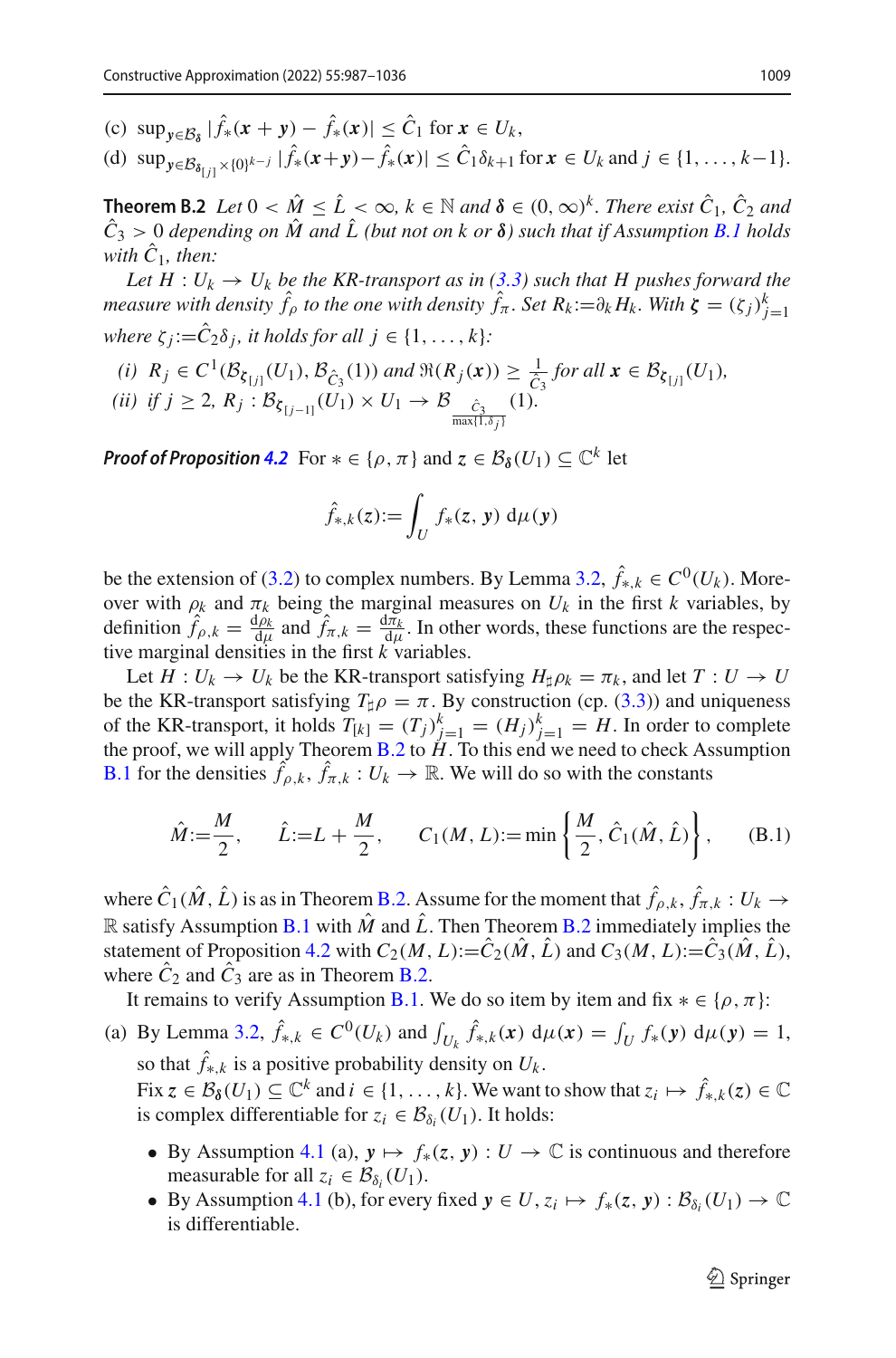(c) $\sup_{\boldsymbol{y}\in\mathcal{B}_{\boldsymbol{\delta}}} |\hat{f}_*(\boldsymbol{x}+\boldsymbol{y}) - \hat{f}_*(\boldsymbol{x})| \le \hat{C}_1$ for $\boldsymbol{x} \in U_k$,

(d) $\sup_{\boldsymbol{y}\in\mathcal{B}_{\boldsymbol{\delta}_{[j]}}\times\{0\}^{k-j}} |\hat{f}_*(\boldsymbol{x}+\boldsymbol{y}) - \hat{f}_*(\boldsymbol{x})| \le \hat{C}_1\delta_{k+1}$ for $\boldsymbol{x} \in U_k$ and $j \in \{1,\dots,k-1\}$.

**Theorem B.2** *Let $0 < \hat{M} \le \hat{L} < \infty$, $k \in \mathbb{N}$ and $\boldsymbol{\delta} \in (0,\infty)^k$. There exist $\hat{C}_1$, $\hat{C}_2$ and $\hat{C}_3 > 0$ depending on $\hat{M}$ and $\hat{L}$ (but not on $k$ or $\boldsymbol{\delta}$) such that if Assumption B.1 holds with $\hat{C}_1$, then:*

*Let $H : U_k \to U_k$ be the KR-transport as in (3.3) such that $H$ pushes forward the measure with density $\hat{f}_\rho$ to the one with density $\hat{f}_\pi$. Set $R_k := \partial_k H_k$. With $\boldsymbol{\zeta} = (\zeta_j)_{j=1}^k$ where $\zeta_j := \hat{C}_2\delta_j$, it holds for all $j \in \{1,\dots,k\}$:*

*(i) $R_j \in C^1(\mathcal{B}_{\boldsymbol{\zeta}_{[j]}}(U_1), \mathcal{B}_{\hat{C}_3}(1))$ and $\Re(R_j(\boldsymbol{x})) \ge \frac{1}{\hat{C}_3}$ for all $\boldsymbol{x} \in \mathcal{B}_{\boldsymbol{\zeta}_{[j]}}(U_1)$,*

*(ii) if $j \ge 2$, $R_j : \mathcal{B}_{\boldsymbol{\zeta}_{[j-1]}}(U_1) \times U_1 \to \mathcal{B}_{\frac{\hat{C}_3}{\max\{1,\delta_j\}}}(1)$.*

***Proof of Proposition 4.2*** For $* \in \{\rho,\pi\}$ and $\boldsymbol{z} \in \mathcal{B}_{\boldsymbol{\delta}}(U_1) \subseteq \mathbb{C}^k$ let

$$\hat{f}_{*,k}(\boldsymbol{z}) := \int_U f_*(\boldsymbol{z},\boldsymbol{y})\,\mathrm{d}\mu(\boldsymbol{y})$$

be the extension of (3.2) to complex numbers. By Lemma 3.2, $\hat{f}_{*,k} \in C^0(U_k)$. Moreover with $\rho_k$ and $\pi_k$ being the marginal measures on $U_k$ in the first $k$ variables, by definition $\hat{f}_{\rho,k} = \frac{\mathrm{d}\rho_k}{\mathrm{d}\mu}$ and $\hat{f}_{\pi,k} = \frac{\mathrm{d}\pi_k}{\mathrm{d}\mu}$. In other words, these functions are the respective marginal densities in the first $k$ variables.

Let $H : U_k \to U_k$ be the KR-transport satisfying $H_\sharp\rho_k = \pi_k$, and let $T : U \to U$ be the KR-transport satisfying $T_\sharp\rho = \pi$. By construction (cp. (3.3)) and uniqueness of the KR-transport, it holds $T_{[k]} = (T_j)_{j=1}^k = (H_j)_{j=1}^k = H$. In order to complete the proof, we will apply Theorem B.2 to $H$. To this end we need to check Assumption B.1 for the densities $\hat{f}_{\rho,k}, \hat{f}_{\pi,k} : U_k \to \mathbb{R}$. We will do so with the constants

$$\hat{M} := \frac{M}{2}, \qquad \hat{L} := L + \frac{M}{2}, \qquad C_1(M,L) := \min\left\{\frac{M}{2}, \hat{C}_1(\hat{M},\hat{L})\right\}, \tag{B.1}$$

where $\hat{C}_1(\hat{M},\hat{L})$ is as in Theorem B.2. Assume for the moment that $\hat{f}_{\rho,k}, \hat{f}_{\pi,k} : U_k \to \mathbb{R}$ satisfy Assumption B.1 with $\hat{M}$ and $\hat{L}$. Then Theorem B.2 immediately implies the statement of Proposition 4.2 with $C_2(M,L) := \hat{C}_2(\hat{M},\hat{L})$ and $C_3(M,L) := \hat{C}_3(\hat{M},\hat{L})$, where $\hat{C}_2$ and $\hat{C}_3$ are as in Theorem B.2.

It remains to verify Assumption B.1. We do so item by item and fix $* \in \{\rho,\pi\}$:

(a) By Lemma 3.2, $\hat{f}_{*,k} \in C^0(U_k)$ and $\int_{U_k} \hat{f}_{*,k}(\boldsymbol{x})\,\mathrm{d}\mu(\boldsymbol{x}) = \int_U f_*(\boldsymbol{y})\,\mathrm{d}\mu(\boldsymbol{y}) = 1$, so that $\hat{f}_{*,k}$ is a positive probability density on $U_k$.

Fix $\boldsymbol{z} \in \mathcal{B}_{\boldsymbol{\delta}}(U_1) \subseteq \mathbb{C}^k$ and $i \in \{1,\dots,k\}$. We want to show that $z_i \mapsto \hat{f}_{*,k}(\boldsymbol{z}) \in \mathbb{C}$ is complex differentiable for $z_i \in \mathcal{B}_{\delta_i}(U_1)$. It holds:

- By Assumption 4.1 (a), $\boldsymbol{y} \mapsto f_*(\boldsymbol{z},\boldsymbol{y}) : U \to \mathbb{C}$ is continuous and therefore measurable for all $z_i \in \mathcal{B}_{\delta_i}(U_1)$.
- By Assumption 4.1 (b), for every fixed $\boldsymbol{y} \in U$, $z_i \mapsto f_*(\boldsymbol{z},\boldsymbol{y}) : \mathcal{B}_{\delta_i}(U_1) \to \mathbb{C}$ is differentiable.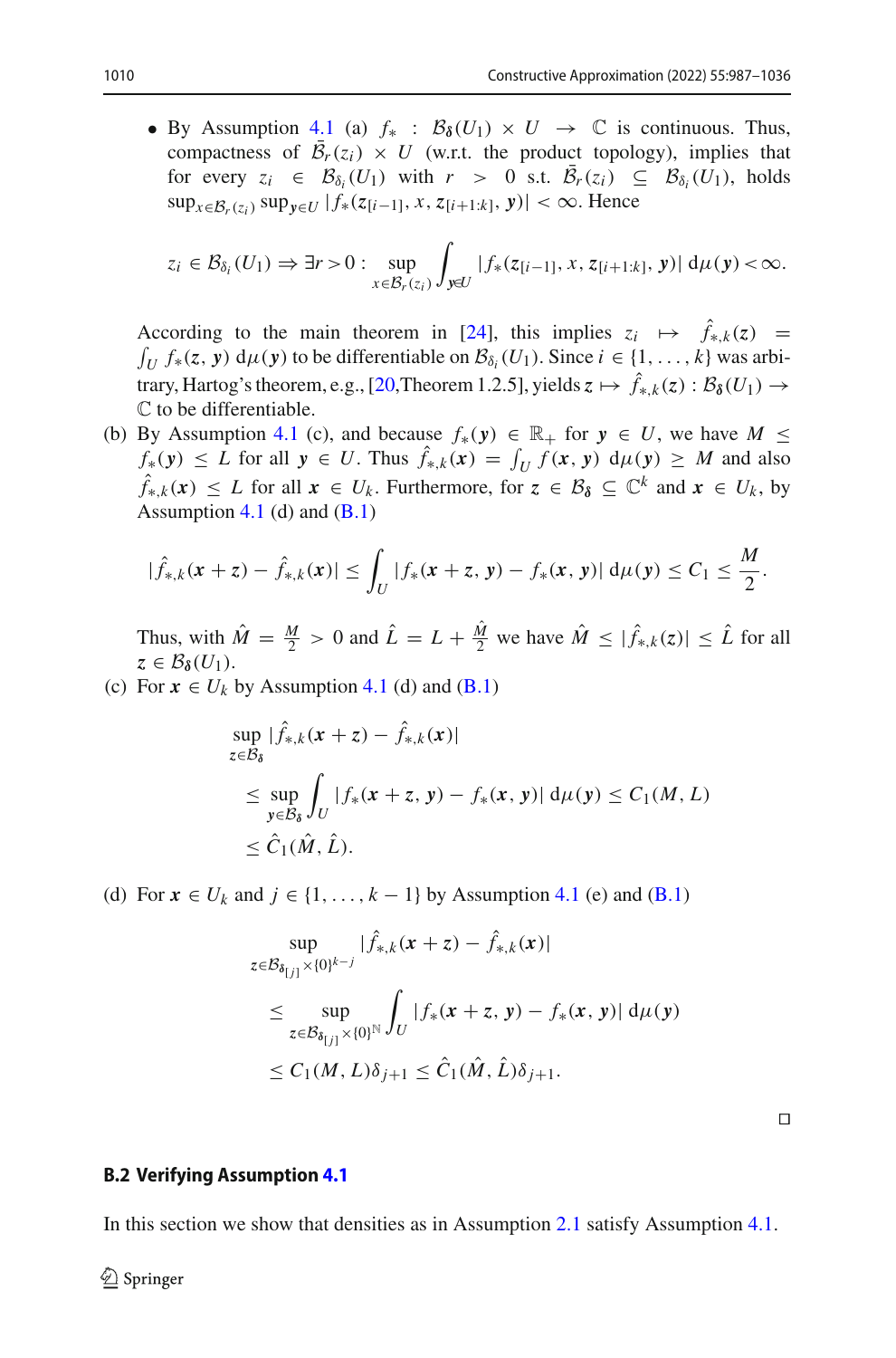- By Assumption 4.1 (a) $f_* : \mathcal{B}_{\boldsymbol{\delta}}(U_1) \times U \to \mathbb{C}$ is continuous. Thus, compactness of $\bar{\mathcal{B}}_r(z_i) \times U$ (w.r.t. the product topology), implies that for every $z_i \in \mathcal{B}_{\delta_i}(U_1)$ with $r > 0$ s.t. $\bar{\mathcal{B}}_r(z_i) \subseteq \mathcal{B}_{\delta_i}(U_1)$, holds $\sup_{x \in \mathcal{B}_r(z_i)} \sup_{\boldsymbol{y} \in U} |f_*(\boldsymbol{z}_{[i-1]}, x, \boldsymbol{z}_{[i+1:k]}, \boldsymbol{y})| < \infty$. Hence

$$
z_i \in \mathcal{B}_{\delta_i}(U_1) \Rightarrow \exists r > 0 : \sup_{x \in \mathcal{B}_r(z_i)} \int_{\boldsymbol{y} \in U} |f_*(\boldsymbol{z}_{[i-1]}, x, \boldsymbol{z}_{[i+1:k]}, \boldsymbol{y})| \, \mathrm{d}\mu(\boldsymbol{y}) < \infty.
$$

According to the main theorem in [24], this implies $z_i \mapsto \hat{f}_{*,k}(\boldsymbol{z}) = \int_U f_*(\boldsymbol{z}, \boldsymbol{y}) \, \mathrm{d}\mu(\boldsymbol{y})$ to be differentiable on $\mathcal{B}_{\delta_i}(U_1)$. Since $i \in \{1, \ldots, k\}$ was arbitrary, Hartog's theorem, e.g., [20,Theorem 1.2.5], yields $\boldsymbol{z} \mapsto \hat{f}_{*,k}(\boldsymbol{z}) : \mathcal{B}_{\boldsymbol{\delta}}(U_1) \to \mathbb{C}$ to be differentiable.

(b) By Assumption 4.1 (c), and because $f_*(\boldsymbol{y}) \in \mathbb{R}_+$ for $\boldsymbol{y} \in U$, we have $M \leq f_*(\boldsymbol{y}) \leq L$ for all $\boldsymbol{y} \in U$. Thus $\hat{f}_{*,k}(\boldsymbol{x}) = \int_U f(\boldsymbol{x}, \boldsymbol{y}) \, \mathrm{d}\mu(\boldsymbol{y}) \geq M$ and also $\hat{f}_{*,k}(\boldsymbol{x}) \leq L$ for all $\boldsymbol{x} \in U_k$. Furthermore, for $\boldsymbol{z} \in \mathcal{B}_{\boldsymbol{\delta}} \subseteq \mathbb{C}^k$ and $\boldsymbol{x} \in U_k$, by Assumption 4.1 (d) and (B.1)

$$
|\hat{f}_{*,k}(\boldsymbol{x} + \boldsymbol{z}) - \hat{f}_{*,k}(\boldsymbol{x})| \leq \int_U |f_*(\boldsymbol{x} + \boldsymbol{z}, \boldsymbol{y}) - f_*(\boldsymbol{x}, \boldsymbol{y})| \, \mathrm{d}\mu(\boldsymbol{y}) \leq C_1 \leq \frac{M}{2}.
$$

Thus, with $\hat{M} = \frac{M}{2} > 0$ and $\hat{L} = L + \frac{\hat{M}}{2}$ we have $\hat{M} \leq |\hat{f}_{*,k}(\boldsymbol{z})| \leq \hat{L}$ for all $\boldsymbol{z} \in \mathcal{B}_{\boldsymbol{\delta}}(U_1)$.

(c) For $\boldsymbol{x} \in U_k$ by Assumption 4.1 (d) and (B.1)

$$
\begin{aligned}
&\sup_{\boldsymbol{z} \in \mathcal{B}_{\boldsymbol{\delta}}} |\hat{f}_{*,k}(\boldsymbol{x} + \boldsymbol{z}) - \hat{f}_{*,k}(\boldsymbol{x})| \\
&\quad \leq \sup_{\boldsymbol{y} \in \mathcal{B}_{\boldsymbol{\delta}}} \int_U |f_*(\boldsymbol{x} + \boldsymbol{z}, \boldsymbol{y}) - f_*(\boldsymbol{x}, \boldsymbol{y})| \, \mathrm{d}\mu(\boldsymbol{y}) \leq C_1(M, L) \\
&\quad \leq \hat{C}_1(\hat{M}, \hat{L}).
\end{aligned}
$$

(d) For $\boldsymbol{x} \in U_k$ and $j \in \{1, \ldots, k-1\}$ by Assumption 4.1 (e) and (B.1)

$$
\begin{aligned}
&\sup_{\boldsymbol{z} \in \mathcal{B}_{\boldsymbol{\delta}_{[j]}} \times \{0\}^{k-j}} |\hat{f}_{*,k}(\boldsymbol{x} + \boldsymbol{z}) - \hat{f}_{*,k}(\boldsymbol{x})| \\
&\quad \leq \sup_{\boldsymbol{z} \in \mathcal{B}_{\boldsymbol{\delta}_{[j]}} \times \{0\}^{\mathbb{N}}} \int_U |f_*(\boldsymbol{x} + \boldsymbol{z}, \boldsymbol{y}) - f_*(\boldsymbol{x}, \boldsymbol{y})| \, \mathrm{d}\mu(\boldsymbol{y}) \\
&\quad \leq C_1(M, L)\delta_{j+1} \leq \hat{C}_1(\hat{M}, \hat{L})\delta_{j+1}.
\end{aligned}
$$

□

### B.2 Verifying Assumption 4.1

In this section we show that densities as in Assumption 2.1 satisfy Assumption 4.1.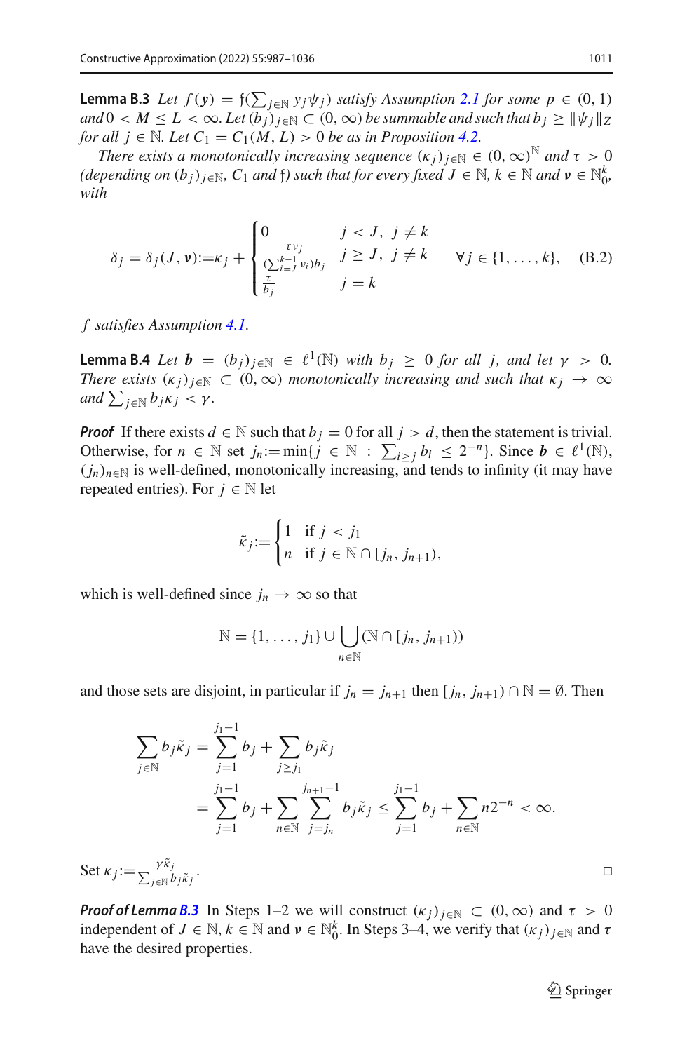**Lemma B.3** *Let $f(\boldsymbol{y}) = \mathfrak{f}(\sum_{j\in\mathbb{N}} y_j\psi_j)$ satisfy Assumption 2.1 for some $p \in (0,1)$ and $0 < M \le L < \infty$. Let $(b_j)_{j\in\mathbb{N}} \subset (0,\infty)$ be summable and such that $b_j \ge \|\psi_j\|_Z$ for all $j \in \mathbb{N}$. Let $C_1 = C_1(M, L) > 0$ be as in Proposition 4.2.*

*There exists a monotonically increasing sequence $(\kappa_j)_{j\in\mathbb{N}} \in (0,\infty)^{\mathbb{N}}$ and $\tau > 0$ (depending on $(b_j)_{j\in\mathbb{N}}$, $C_1$ and $\mathfrak{f}$) such that for every fixed $J \in \mathbb{N}$, $k \in \mathbb{N}$ and $\boldsymbol{\nu} \in \mathbb{N}_0^k$, with*

$$\delta_j = \delta_j(J,\boldsymbol{\nu}) := \kappa_j + \begin{cases} 0 & j < J,\ j \ne k \\ \frac{\tau\nu_j}{(\sum_{i=J}^{k-1}\nu_i)b_j} & j \ge J,\ j \ne k \\ \frac{\tau}{b_j} & j = k \end{cases} \qquad \forall j \in \{1,\ldots,k\}, \tag{B.2}$$

*$f$ satisfies Assumption 4.1.*

**Lemma B.4** *Let $\boldsymbol{b} = (b_j)_{j\in\mathbb{N}} \in \ell^1(\mathbb{N})$ with $b_j \ge 0$ for all $j$, and let $\gamma > 0$. There exists $(\kappa_j)_{j\in\mathbb{N}} \subset (0,\infty)$ monotonically increasing and such that $\kappa_j \to \infty$ and $\sum_{j\in\mathbb{N}} b_j\kappa_j < \gamma$.*

***Proof*** If there exists $d \in \mathbb{N}$ such that $b_j = 0$ for all $j > d$, then the statement is trivial. Otherwise, for $n \in \mathbb{N}$ set $j_n := \min\{j \in \mathbb{N} : \sum_{i\ge j} b_i \le 2^{-n}\}$. Since $\boldsymbol{b} \in \ell^1(\mathbb{N})$, $(j_n)_{n\in\mathbb{N}}$ is well-defined, monotonically increasing, and tends to infinity (it may have repeated entries). For $j \in \mathbb{N}$ let

$$\tilde{\kappa}_j := \begin{cases} 1 & \text{if } j < j_1 \\ n & \text{if } j \in \mathbb{N} \cap [j_n, j_{n+1}), \end{cases}$$

which is well-defined since $j_n \to \infty$ so that

$$\mathbb{N} = \{1,\ldots,j_1\} \cup \bigcup_{n\in\mathbb{N}} (\mathbb{N} \cap [j_n, j_{n+1}))$$

and those sets are disjoint, in particular if $j_n = j_{n+1}$ then $[j_n, j_{n+1}) \cap \mathbb{N} = \emptyset$. Then

$$\begin{aligned}\sum_{j\in\mathbb{N}} b_j\tilde{\kappa}_j &= \sum_{j=1}^{j_1-1} b_j + \sum_{j\ge j_1} b_j\tilde{\kappa}_j \\ &= \sum_{j=1}^{j_1-1} b_j + \sum_{n\in\mathbb{N}}\sum_{j=j_n}^{j_{n+1}-1} b_j\tilde{\kappa}_j \le \sum_{j=1}^{j_1-1} b_j + \sum_{n\in\mathbb{N}} n2^{-n} < \infty.\end{aligned}$$

Set $\kappa_j := \frac{\gamma\tilde{\kappa}_j}{\sum_{j\in\mathbb{N}} b_j\tilde{\kappa}_j}$. $\square$

***Proof of Lemma B.3*** In Steps 1–2 we will construct $(\kappa_j)_{j\in\mathbb{N}} \subset (0,\infty)$ and $\tau > 0$ independent of $J \in \mathbb{N}$, $k \in \mathbb{N}$ and $\boldsymbol{\nu} \in \mathbb{N}_0^k$. In Steps 3–4, we verify that $(\kappa_j)_{j\in\mathbb{N}}$ and $\tau$ have the desired properties.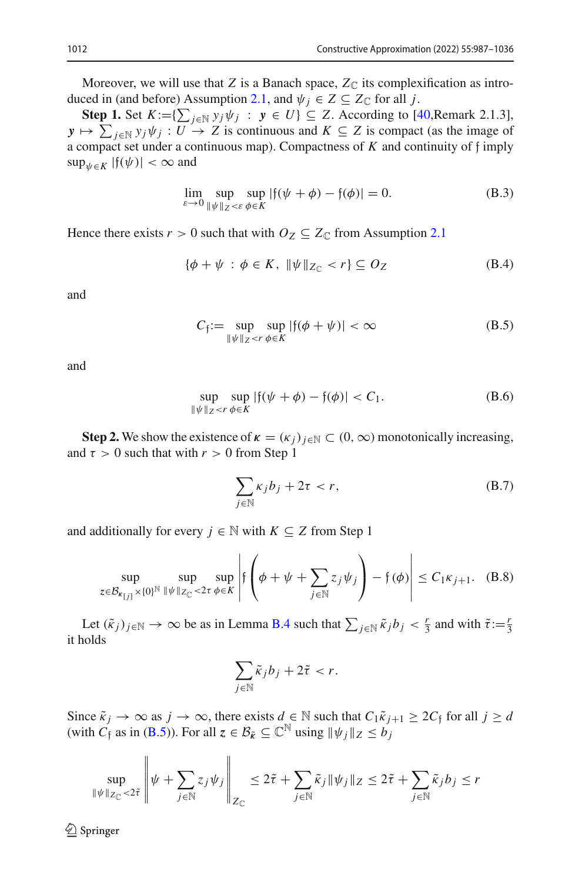Moreover, we will use that $Z$ is a Banach space, $Z_{\mathbb{C}}$ its complexification as introduced in (and before) Assumption 2.1, and $\psi_j \in Z \subseteq Z_{\mathbb{C}}$ for all $j$.

**Step 1.** Set $K := \{\sum_{j\in\mathbb{N}} y_j\psi_j \; : \; \boldsymbol{y} \in U\} \subseteq Z$. According to [40,Remark 2.1.3], $\boldsymbol{y} \mapsto \sum_{j\in\mathbb{N}} y_j\psi_j : U \to Z$ is continuous and $K \subseteq Z$ is compact (as the image of a compact set under a continuous map). Compactness of $K$ and continuity of $\mathfrak{f}$ imply $\sup_{\psi\in K} |\mathfrak{f}(\psi)| < \infty$ and

$$\lim_{\varepsilon\to 0} \sup_{\|\psi\|_Z<\varepsilon} \sup_{\phi\in K} |\mathfrak{f}(\psi+\phi) - \mathfrak{f}(\phi)| = 0. \tag{B.3}$$

Hence there exists $r > 0$ such that with $O_Z \subseteq Z_{\mathbb{C}}$ from Assumption 2.1

$$\{\phi + \psi \; : \; \phi \in K, \; \|\psi\|_{Z_{\mathbb{C}}} < r\} \subseteq O_Z \tag{B.4}$$

and

$$C_{\mathfrak{f}} := \sup_{\|\psi\|_Z<r} \sup_{\phi\in K} |\mathfrak{f}(\phi+\psi)| < \infty \tag{B.5}$$

and

$$\sup_{\|\psi\|_Z<r} \sup_{\phi\in K} |\mathfrak{f}(\psi+\phi) - \mathfrak{f}(\phi)| < C_1. \tag{B.6}$$

**Step 2.** We show the existence of $\boldsymbol{\kappa} = (\kappa_j)_{j\in\mathbb{N}} \subset (0,\infty)$ monotonically increasing, and $\tau > 0$ such that with $r > 0$ from Step 1

$$\sum_{j\in\mathbb{N}} \kappa_j b_j + 2\tau < r, \tag{B.7}$$

and additionally for every $j \in \mathbb{N}$ with $K \subseteq Z$ from Step 1

$$\sup_{\boldsymbol{z}\in\mathcal{B}_{\boldsymbol{\kappa}_{[j]}}\times\{0\}^{\mathbb{N}}} \sup_{\|\psi\|_{Z_{\mathbb{C}}}<2\tau} \sup_{\phi\in K} \left| \mathfrak{f}\left(\phi+\psi+\sum_{j\in\mathbb{N}} z_j\psi_j\right) - \mathfrak{f}(\phi) \right| \le C_1\kappa_{j+1}. \tag{B.8}$$

Let $(\tilde{\kappa}_j)_{j\in\mathbb{N}} \to \infty$ be as in Lemma B.4 such that $\sum_{j\in\mathbb{N}} \tilde{\kappa}_j b_j < \frac{r}{3}$ and with $\tilde{\tau} := \frac{r}{3}$ it holds

$$\sum_{j\in\mathbb{N}} \tilde{\kappa}_j b_j + 2\tilde{\tau} < r.$$

Since $\tilde{\kappa}_j \to \infty$ as $j \to \infty$, there exists $d \in \mathbb{N}$ such that $C_1\tilde{\kappa}_{j+1} \ge 2C_{\mathfrak{f}}$ for all $j \ge d$ (with $C_{\mathfrak{f}}$ as in (B.5)). For all $\boldsymbol{z} \in \mathcal{B}_{\tilde{\boldsymbol{\kappa}}} \subseteq \mathbb{C}^{\mathbb{N}}$ using $\|\psi_j\|_Z \le b_j$

$$\sup_{\|\psi\|_{Z_{\mathbb{C}}}<2\tilde{\tau}} \left\| \psi + \sum_{j\in\mathbb{N}} z_j\psi_j \right\|_{Z_{\mathbb{C}}} \le 2\tilde{\tau} + \sum_{j\in\mathbb{N}} \tilde{\kappa}_j \|\psi_j\|_Z \le 2\tilde{\tau} + \sum_{j\in\mathbb{N}} \tilde{\kappa}_j b_j \le r$$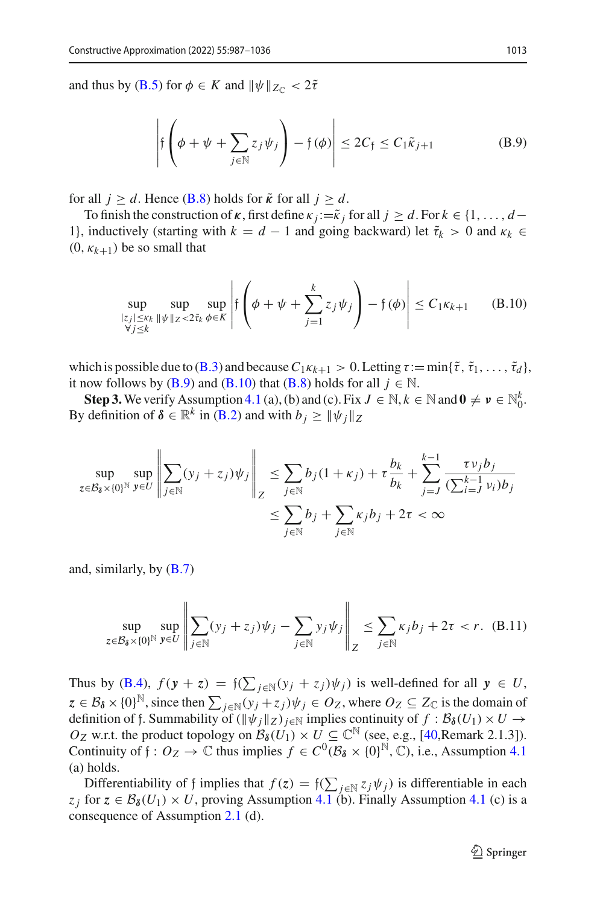and thus by (B.5) for $\phi \in K$ and $\|\psi\|_{Z_{\mathbb{C}}} < 2\tilde{\tau}$

$$\left| \mathfrak{f}\left( \phi + \psi + \sum_{j\in\mathbb{N}} z_j \psi_j \right) - \mathfrak{f}(\phi) \right| \le 2C_{\mathfrak{f}} \le C_1 \tilde{\kappa}_{j+1} \tag{B.9}$$

for all $j \ge d$. Hence (B.8) holds for $\tilde{\boldsymbol{\kappa}}$ for all $j \ge d$.

To finish the construction of $\boldsymbol{\kappa}$, first define $\kappa_j := \tilde{\kappa}_j$ for all $j \ge d$. For $k \in \{1, \ldots, d-1\}$, inductively (starting with $k = d-1$ and going backward) let $\tilde{\tau}_k > 0$ and $\kappa_k \in (0, \kappa_{k+1})$ be so small that

$$\sup_{\substack{|z_j| \le \kappa_k \\ \forall j \le k}} \sup_{\|\psi\|_Z < 2\tilde{\tau}_k} \sup_{\phi \in K} \left| \mathfrak{f}\left( \phi + \psi + \sum_{j=1}^{k} z_j \psi_j \right) - \mathfrak{f}(\phi) \right| \le C_1 \kappa_{k+1} \tag{B.10}$$

which is possible due to (B.3) and because $C_1 \kappa_{k+1} > 0$. Letting $\tau := \min\{\tilde{\tau}, \tilde{\tau}_1, \ldots, \tilde{\tau}_d\}$, it now follows by (B.9) and (B.10) that (B.8) holds for all $j \in \mathbb{N}$.

**Step 3.** We verify Assumption 4.1 (a), (b) and (c). Fix $J \in \mathbb{N}, k \in \mathbb{N}$ and $\mathbf{0} \ne \boldsymbol{\nu} \in \mathbb{N}_0^k$. By definition of $\boldsymbol{\delta} \in \mathbb{R}^k$ in (B.2) and with $b_j \ge \|\psi_j\|_Z$

$$\begin{aligned} \sup_{\boldsymbol{z} \in \mathcal{B}_{\boldsymbol{\delta}} \times \{0\}^{\mathbb{N}}} \sup_{\boldsymbol{y} \in U} \left\| \sum_{j\in\mathbb{N}} (y_j + z_j)\psi_j \right\|_Z &\le \sum_{j\in\mathbb{N}} b_j(1+\kappa_j) + \tau \frac{b_k}{b_k} + \sum_{j=J}^{k-1} \frac{\tau \nu_j b_j}{(\sum_{i=J}^{k-1} \nu_i) b_j} \\ &\le \sum_{j\in\mathbb{N}} b_j + \sum_{j\in\mathbb{N}} \kappa_j b_j + 2\tau < \infty \end{aligned}$$

and, similarly, by (B.7)

$$\sup_{\boldsymbol{z} \in \mathcal{B}_{\boldsymbol{\delta}} \times \{0\}^{\mathbb{N}}} \sup_{\boldsymbol{y} \in U} \left\| \sum_{j\in\mathbb{N}} (y_j + z_j)\psi_j - \sum_{j\in\mathbb{N}} y_j \psi_j \right\|_Z \le \sum_{j\in\mathbb{N}} \kappa_j b_j + 2\tau < r. \tag{B.11}$$

Thus by (B.4), $f(\boldsymbol{y} + \boldsymbol{z}) = \mathfrak{f}(\sum_{j\in\mathbb{N}} (y_j + z_j)\psi_j)$ is well-defined for all $\boldsymbol{y} \in U$, $\boldsymbol{z} \in \mathcal{B}_{\boldsymbol{\delta}} \times \{0\}^{\mathbb{N}}$, since then $\sum_{j\in\mathbb{N}} (y_j + z_j)\psi_j \in O_Z$, where $O_Z \subseteq Z_{\mathbb{C}}$ is the domain of definition of $\mathfrak{f}$. Summability of $(\|\psi_j\|_Z)_{j\in\mathbb{N}}$ implies continuity of $f : \mathcal{B}_{\boldsymbol{\delta}}(U_1) \times U \to O_Z$ w.r.t. the product topology on $\mathcal{B}_{\boldsymbol{\delta}}(U_1) \times U \subseteq \mathbb{C}^{\mathbb{N}}$ (see, e.g., [40, Remark 2.1.3]). Continuity of $\mathfrak{f} : O_Z \to \mathbb{C}$ thus implies $f \in C^0(\mathcal{B}_{\boldsymbol{\delta}} \times \{0\}^{\mathbb{N}}, \mathbb{C})$, i.e., Assumption 4.1 (a) holds.

Differentiability of $\mathfrak{f}$ implies that $f(\boldsymbol{z}) = \mathfrak{f}(\sum_{j\in\mathbb{N}} z_j \psi_j)$ is differentiable in each $z_j$ for $\boldsymbol{z} \in \mathcal{B}_{\boldsymbol{\delta}}(U_1) \times U$, proving Assumption 4.1 (b). Finally Assumption 4.1 (c) is a consequence of Assumption 2.1 (d).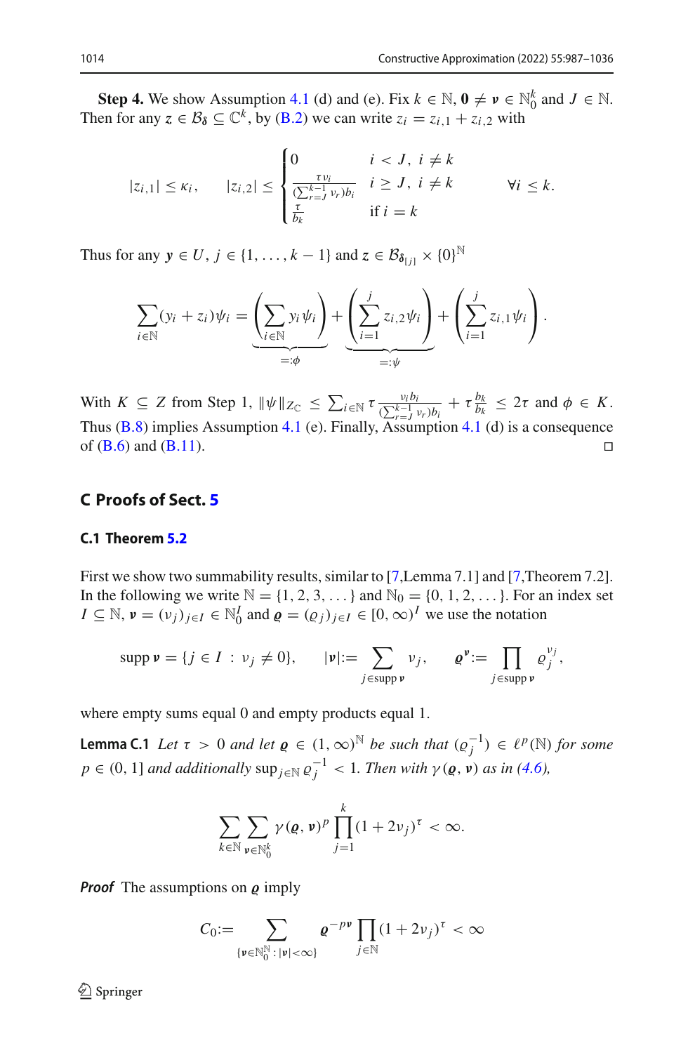**Step 4.** We show Assumption 4.1 (d) and (e). Fix $k \in \mathbb{N}$, $\mathbf{0} \neq \boldsymbol{\nu} \in \mathbb{N}_0^k$ and $J \in \mathbb{N}$. Then for any $\boldsymbol{z} \in \mathcal{B}_{\boldsymbol{\delta}} \subseteq \mathbb{C}^k$, by (B.2) we can write $z_i = z_{i,1} + z_{i,2}$ with

$$
|z_{i,1}| \leq \kappa_i, \qquad |z_{i,2}| \leq \begin{cases} 0 & i < J,\ i \neq k \\ \frac{\tau \nu_i}{(\sum_{r=J}^{k-1} \nu_r) b_i} & i \geq J,\ i \neq k \\ \frac{\tau}{b_k} & \text{if } i = k \end{cases} \qquad \forall i \leq k.
$$

Thus for any $\boldsymbol{y} \in U$, $j \in \{1, \ldots, k-1\}$ and $\boldsymbol{z} \in \mathcal{B}_{\boldsymbol{\delta}_{[j]}} \times \{0\}^{\mathbb{N}}$

$$
\sum_{i \in \mathbb{N}} (y_i + z_i)\psi_i = \underbrace{\left( \sum_{i \in \mathbb{N}} y_i \psi_i \right)}_{=:\phi} + \underbrace{\left( \sum_{i=1}^{j} z_{i,2} \psi_i \right)}_{=:\psi} + \left( \sum_{i=1}^{j} z_{i,1} \psi_i \right).
$$

With $K \subseteq Z$ from Step 1, $\|\psi\|_{Z_{\mathbb{C}}} \leq \sum_{i \in \mathbb{N}} \tau \frac{\nu_i b_i}{(\sum_{r=J}^{k-1} \nu_r) b_i} + \tau \frac{b_k}{b_k} \leq 2\tau$ and $\phi \in K$. Thus (B.8) implies Assumption 4.1 (e). Finally, Assumption 4.1 (d) is a consequence of (B.6) and (B.11). $\square$

## C Proofs of Sect. 5

### C.1 Theorem 5.2

First we show two summability results, similar to [7, Lemma 7.1] and [7, Theorem 7.2]. In the following we write $\mathbb{N} = \{1, 2, 3, \ldots\}$ and $\mathbb{N}_0 = \{0, 1, 2, \ldots\}$. For an index set $I \subseteq \mathbb{N}$, $\boldsymbol{\nu} = (\nu_j)_{j \in I} \in \mathbb{N}_0^I$ and $\boldsymbol{\varrho} = (\varrho_j)_{j \in I} \in [0, \infty)^I$ we use the notation

$$
\operatorname{supp} \boldsymbol{\nu} = \{j \in I \,:\, \nu_j \neq 0\}, \qquad |\boldsymbol{\nu}| := \sum_{j \in \operatorname{supp} \boldsymbol{\nu}} \nu_j, \qquad \boldsymbol{\varrho}^{\boldsymbol{\nu}} := \prod_{j \in \operatorname{supp} \boldsymbol{\nu}} \varrho_j^{\nu_j},
$$

where empty sums equal 0 and empty products equal 1.

**Lemma C.1** *Let $\tau > 0$ and let $\boldsymbol{\varrho} \in (1, \infty)^{\mathbb{N}}$ be such that $(\varrho_j^{-1}) \in \ell^p(\mathbb{N})$ for some $p \in (0, 1]$ and additionally $\sup_{j \in \mathbb{N}} \varrho_j^{-1} < 1$. Then with $\gamma(\boldsymbol{\varrho}, \boldsymbol{\nu})$ as in (4.6),*

$$
\sum_{k \in \mathbb{N}} \sum_{\boldsymbol{\nu} \in \mathbb{N}_0^k} \gamma(\boldsymbol{\varrho}, \boldsymbol{\nu})^p \prod_{j=1}^{k} (1 + 2\nu_j)^{\tau} < \infty.
$$

***Proof*** The assumptions on $\boldsymbol{\varrho}$ imply

$$
C_0 := \sum_{\{\boldsymbol{\nu} \in \mathbb{N}_0^{\mathbb{N}} \,:\, |\boldsymbol{\nu}| < \infty\}} \boldsymbol{\varrho}^{-p\boldsymbol{\nu}} \prod_{j \in \mathbb{N}} (1 + 2\nu_j)^{\tau} < \infty
$$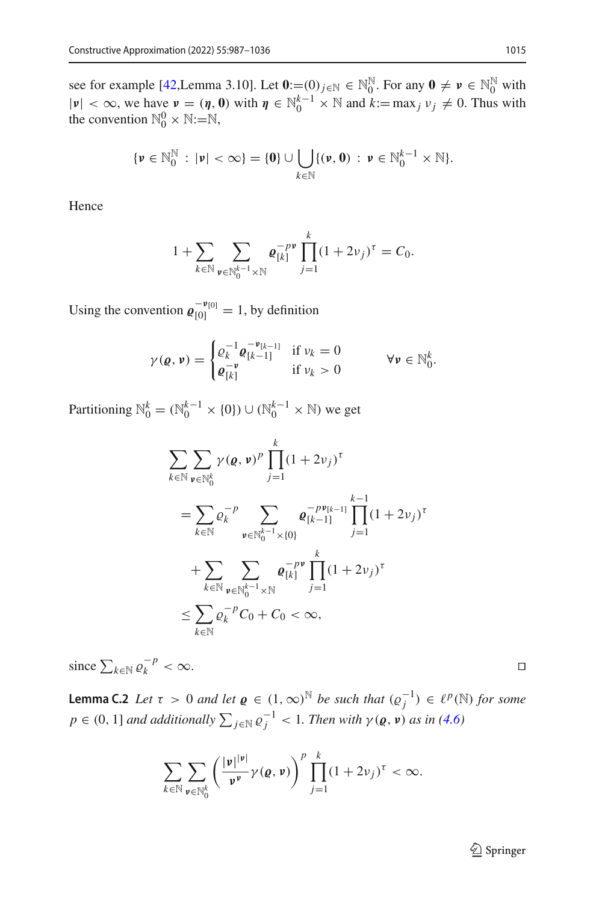see for example [42,Lemma 3.10]. Let $\mathbf{0}:=(0)_{j\in\mathbb{N}} \in \mathbb{N}_0^{\mathbb{N}}$. For any $\mathbf{0} \neq \boldsymbol{\nu} \in \mathbb{N}_0^{\mathbb{N}}$ with $|\boldsymbol{\nu}| < \infty$, we have $\boldsymbol{\nu} = (\boldsymbol{\eta}, \mathbf{0})$ with $\boldsymbol{\eta} \in \mathbb{N}_0^{k-1} \times \mathbb{N}$ and $k:=\max_j \nu_j \neq 0$. Thus with the convention $\mathbb{N}_0^0 \times \mathbb{N}:=\mathbb{N}$,

$$\{\boldsymbol{\nu} \in \mathbb{N}_0^{\mathbb{N}} \,:\, |\boldsymbol{\nu}| < \infty\} = \{\mathbf{0}\} \cup \bigcup_{k\in\mathbb{N}} \{(\boldsymbol{\nu}, \mathbf{0}) \,:\, \boldsymbol{\nu} \in \mathbb{N}_0^{k-1} \times \mathbb{N}\}.$$

Hence

$$1 + \sum_{k\in\mathbb{N}} \sum_{\boldsymbol{\nu}\in\mathbb{N}_0^{k-1}\times\mathbb{N}} \boldsymbol{\varrho}_{[k]}^{-p\boldsymbol{\nu}} \prod_{j=1}^{k} (1+2\nu_j)^{\tau} = C_0.$$

Using the convention $\boldsymbol{\varrho}_{[0]}^{-\boldsymbol{\nu}_{[0]}} = 1$, by definition

$$\gamma(\boldsymbol{\varrho}, \boldsymbol{\nu}) = \begin{cases} \varrho_k^{-1} \boldsymbol{\varrho}_{[k-1]}^{-\boldsymbol{\nu}_{[k-1]}} & \text{if } \nu_k = 0 \\ \boldsymbol{\varrho}_{[k]}^{-\boldsymbol{\nu}} & \text{if } \nu_k > 0 \end{cases} \qquad \forall \boldsymbol{\nu} \in \mathbb{N}_0^k.$$

Partitioning $\mathbb{N}_0^k = (\mathbb{N}_0^{k-1} \times \{0\}) \cup (\mathbb{N}_0^{k-1} \times \mathbb{N})$ we get

$$\begin{aligned}
\sum_{k\in\mathbb{N}} \sum_{\boldsymbol{\nu}\in\mathbb{N}_0^k} \gamma(\boldsymbol{\varrho}, \boldsymbol{\nu})^p \prod_{j=1}^{k} (1+2\nu_j)^{\tau}
&= \sum_{k\in\mathbb{N}} \varrho_k^{-p} \sum_{\boldsymbol{\nu}\in\mathbb{N}_0^{k-1}\times\{0\}} \boldsymbol{\varrho}_{[k-1]}^{-p\boldsymbol{\nu}_{[k-1]}} \prod_{j=1}^{k-1} (1+2\nu_j)^{\tau} \\
&\quad + \sum_{k\in\mathbb{N}} \sum_{\boldsymbol{\nu}\in\mathbb{N}_0^{k-1}\times\mathbb{N}} \boldsymbol{\varrho}_{[k]}^{-p\boldsymbol{\nu}} \prod_{j=1}^{k} (1+2\nu_j)^{\tau} \\
&\leq \sum_{k\in\mathbb{N}} \varrho_k^{-p} C_0 + C_0 < \infty,
\end{aligned}$$

since $\sum_{k\in\mathbb{N}} \varrho_k^{-p} < \infty$. □

**Lemma C.2** *Let $\tau > 0$ and let $\boldsymbol{\varrho} \in (1,\infty)^{\mathbb{N}}$ be such that $(\varrho_j^{-1}) \in \ell^p(\mathbb{N})$ for some $p \in (0,1]$ and additionally $\sum_{j\in\mathbb{N}} \varrho_j^{-1} < 1$. Then with $\gamma(\boldsymbol{\varrho}, \boldsymbol{\nu})$ as in (4.6)*

$$\sum_{k\in\mathbb{N}} \sum_{\boldsymbol{\nu}\in\mathbb{N}_0^k} \left( \frac{|\boldsymbol{\nu}|^{|\boldsymbol{\nu}|}}{\boldsymbol{\nu}^{\boldsymbol{\nu}}} \gamma(\boldsymbol{\varrho}, \boldsymbol{\nu}) \right)^p \prod_{j=1}^{k} (1+2\nu_j)^{\tau} < \infty.$$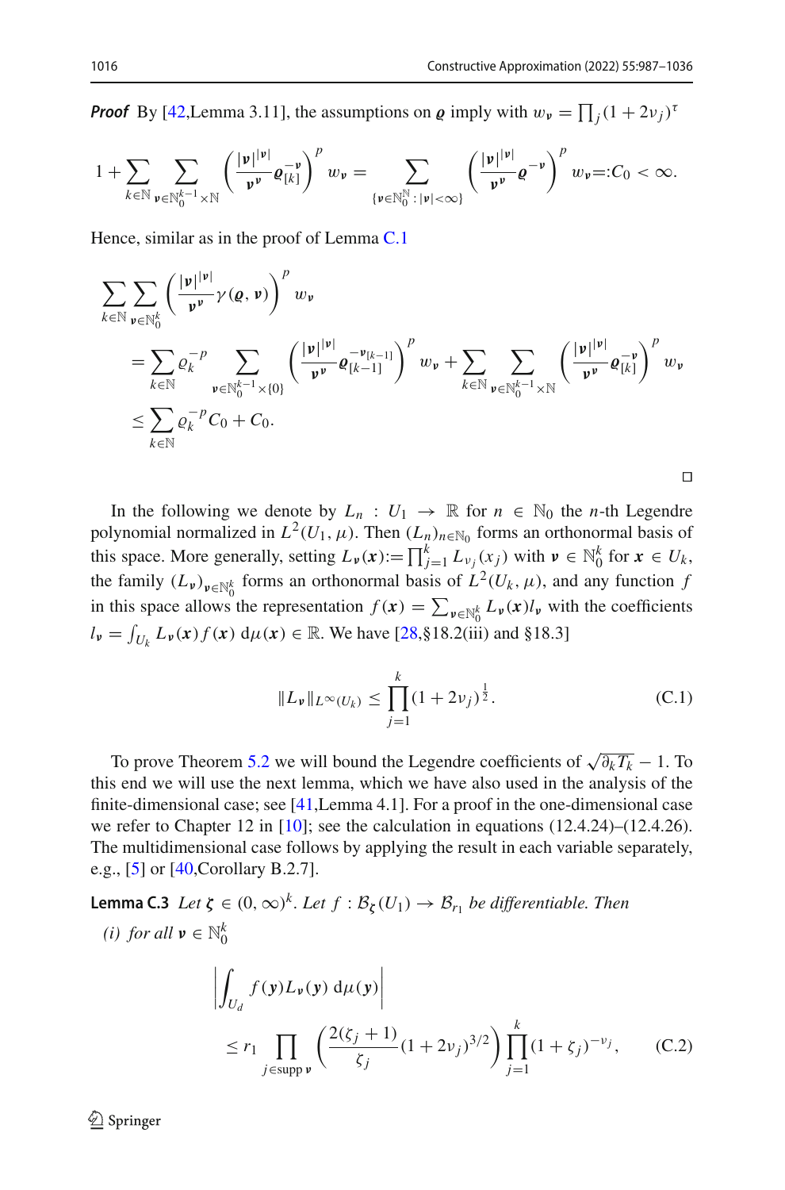***Proof*** By [42,Lemma 3.11], the assumptions on $\boldsymbol{\varrho}$ imply with $w_{\boldsymbol{\nu}} = \prod_j (1+2\nu_j)^\tau$

$$
1 + \sum_{k\in\mathbb{N}} \sum_{\boldsymbol{\nu}\in\mathbb{N}_0^{k-1}\times\mathbb{N}} \left(\frac{|\boldsymbol{\nu}|^{|\boldsymbol{\nu}|}}{\boldsymbol{\nu}^{\boldsymbol{\nu}}} \boldsymbol{\varrho}_{[k]}^{-\boldsymbol{\nu}}\right)^p w_{\boldsymbol{\nu}} = \sum_{\{\boldsymbol{\nu}\in\mathbb{N}_0^{\mathbb{N}}\,:\,|\boldsymbol{\nu}|<\infty\}} \left(\frac{|\boldsymbol{\nu}|^{|\boldsymbol{\nu}|}}{\boldsymbol{\nu}^{\boldsymbol{\nu}}} \boldsymbol{\varrho}^{-\boldsymbol{\nu}}\right)^p w_{\boldsymbol{\nu}} =: C_0 < \infty.
$$

Hence, similar as in the proof of Lemma C.1

$$
\begin{aligned}
&\sum_{k\in\mathbb{N}} \sum_{\boldsymbol{\nu}\in\mathbb{N}_0^k} \left(\frac{|\boldsymbol{\nu}|^{|\boldsymbol{\nu}|}}{\boldsymbol{\nu}^{\boldsymbol{\nu}}} \gamma(\boldsymbol{\varrho},\boldsymbol{\nu})\right)^p w_{\boldsymbol{\nu}} \\
&= \sum_{k\in\mathbb{N}} \varrho_k^{-p} \sum_{\boldsymbol{\nu}\in\mathbb{N}_0^{k-1}\times\{0\}} \left(\frac{|\boldsymbol{\nu}|^{|\boldsymbol{\nu}|}}{\boldsymbol{\nu}^{\boldsymbol{\nu}}} \boldsymbol{\varrho}_{[k-1]}^{-\boldsymbol{\nu}_{[k-1]}}\right)^p w_{\boldsymbol{\nu}} + \sum_{k\in\mathbb{N}} \sum_{\boldsymbol{\nu}\in\mathbb{N}_0^{k-1}\times\mathbb{N}} \left(\frac{|\boldsymbol{\nu}|^{|\boldsymbol{\nu}|}}{\boldsymbol{\nu}^{\boldsymbol{\nu}}} \boldsymbol{\varrho}_{[k]}^{-\boldsymbol{\nu}}\right)^p w_{\boldsymbol{\nu}} \\
&\le \sum_{k\in\mathbb{N}} \varrho_k^{-p} C_0 + C_0.
\end{aligned}
$$

$\square$

In the following we denote by $L_n : U_1 \to \mathbb{R}$ for $n \in \mathbb{N}_0$ the $n$-th Legendre polynomial normalized in $L^2(U_1,\mu)$. Then $(L_n)_{n\in\mathbb{N}_0}$ forms an orthonormal basis of this space. More generally, setting $L_{\boldsymbol{\nu}}(\boldsymbol{x}) := \prod_{j=1}^k L_{\nu_j}(x_j)$ with $\boldsymbol{\nu} \in \mathbb{N}_0^k$ for $\boldsymbol{x} \in U_k$, the family $(L_{\boldsymbol{\nu}})_{\boldsymbol{\nu}\in\mathbb{N}_0^k}$ forms an orthonormal basis of $L^2(U_k,\mu)$, and any function $f$ in this space allows the representation $f(\boldsymbol{x}) = \sum_{\boldsymbol{\nu}\in\mathbb{N}_0^k} L_{\boldsymbol{\nu}}(\boldsymbol{x}) l_{\boldsymbol{\nu}}$ with the coefficients $l_{\boldsymbol{\nu}} = \int_{U_k} L_{\boldsymbol{\nu}}(\boldsymbol{x}) f(\boldsymbol{x})\,\mathrm{d}\mu(\boldsymbol{x}) \in \mathbb{R}$. We have [28,§18.2(iii) and §18.3]

$$
\|L_{\boldsymbol{\nu}}\|_{L^\infty(U_k)} \le \prod_{j=1}^k (1+2\nu_j)^{\frac{1}{2}}. \tag{C.1}
$$

To prove Theorem 5.2 we will bound the Legendre coefficients of $\sqrt{\partial_k T_k} - 1$. To this end we will use the next lemma, which we have also used in the analysis of the finite-dimensional case; see [41,Lemma 4.1]. For a proof in the one-dimensional case we refer to Chapter 12 in [10]; see the calculation in equations (12.4.24)–(12.4.26). The multidimensional case follows by applying the result in each variable separately, e.g., [5] or [40,Corollary B.2.7].

**Lemma C.3** *Let $\boldsymbol{\zeta} \in (0,\infty)^k$. Let $f : \mathcal{B}_{\boldsymbol{\zeta}}(U_1) \to \mathcal{B}_{r_1}$ be differentiable. Then*

*(i) for all $\boldsymbol{\nu} \in \mathbb{N}_0^k$*

$$
\begin{aligned}
&\left|\int_{U_d} f(\boldsymbol{y}) L_{\boldsymbol{\nu}}(\boldsymbol{y})\,\mathrm{d}\mu(\boldsymbol{y})\right| \\
&\quad\le r_1 \prod_{j\in\mathrm{supp}\,\boldsymbol{\nu}} \left(\frac{2(\zeta_j+1)}{\zeta_j}(1+2\nu_j)^{3/2}\right) \prod_{j=1}^k (1+\zeta_j)^{-\nu_j},
\end{aligned} \tag{C.2}
$$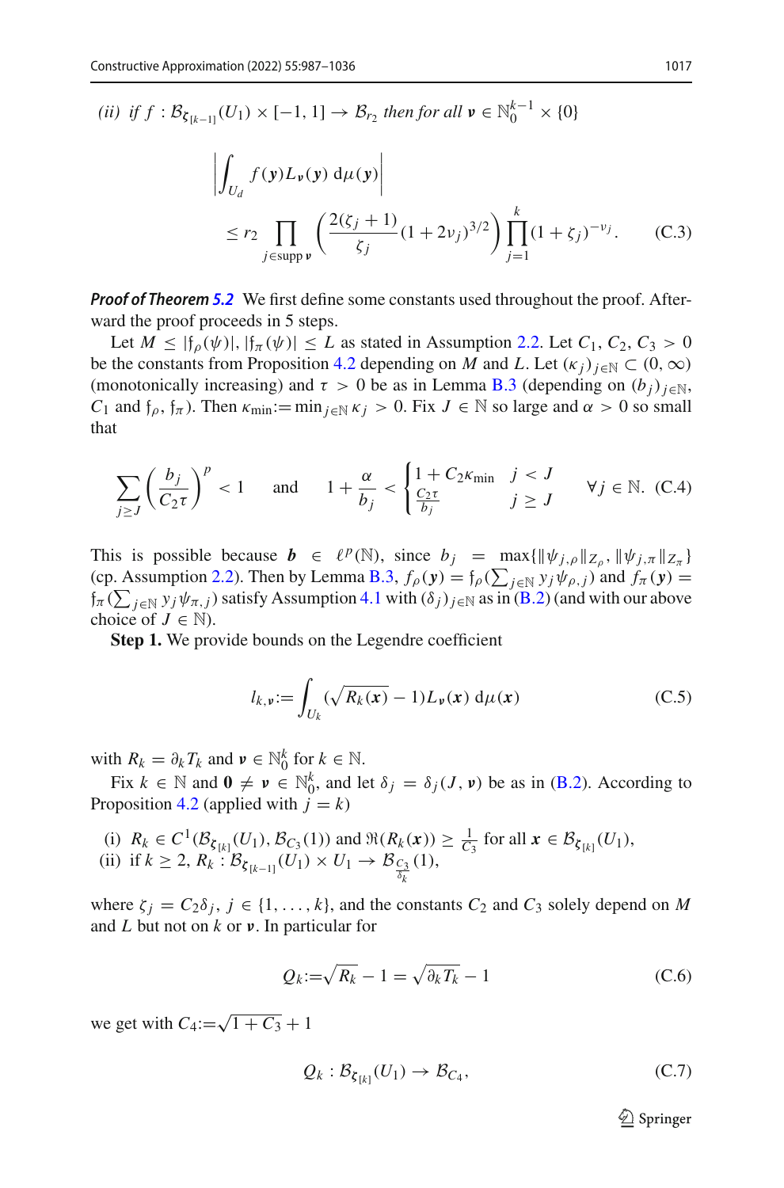*(ii) if* $f : \mathcal{B}_{\boldsymbol{\zeta}_{[k-1]}}(U_1) \times [-1,1] \to \mathcal{B}_{r_2}$ *then for all* $\boldsymbol{\nu} \in \mathbb{N}_0^{k-1} \times \{0\}$

$$
\begin{aligned}
&\left| \int_{U_d} f(\boldsymbol{y}) L_{\boldsymbol{\nu}}(\boldsymbol{y}) \, \mathrm{d}\mu(\boldsymbol{y}) \right| \\
&\quad \le r_2 \prod_{j \in \operatorname{supp} \boldsymbol{\nu}} \left( \frac{2(\zeta_j + 1)}{\zeta_j} (1 + 2\nu_j)^{3/2} \right) \prod_{j=1}^{k} (1 + \zeta_j)^{-\nu_j}. \qquad \text{(C.3)}
\end{aligned}
$$

***Proof of Theorem 5.2*** We first define some constants used throughout the proof. Afterward the proof proceeds in 5 steps.

Let $M \le |\mathfrak{f}_\rho(\psi)|, |\mathfrak{f}_\pi(\psi)| \le L$ as stated in Assumption 2.2. Let $C_1, C_2, C_3 > 0$ be the constants from Proposition 4.2 depending on $M$ and $L$. Let $(\kappa_j)_{j \in \mathbb{N}} \subset (0, \infty)$ (monotonically increasing) and $\tau > 0$ be as in Lemma B.3 (depending on $(b_j)_{j \in \mathbb{N}}$, $C_1$ and $\mathfrak{f}_\rho, \mathfrak{f}_\pi$). Then $\kappa_{\min} := \min_{j \in \mathbb{N}} \kappa_j > 0$. Fix $J \in \mathbb{N}$ so large and $\alpha > 0$ so small that

$$
\sum_{j \ge J} \left( \frac{b_j}{C_2 \tau} \right)^p < 1 \quad \text{and} \quad 1 + \frac{\alpha}{b_j} < \begin{cases} 1 + C_2 \kappa_{\min} & j < J \\ \frac{C_2 \tau}{b_j} & j \ge J \end{cases} \quad \forall j \in \mathbb{N}. \qquad \text{(C.4)}
$$

This is possible because $\boldsymbol{b} \in \ell^p(\mathbb{N})$, since $b_j = \max\{\|\psi_{j,\rho}\|_{Z_\rho}, \|\psi_{j,\pi}\|_{Z_\pi}\}$ (cp. Assumption 2.2). Then by Lemma B.3, $f_\rho(\boldsymbol{y}) = \mathfrak{f}_\rho(\sum_{j \in \mathbb{N}} y_j \psi_{\rho,j})$ and $f_\pi(\boldsymbol{y}) = \mathfrak{f}_\pi(\sum_{j \in \mathbb{N}} y_j \psi_{\pi,j})$ satisfy Assumption 4.1 with $(\delta_j)_{j \in \mathbb{N}}$ as in (B.2) (and with our above choice of $J \in \mathbb{N}$).

**Step 1.** We provide bounds on the Legendre coefficient

$$
l_{k,\boldsymbol{\nu}} := \int_{U_k} (\sqrt{R_k(\boldsymbol{x})} - 1) L_{\boldsymbol{\nu}}(\boldsymbol{x}) \, \mathrm{d}\mu(\boldsymbol{x}) \qquad \text{(C.5)}
$$

with $R_k = \partial_k T_k$ and $\boldsymbol{\nu} \in \mathbb{N}_0^k$ for $k \in \mathbb{N}$.

Fix $k \in \mathbb{N}$ and $\boldsymbol{0} \ne \boldsymbol{\nu} \in \mathbb{N}_0^k$, and let $\delta_j = \delta_j(J, \boldsymbol{\nu})$ be as in (B.2). According to Proposition 4.2 (applied with $j = k$)

(i) $R_k \in C^1(\mathcal{B}_{\boldsymbol{\zeta}_{[k]}}(U_1), \mathcal{B}_{C_3}(1))$ and $\Re(R_k(\boldsymbol{x})) \ge \frac{1}{C_3}$ for all $\boldsymbol{x} \in \mathcal{B}_{\boldsymbol{\zeta}_{[k]}}(U_1)$,
(ii) if $k \ge 2$, $R_k : \mathcal{B}_{\boldsymbol{\zeta}_{[k-1]}}(U_1) \times U_1 \to \mathcal{B}_{\frac{C_3}{\delta_k}}(1)$,

where $\zeta_j = C_2 \delta_j$, $j \in \{1, \dots, k\}$, and the constants $C_2$ and $C_3$ solely depend on $M$ and $L$ but not on $k$ or $\boldsymbol{\nu}$. In particular for

$$
Q_k := \sqrt{R_k} - 1 = \sqrt{\partial_k T_k} - 1 \qquad \text{(C.6)}
$$

we get with $C_4 := \sqrt{1 + C_3} + 1$

$$
Q_k : \mathcal{B}_{\boldsymbol{\zeta}_{[k]}}(U_1) \to \mathcal{B}_{C_4}, \qquad \text{(C.7)}
$$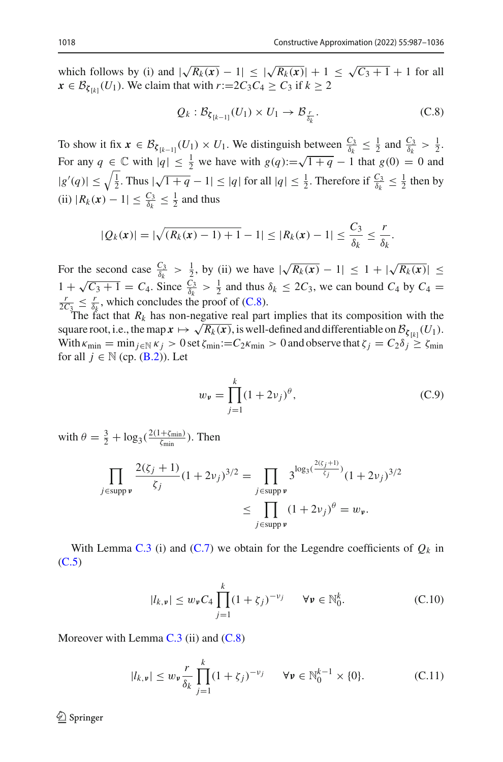which follows by (i) and $|\sqrt{R_k(\boldsymbol{x})}-1| \le |\sqrt{R_k(\boldsymbol{x})}|+1 \le \sqrt{C_3+1}+1$ for all $\boldsymbol{x} \in \mathcal{B}_{\boldsymbol{\zeta}_{[k]}}(U_1)$. We claim that with $r:=2C_3C_4 \ge C_3$ if $k \ge 2$

$$Q_k : \mathcal{B}_{\boldsymbol{\zeta}_{[k-1]}}(U_1) \times U_1 \to \mathcal{B}_{\frac{r}{\delta_k}}. \tag{C.8}$$

To show it fix $\boldsymbol{x} \in \mathcal{B}_{\boldsymbol{\zeta}_{[k-1]}}(U_1) \times U_1$. We distinguish between $\frac{C_3}{\delta_k} \le \frac{1}{2}$ and $\frac{C_3}{\delta_k} > \frac{1}{2}$. For any $q \in \mathbb{C}$ with $|q| \le \frac{1}{2}$ we have with $g(q):=\sqrt{1+q}-1$ that $g(0)=0$ and $|g'(q)| \le \sqrt{\frac{1}{2}}$. Thus $|\sqrt{1+q}-1| \le |q|$ for all $|q| \le \frac{1}{2}$. Therefore if $\frac{C_3}{\delta_k} \le \frac{1}{2}$ then by (ii) $|R_k(\boldsymbol{x})-1| \le \frac{C_3}{\delta_k} \le \frac{1}{2}$ and thus

$$|Q_k(\boldsymbol{x})| = |\sqrt{(R_k(\boldsymbol{x})-1)+1}-1| \le |R_k(\boldsymbol{x})-1| \le \frac{C_3}{\delta_k} \le \frac{r}{\delta_k}.$$

For the second case $\frac{C_3}{\delta_k} > \frac{1}{2}$, by (ii) we have $|\sqrt{R_k(\boldsymbol{x})}-1| \le 1+|\sqrt{R_k(\boldsymbol{x})}| \le 1+\sqrt{C_3+1} = C_4$. Since $\frac{C_3}{\delta_k} > \frac{1}{2}$ and thus $\delta_k \le 2C_3$, we can bound $C_4$ by $C_4 = \frac{r}{2C_3} \le \frac{r}{\delta_k}$, which concludes the proof of (C.8).

The fact that $R_k$ has non-negative real part implies that its composition with the square root, i.e., the map $\boldsymbol{x} \mapsto \sqrt{R_k(\boldsymbol{x})}$, is well-defined and differentiable on $\mathcal{B}_{\boldsymbol{\zeta}_{[k]}}(U_1)$. With $\kappa_{\min} = \min_{j \in \mathbb{N}} \kappa_j > 0$ set $\zeta_{\min}:=C_2\kappa_{\min} > 0$ and observe that $\zeta_j = C_2\delta_j \ge \zeta_{\min}$ for all $j \in \mathbb{N}$ (cp. (B.2)). Let

$$w_{\boldsymbol{\nu}} = \prod_{j=1}^{k}(1+2\nu_j)^{\theta}, \tag{C.9}$$

with $\theta = \frac{3}{2} + \log_3\left(\frac{2(1+\zeta_{\min})}{\zeta_{\min}}\right)$. Then

$$\prod_{j \in \operatorname{supp} \boldsymbol{\nu}} \frac{2(\zeta_j+1)}{\zeta_j}(1+2\nu_j)^{3/2} = \prod_{j \in \operatorname{supp} \boldsymbol{\nu}} 3^{\log_3\left(\frac{2(\zeta_j+1)}{\zeta_j}\right)}(1+2\nu_j)^{3/2}$$
$$\le \prod_{j \in \operatorname{supp} \boldsymbol{\nu}} (1+2\nu_j)^{\theta} = w_{\boldsymbol{\nu}}.$$

With Lemma C.3 (i) and (C.7) we obtain for the Legendre coefficients of $Q_k$ in (C.5)

$$|l_{k,\boldsymbol{\nu}}| \le w_{\boldsymbol{\nu}} C_4 \prod_{j=1}^{k}(1+\zeta_j)^{-\nu_j} \qquad \forall \boldsymbol{\nu} \in \mathbb{N}_0^k. \tag{C.10}$$

Moreover with Lemma C.3 (ii) and (C.8)

$$|l_{k,\boldsymbol{\nu}}| \le w_{\boldsymbol{\nu}} \frac{r}{\delta_k} \prod_{j=1}^{k}(1+\zeta_j)^{-\nu_j} \qquad \forall \boldsymbol{\nu} \in \mathbb{N}_0^{k-1} \times \{0\}. \tag{C.11}$$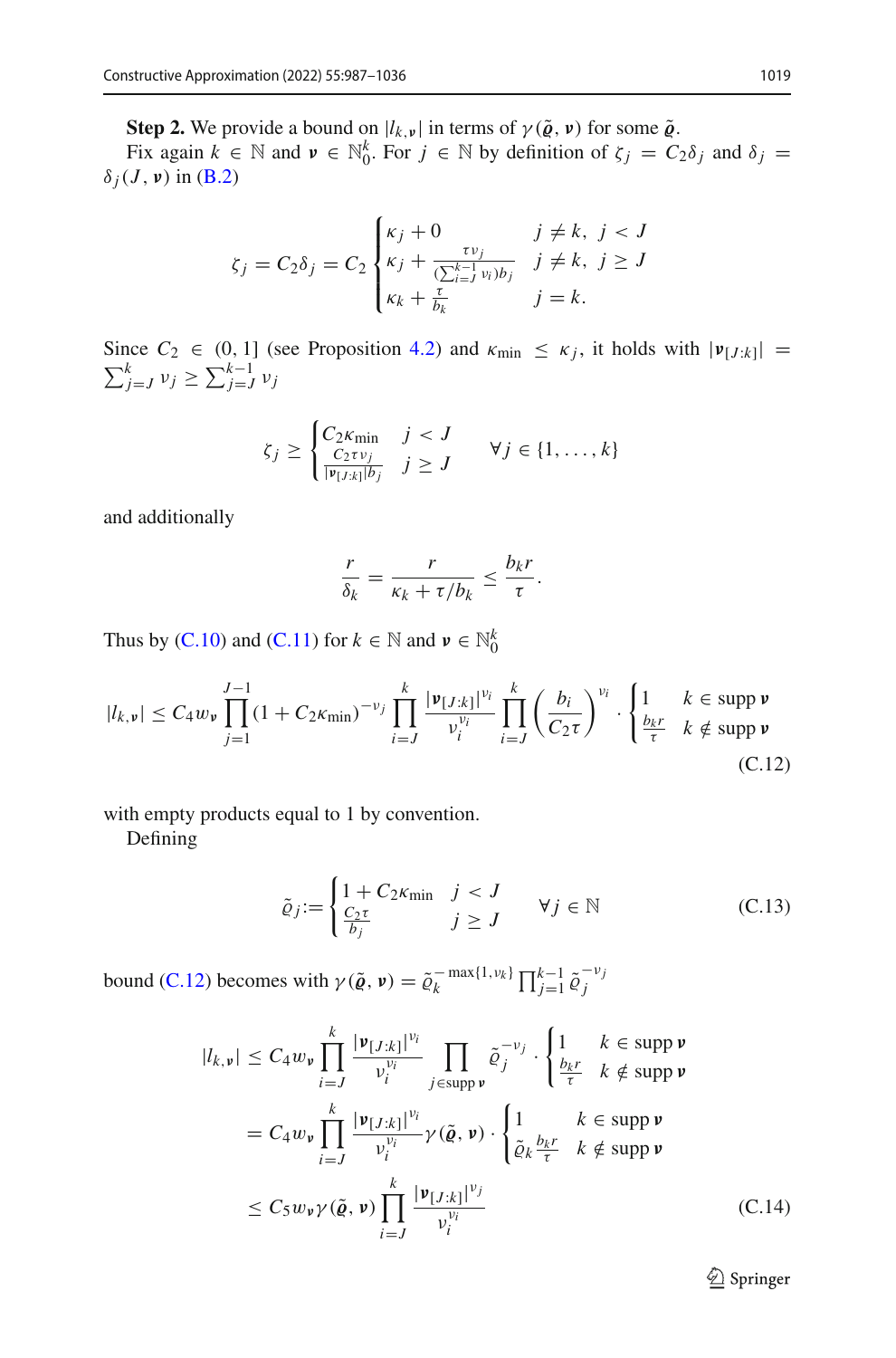**Step 2.** We provide a bound on $|l_{k,\boldsymbol{\nu}}|$ in terms of $\gamma(\tilde{\boldsymbol{\varrho}}, \boldsymbol{\nu})$ for some $\tilde{\boldsymbol{\varrho}}$.

Fix again $k \in \mathbb{N}$ and $\boldsymbol{\nu} \in \mathbb{N}_0^k$. For $j \in \mathbb{N}$ by definition of $\zeta_j = C_2 \delta_j$ and $\delta_j = \delta_j(J, \boldsymbol{\nu})$ in (B.2)

$$\zeta_j = C_2 \delta_j = C_2 \begin{cases} \kappa_j + 0 & j \neq k,\ j < J \\ \kappa_j + \frac{\tau \nu_j}{(\sum_{i=J}^{k-1} \nu_i) b_j} & j \neq k,\ j \geq J \\ \kappa_k + \frac{\tau}{b_k} & j = k. \end{cases}$$

Since $C_2 \in (0, 1]$ (see Proposition 4.2) and $\kappa_{\min} \leq \kappa_j$, it holds with $|\boldsymbol{\nu}_{[J:k]}| = \sum_{j=J}^{k} \nu_j \geq \sum_{j=J}^{k-1} \nu_j$

$$\zeta_j \geq \begin{cases} C_2 \kappa_{\min} & j < J \\ \frac{C_2 \tau \nu_j}{|\boldsymbol{\nu}_{[J:k]}| b_j} & j \geq J \end{cases} \qquad \forall j \in \{1, \ldots, k\}$$

and additionally

$$\frac{r}{\delta_k} = \frac{r}{\kappa_k + \tau / b_k} \leq \frac{b_k r}{\tau}.$$

Thus by (C.10) and (C.11) for $k \in \mathbb{N}$ and $\boldsymbol{\nu} \in \mathbb{N}_0^k$

$$|l_{k,\boldsymbol{\nu}}| \leq C_4 w_{\boldsymbol{\nu}} \prod_{j=1}^{J-1} (1 + C_2 \kappa_{\min})^{-\nu_j} \prod_{i=J}^{k} \frac{|\boldsymbol{\nu}_{[J:k]}|^{\nu_i}}{\nu_i^{\nu_i}} \prod_{i=J}^{k} \left( \frac{b_i}{C_2 \tau} \right)^{\nu_i} \cdot \begin{cases} 1 & k \in \operatorname{supp} \boldsymbol{\nu} \\ \frac{b_k r}{\tau} & k \notin \operatorname{supp} \boldsymbol{\nu} \end{cases} \tag{C.12}$$

with empty products equal to 1 by convention.

Defining

$$\tilde{\varrho}_j := \begin{cases} 1 + C_2 \kappa_{\min} & j < J \\ \frac{C_2 \tau}{b_j} & j \geq J \end{cases} \qquad \forall j \in \mathbb{N} \tag{C.13}$$

bound (C.12) becomes with $\gamma(\tilde{\boldsymbol{\varrho}}, \boldsymbol{\nu}) = \tilde{\varrho}_k^{-\max\{1, \nu_k\}} \prod_{j=1}^{k-1} \tilde{\varrho}_j^{-\nu_j}$

$$\begin{aligned} |l_{k,\boldsymbol{\nu}}| &\leq C_4 w_{\boldsymbol{\nu}} \prod_{i=J}^{k} \frac{|\boldsymbol{\nu}_{[J:k]}|^{\nu_i}}{\nu_i^{\nu_i}} \prod_{j \in \operatorname{supp} \boldsymbol{\nu}} \tilde{\varrho}_j^{-\nu_j} \cdot \begin{cases} 1 & k \in \operatorname{supp} \boldsymbol{\nu} \\ \frac{b_k r}{\tau} & k \notin \operatorname{supp} \boldsymbol{\nu} \end{cases} \\ &= C_4 w_{\boldsymbol{\nu}} \prod_{i=J}^{k} \frac{|\boldsymbol{\nu}_{[J:k]}|^{\nu_i}}{\nu_i^{\nu_i}} \gamma(\tilde{\boldsymbol{\varrho}}, \boldsymbol{\nu}) \cdot \begin{cases} 1 & k \in \operatorname{supp} \boldsymbol{\nu} \\ \tilde{\varrho}_k \frac{b_k r}{\tau} & k \notin \operatorname{supp} \boldsymbol{\nu} \end{cases} \\ &\leq C_5 w_{\boldsymbol{\nu}} \gamma(\tilde{\boldsymbol{\varrho}}, \boldsymbol{\nu}) \prod_{i=J}^{k} \frac{|\boldsymbol{\nu}_{[J:k]}|^{\nu_j}}{\nu_i^{\nu_i}} \end{aligned} \tag{C.14}$$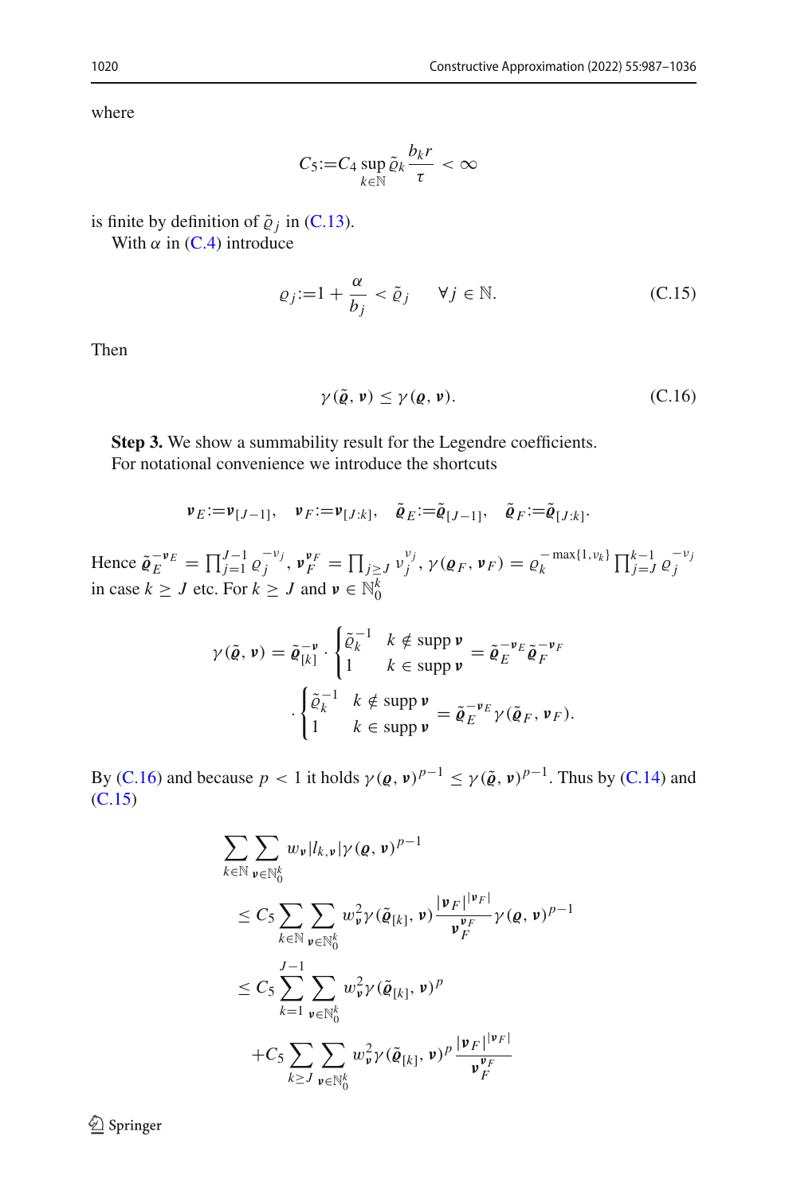where

$$C_5 := C_4 \sup_{k\in\mathbb{N}} \tilde{\varrho}_k \frac{b_k r}{\tau} < \infty$$

is finite by definition of $\tilde{\varrho}_j$ in (C.13).

With $\alpha$ in (C.4) introduce

$$\varrho_j := 1 + \frac{\alpha}{b_j} < \tilde{\varrho}_j \qquad \forall j \in \mathbb{N}. \tag{C.15}$$

Then

$$\gamma(\tilde{\boldsymbol{\varrho}}, \boldsymbol{\nu}) \le \gamma(\boldsymbol{\varrho}, \boldsymbol{\nu}). \tag{C.16}$$

**Step 3.** We show a summability result for the Legendre coefficients.

For notational convenience we introduce the shortcuts

$$\boldsymbol{\nu}_E := \boldsymbol{\nu}_{[J-1]}, \quad \boldsymbol{\nu}_F := \boldsymbol{\nu}_{[J:k]}, \quad \tilde{\boldsymbol{\varrho}}_E := \tilde{\boldsymbol{\varrho}}_{[J-1]}, \quad \tilde{\boldsymbol{\varrho}}_F := \tilde{\boldsymbol{\varrho}}_{[J:k]}.$$

Hence $\tilde{\boldsymbol{\varrho}}_E^{-\boldsymbol{\nu}_E} = \prod_{j=1}^{J-1} \varrho_j^{-\nu_j}$, $\boldsymbol{\nu}_F^{\boldsymbol{\nu}_F} = \prod_{j\ge J} \nu_j^{\nu_j}$, $\gamma(\boldsymbol{\varrho}_F, \boldsymbol{\nu}_F) = \varrho_k^{-\max\{1,\nu_k\}} \prod_{j=J}^{k-1} \varrho_j^{-\nu_j}$ in case $k \ge J$ etc. For $k \ge J$ and $\boldsymbol{\nu} \in \mathbb{N}_0^k$

$$\gamma(\tilde{\boldsymbol{\varrho}}, \boldsymbol{\nu}) = \tilde{\boldsymbol{\varrho}}_{[k]}^{-\boldsymbol{\nu}} \cdot \begin{cases} \tilde{\varrho}_k^{-1} & k \notin \operatorname{supp} \boldsymbol{\nu} \\ 1 & k \in \operatorname{supp} \boldsymbol{\nu} \end{cases} = \tilde{\boldsymbol{\varrho}}_E^{-\boldsymbol{\nu}_E} \tilde{\boldsymbol{\varrho}}_F^{-\boldsymbol{\nu}_F}$$
$$\cdot \begin{cases} \tilde{\varrho}_k^{-1} & k \notin \operatorname{supp} \boldsymbol{\nu} \\ 1 & k \in \operatorname{supp} \boldsymbol{\nu} \end{cases} = \tilde{\boldsymbol{\varrho}}_E^{-\boldsymbol{\nu}_E} \gamma(\tilde{\boldsymbol{\varrho}}_F, \boldsymbol{\nu}_F).$$

By (C.16) and because $p < 1$ it holds $\gamma(\boldsymbol{\varrho}, \boldsymbol{\nu})^{p-1} \le \gamma(\tilde{\boldsymbol{\varrho}}, \boldsymbol{\nu})^{p-1}$. Thus by (C.14) and (C.15)

$$\begin{aligned}
&\sum_{k\in\mathbb{N}} \sum_{\boldsymbol{\nu}\in\mathbb{N}_0^k} w_{\boldsymbol{\nu}} |l_{k,\boldsymbol{\nu}}| \gamma(\boldsymbol{\varrho}, \boldsymbol{\nu})^{p-1} \\
&\le C_5 \sum_{k\in\mathbb{N}} \sum_{\boldsymbol{\nu}\in\mathbb{N}_0^k} w_{\boldsymbol{\nu}}^2 \gamma(\tilde{\boldsymbol{\varrho}}_{[k]}, \boldsymbol{\nu}) \frac{|\boldsymbol{\nu}_F|^{|\boldsymbol{\nu}_F|}}{\boldsymbol{\nu}_F^{\boldsymbol{\nu}_F}} \gamma(\boldsymbol{\varrho}, \boldsymbol{\nu})^{p-1} \\
&\le C_5 \sum_{k=1}^{J-1} \sum_{\boldsymbol{\nu}\in\mathbb{N}_0^k} w_{\boldsymbol{\nu}}^2 \gamma(\tilde{\boldsymbol{\varrho}}_{[k]}, \boldsymbol{\nu})^p \\
&\quad + C_5 \sum_{k\ge J} \sum_{\boldsymbol{\nu}\in\mathbb{N}_0^k} w_{\boldsymbol{\nu}}^2 \gamma(\tilde{\boldsymbol{\varrho}}_{[k]}, \boldsymbol{\nu})^p \frac{|\boldsymbol{\nu}_F|^{|\boldsymbol{\nu}_F|}}{\boldsymbol{\nu}_F^{\boldsymbol{\nu}_F}}
\end{aligned}$$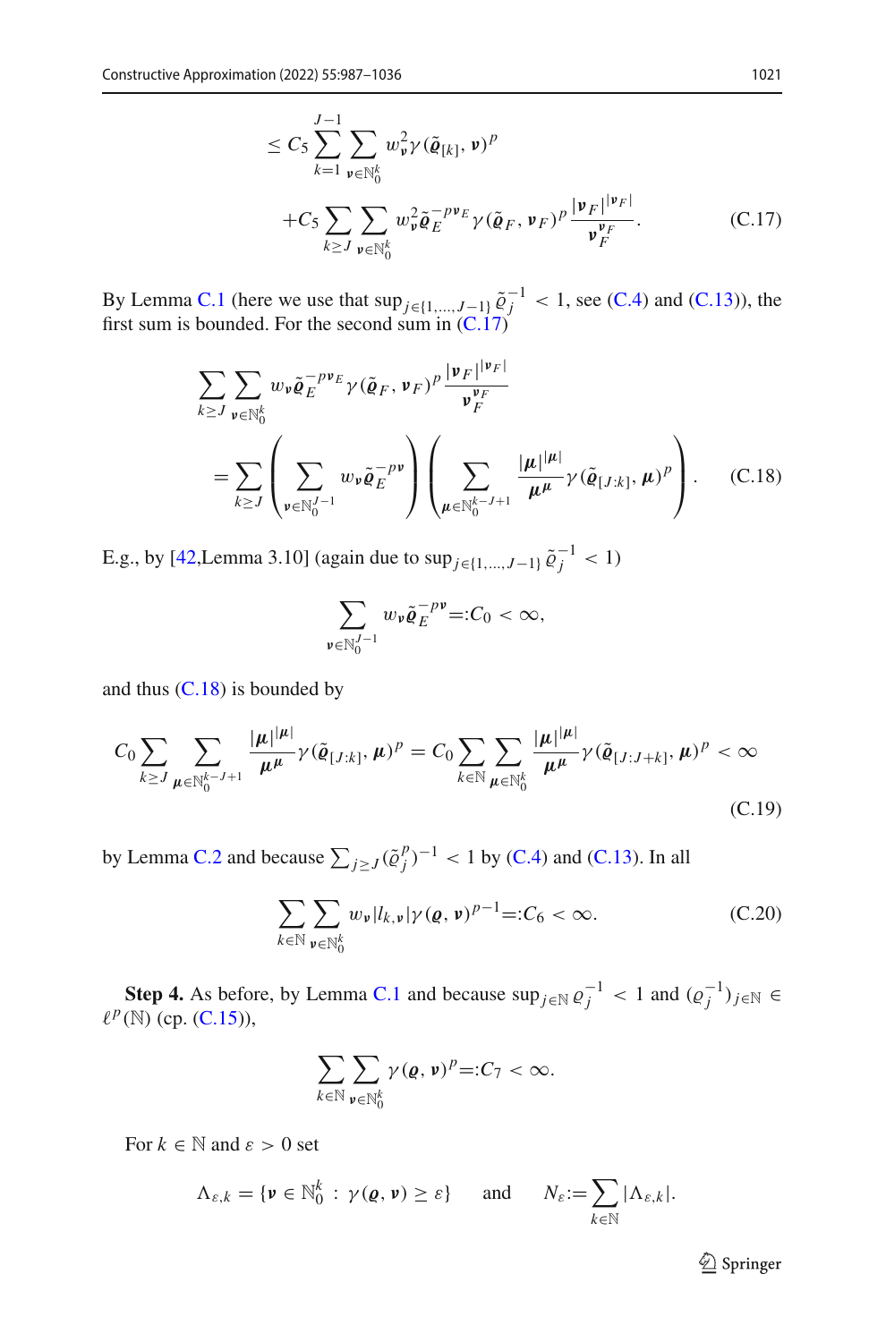$$
\begin{aligned}
&\leq C_5 \sum_{k=1}^{J-1} \sum_{\boldsymbol{\nu}\in\mathbb{N}_0^k} w_{\boldsymbol{\nu}}^2 \gamma(\tilde{\boldsymbol{\varrho}}_{[k]}, \boldsymbol{\nu})^p \\
&\quad + C_5 \sum_{k\geq J} \sum_{\boldsymbol{\nu}\in\mathbb{N}_0^k} w_{\boldsymbol{\nu}}^2 \tilde{\boldsymbol{\varrho}}_E^{-p\boldsymbol{\nu}_E} \gamma(\tilde{\boldsymbol{\varrho}}_F, \boldsymbol{\nu}_F)^p \frac{|\boldsymbol{\nu}_F|^{|\boldsymbol{\nu}_F|}}{\boldsymbol{\nu}_F^{\boldsymbol{\nu}_F}}.
\end{aligned}
\tag{C.17}
$$

By Lemma C.1 (here we use that $\sup_{j\in\{1,\dots,J-1\}} \tilde{\varrho}_j^{-1} < 1$, see (C.4) and (C.13)), the first sum is bounded. For the second sum in (C.17)

$$
\begin{aligned}
&\sum_{k\geq J} \sum_{\boldsymbol{\nu}\in\mathbb{N}_0^k} w_{\boldsymbol{\nu}} \tilde{\boldsymbol{\varrho}}_E^{-p\boldsymbol{\nu}_E} \gamma(\tilde{\boldsymbol{\varrho}}_F, \boldsymbol{\nu}_F)^p \frac{|\boldsymbol{\nu}_F|^{|\boldsymbol{\nu}_F|}}{\boldsymbol{\nu}_F^{\boldsymbol{\nu}_F}} \\
&= \sum_{k\geq J} \left( \sum_{\boldsymbol{\nu}\in\mathbb{N}_0^{J-1}} w_{\boldsymbol{\nu}} \tilde{\boldsymbol{\varrho}}_E^{-p\boldsymbol{\nu}} \right) \left( \sum_{\boldsymbol{\mu}\in\mathbb{N}_0^{k-J+1}} \frac{|\boldsymbol{\mu}|^{|\boldsymbol{\mu}|}}{\boldsymbol{\mu}^{\boldsymbol{\mu}}} \gamma(\tilde{\boldsymbol{\varrho}}_{[J:k]}, \boldsymbol{\mu})^p \right).
\end{aligned}
\tag{C.18}
$$

E.g., by [42,Lemma 3.10] (again due to $\sup_{j\in\{1,\dots,J-1\}} \tilde{\varrho}_j^{-1} < 1$)

$$
\sum_{\boldsymbol{\nu}\in\mathbb{N}_0^{J-1}} w_{\boldsymbol{\nu}} \tilde{\boldsymbol{\varrho}}_E^{-p\boldsymbol{\nu}} =: C_0 < \infty,
$$

and thus (C.18) is bounded by

$$
C_0 \sum_{k\geq J} \sum_{\boldsymbol{\mu}\in\mathbb{N}_0^{k-J+1}} \frac{|\boldsymbol{\mu}|^{|\boldsymbol{\mu}|}}{\boldsymbol{\mu}^{\boldsymbol{\mu}}} \gamma(\tilde{\boldsymbol{\varrho}}_{[J:k]}, \boldsymbol{\mu})^p = C_0 \sum_{k\in\mathbb{N}} \sum_{\boldsymbol{\mu}\in\mathbb{N}_0^k} \frac{|\boldsymbol{\mu}|^{|\boldsymbol{\mu}|}}{\boldsymbol{\mu}^{\boldsymbol{\mu}}} \gamma(\tilde{\boldsymbol{\varrho}}_{[J:J+k]}, \boldsymbol{\mu})^p < \infty
\tag{C.19}
$$

by Lemma C.2 and because $\sum_{j\geq J} (\tilde{\varrho}_j^p)^{-1} < 1$ by (C.4) and (C.13). In all

$$
\sum_{k\in\mathbb{N}} \sum_{\boldsymbol{\nu}\in\mathbb{N}_0^k} w_{\boldsymbol{\nu}} |l_{k,\boldsymbol{\nu}}| \gamma(\boldsymbol{\varrho}, \boldsymbol{\nu})^{p-1} =: C_6 < \infty.
\tag{C.20}
$$

**Step 4.** As before, by Lemma C.1 and because $\sup_{j\in\mathbb{N}} \varrho_j^{-1} < 1$ and $(\varrho_j^{-1})_{j\in\mathbb{N}} \in \ell^p(\mathbb{N})$ (cp. (C.15)),

$$
\sum_{k\in\mathbb{N}} \sum_{\boldsymbol{\nu}\in\mathbb{N}_0^k} \gamma(\boldsymbol{\varrho}, \boldsymbol{\nu})^p =: C_7 < \infty.
$$

For $k \in \mathbb{N}$ and $\varepsilon > 0$ set

$$
\Lambda_{\varepsilon,k} = \{\boldsymbol{\nu} \in \mathbb{N}_0^k \,:\, \gamma(\boldsymbol{\varrho}, \boldsymbol{\nu}) \geq \varepsilon\} \qquad \text{and} \qquad N_\varepsilon := \sum_{k\in\mathbb{N}} |\Lambda_{\varepsilon,k}|.
$$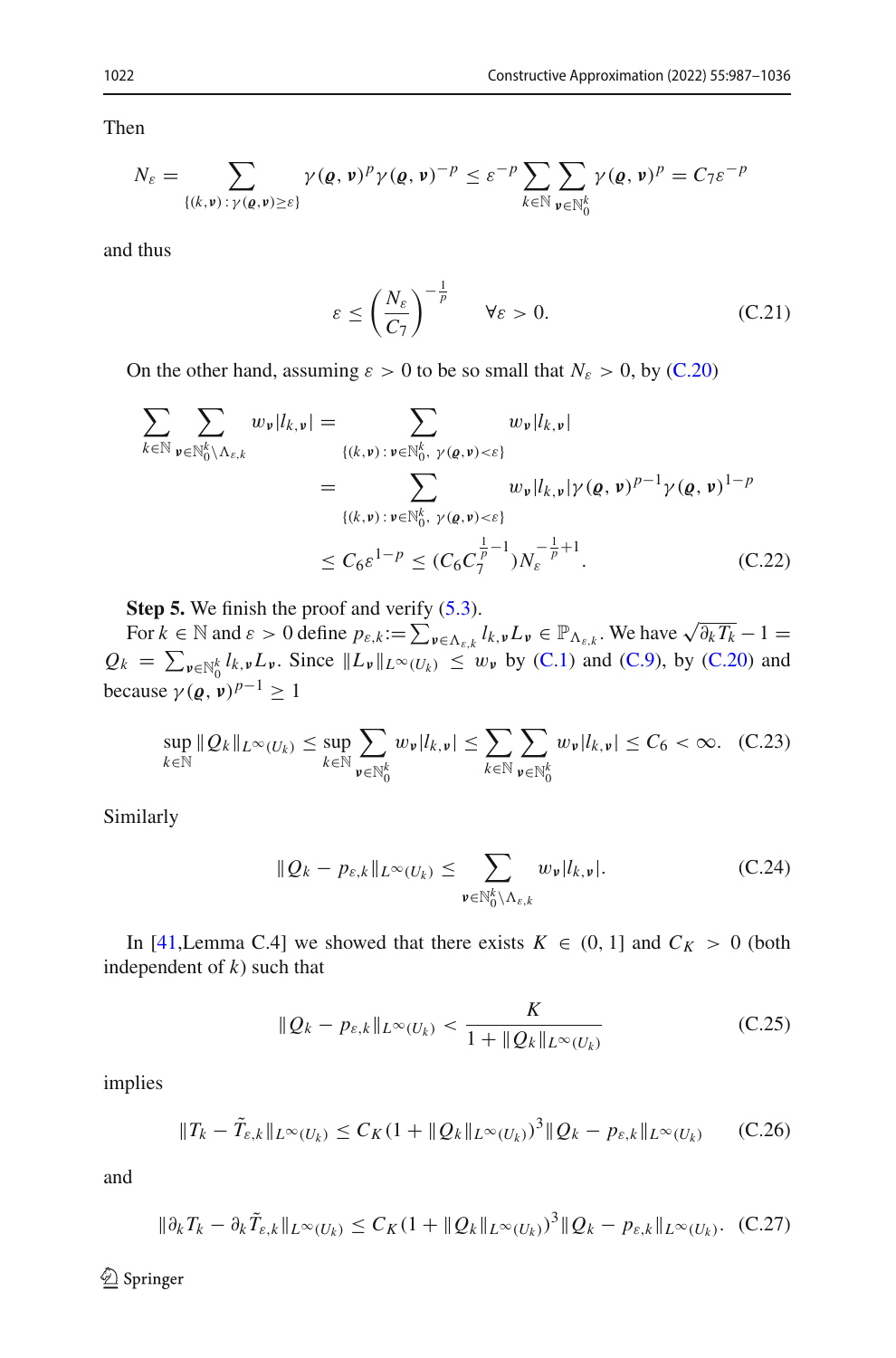Then

$$N_\varepsilon = \sum_{\{(k,\boldsymbol{\nu}) : \gamma(\boldsymbol{\varrho},\boldsymbol{\nu}) \geq \varepsilon\}} \gamma(\boldsymbol{\varrho},\boldsymbol{\nu})^p \gamma(\boldsymbol{\varrho},\boldsymbol{\nu})^{-p} \leq \varepsilon^{-p} \sum_{k\in\mathbb{N}} \sum_{\boldsymbol{\nu}\in\mathbb{N}_0^k} \gamma(\boldsymbol{\varrho},\boldsymbol{\nu})^p = C_7 \varepsilon^{-p}$$

and thus

$$\varepsilon \leq \left(\frac{N_\varepsilon}{C_7}\right)^{-\frac{1}{p}} \qquad \forall \varepsilon > 0. \tag{C.21}$$

On the other hand, assuming $\varepsilon > 0$ to be so small that $N_\varepsilon > 0$, by (C.20)

$$\begin{aligned}
\sum_{k\in\mathbb{N}} \sum_{\boldsymbol{\nu}\in\mathbb{N}_0^k \setminus \Lambda_{\varepsilon,k}} w_{\boldsymbol{\nu}} |l_{k,\boldsymbol{\nu}}| &= \sum_{\{(k,\boldsymbol{\nu}) : \boldsymbol{\nu}\in\mathbb{N}_0^k,\ \gamma(\boldsymbol{\varrho},\boldsymbol{\nu}) < \varepsilon\}} w_{\boldsymbol{\nu}} |l_{k,\boldsymbol{\nu}}| \\
&= \sum_{\{(k,\boldsymbol{\nu}) : \boldsymbol{\nu}\in\mathbb{N}_0^k,\ \gamma(\boldsymbol{\varrho},\boldsymbol{\nu}) < \varepsilon\}} w_{\boldsymbol{\nu}} |l_{k,\boldsymbol{\nu}}| \gamma(\boldsymbol{\varrho},\boldsymbol{\nu})^{p-1} \gamma(\boldsymbol{\varrho},\boldsymbol{\nu})^{1-p} \\
&\leq C_6 \varepsilon^{1-p} \leq (C_6 C_7^{\frac{1}{p}-1}) N_\varepsilon^{-\frac{1}{p}+1}.
\end{aligned} \tag{C.22}$$

**Step 5.** We finish the proof and verify (5.3).

For $k \in \mathbb{N}$ and $\varepsilon > 0$ define $p_{\varepsilon,k} := \sum_{\boldsymbol{\nu}\in\Lambda_{\varepsilon,k}} l_{k,\boldsymbol{\nu}} L_{\boldsymbol{\nu}} \in \mathbb{P}_{\Lambda_{\varepsilon,k}}$. We have $\sqrt{\partial_k T_k} - 1 = Q_k = \sum_{\boldsymbol{\nu}\in\mathbb{N}_0^k} l_{k,\boldsymbol{\nu}} L_{\boldsymbol{\nu}}$. Since $\|L_{\boldsymbol{\nu}}\|_{L^\infty(U_k)} \leq w_{\boldsymbol{\nu}}$ by (C.1) and (C.9), by (C.20) and because $\gamma(\boldsymbol{\varrho},\boldsymbol{\nu})^{p-1} \geq 1$

$$\sup_{k\in\mathbb{N}} \|Q_k\|_{L^\infty(U_k)} \leq \sup_{k\in\mathbb{N}} \sum_{\boldsymbol{\nu}\in\mathbb{N}_0^k} w_{\boldsymbol{\nu}} |l_{k,\boldsymbol{\nu}}| \leq \sum_{k\in\mathbb{N}} \sum_{\boldsymbol{\nu}\in\mathbb{N}_0^k} w_{\boldsymbol{\nu}} |l_{k,\boldsymbol{\nu}}| \leq C_6 < \infty. \tag{C.23}$$

Similarly

$$\|Q_k - p_{\varepsilon,k}\|_{L^\infty(U_k)} \leq \sum_{\boldsymbol{\nu}\in\mathbb{N}_0^k \setminus \Lambda_{\varepsilon,k}} w_{\boldsymbol{\nu}} |l_{k,\boldsymbol{\nu}}|. \tag{C.24}$$

In [41,Lemma C.4] we showed that there exists $K \in (0,1]$ and $C_K > 0$ (both independent of $k$) such that

$$\|Q_k - p_{\varepsilon,k}\|_{L^\infty(U_k)} < \frac{K}{1 + \|Q_k\|_{L^\infty(U_k)}} \tag{C.25}$$

implies

$$\|T_k - \tilde{T}_{\varepsilon,k}\|_{L^\infty(U_k)} \leq C_K (1 + \|Q_k\|_{L^\infty(U_k)})^3 \|Q_k - p_{\varepsilon,k}\|_{L^\infty(U_k)} \tag{C.26}$$

and

$$\|\partial_k T_k - \partial_k \tilde{T}_{\varepsilon,k}\|_{L^\infty(U_k)} \leq C_K (1 + \|Q_k\|_{L^\infty(U_k)})^3 \|Q_k - p_{\varepsilon,k}\|_{L^\infty(U_k)}. \tag{C.27}$$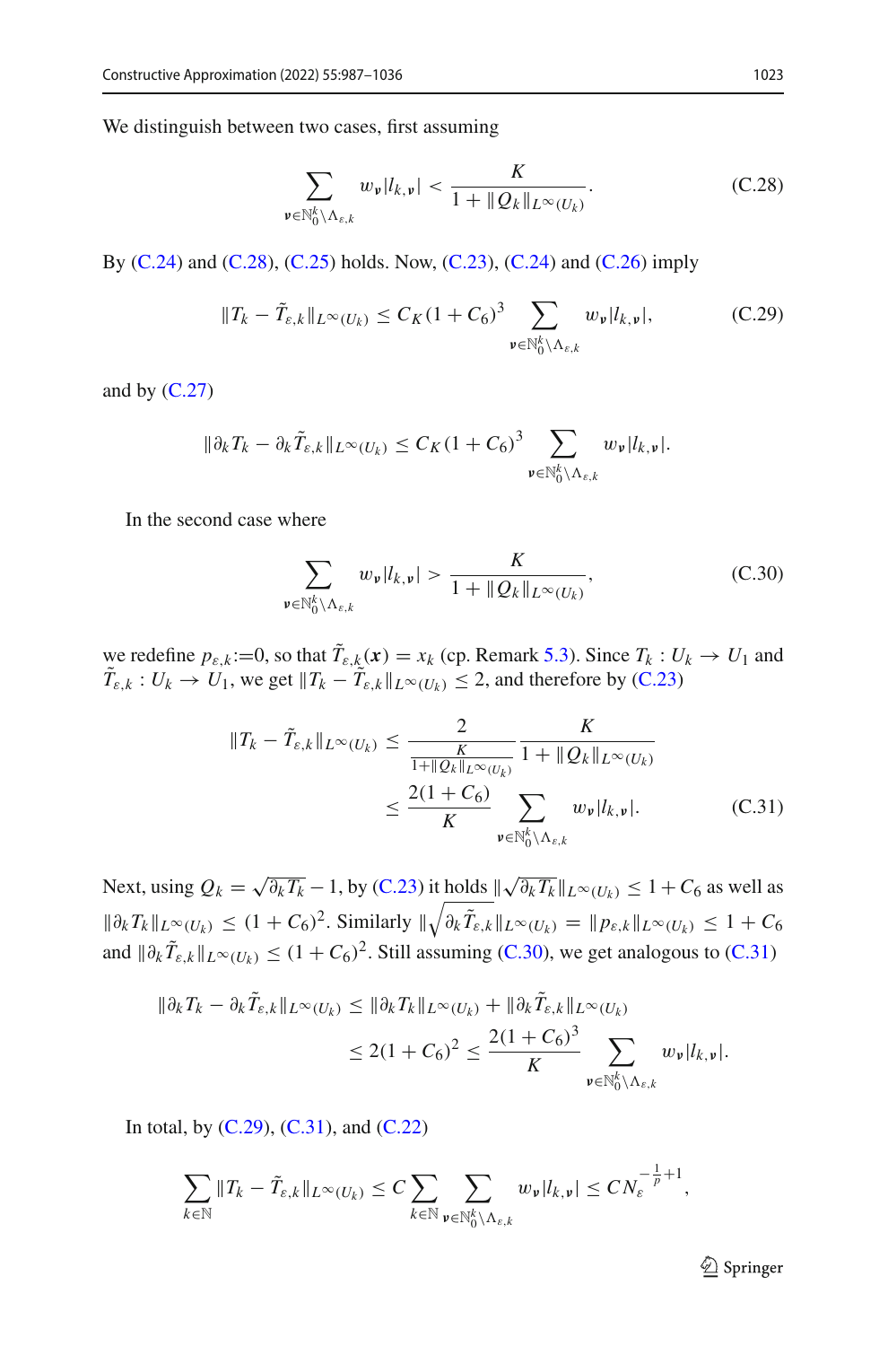We distinguish between two cases, first assuming

$$\sum_{\boldsymbol{\nu}\in\mathbb{N}_0^k\setminus\Lambda_{\varepsilon,k}} w_{\boldsymbol{\nu}}|l_{k,\boldsymbol{\nu}}| < \frac{K}{1+\|Q_k\|_{L^\infty(U_k)}}. \tag{C.28}$$

By (C.24) and (C.28), (C.25) holds. Now, (C.23), (C.24) and (C.26) imply

$$\|T_k - \tilde{T}_{\varepsilon,k}\|_{L^\infty(U_k)} \le C_K(1+C_6)^3 \sum_{\boldsymbol{\nu}\in\mathbb{N}_0^k\setminus\Lambda_{\varepsilon,k}} w_{\boldsymbol{\nu}}|l_{k,\boldsymbol{\nu}}|, \tag{C.29}$$

and by (C.27)

$$\|\partial_k T_k - \partial_k \tilde{T}_{\varepsilon,k}\|_{L^\infty(U_k)} \le C_K(1+C_6)^3 \sum_{\boldsymbol{\nu}\in\mathbb{N}_0^k\setminus\Lambda_{\varepsilon,k}} w_{\boldsymbol{\nu}}|l_{k,\boldsymbol{\nu}}|.$$

In the second case where

$$\sum_{\boldsymbol{\nu}\in\mathbb{N}_0^k\setminus\Lambda_{\varepsilon,k}} w_{\boldsymbol{\nu}}|l_{k,\boldsymbol{\nu}}| > \frac{K}{1+\|Q_k\|_{L^\infty(U_k)}}, \tag{C.30}$$

we redefine $p_{\varepsilon,k}{:=}0$, so that $\tilde{T}_{\varepsilon,k}(\boldsymbol{x}) = x_k$ (cp. Remark 5.3). Since $T_k : U_k \to U_1$ and $\tilde{T}_{\varepsilon,k} : U_k \to U_1$, we get $\|T_k - \tilde{T}_{\varepsilon,k}\|_{L^\infty(U_k)} \le 2$, and therefore by (C.23)

$$\begin{aligned}
\|T_k - \tilde{T}_{\varepsilon,k}\|_{L^\infty(U_k)} &\le \frac{2}{\frac{K}{1+\|Q_k\|_{L^\infty(U_k)}}} \frac{K}{1+\|Q_k\|_{L^\infty(U_k)}} \\
&\le \frac{2(1+C_6)}{K} \sum_{\boldsymbol{\nu}\in\mathbb{N}_0^k\setminus\Lambda_{\varepsilon,k}} w_{\boldsymbol{\nu}}|l_{k,\boldsymbol{\nu}}|.
\end{aligned} \tag{C.31}$$

Next, using $Q_k = \sqrt{\partial_k T_k} - 1$, by (C.23) it holds $\|\sqrt{\partial_k T_k}\|_{L^\infty(U_k)} \le 1 + C_6$ as well as $\|\partial_k T_k\|_{L^\infty(U_k)} \le (1+C_6)^2$. Similarly $\|\sqrt{\partial_k \tilde{T}_{\varepsilon,k}}\|_{L^\infty(U_k)} = \|p_{\varepsilon,k}\|_{L^\infty(U_k)} \le 1 + C_6$ and $\|\partial_k \tilde{T}_{\varepsilon,k}\|_{L^\infty(U_k)} \le (1+C_6)^2$. Still assuming (C.30), we get analogous to (C.31)

$$\begin{aligned}
\|\partial_k T_k - \partial_k \tilde{T}_{\varepsilon,k}\|_{L^\infty(U_k)} &\le \|\partial_k T_k\|_{L^\infty(U_k)} + \|\partial_k \tilde{T}_{\varepsilon,k}\|_{L^\infty(U_k)} \\
&\le 2(1+C_6)^2 \le \frac{2(1+C_6)^3}{K} \sum_{\boldsymbol{\nu}\in\mathbb{N}_0^k\setminus\Lambda_{\varepsilon,k}} w_{\boldsymbol{\nu}}|l_{k,\boldsymbol{\nu}}|.
\end{aligned}$$

In total, by (C.29), (C.31), and (C.22)

$$\sum_{k\in\mathbb{N}} \|T_k - \tilde{T}_{\varepsilon,k}\|_{L^\infty(U_k)} \le C \sum_{k\in\mathbb{N}} \sum_{\boldsymbol{\nu}\in\mathbb{N}_0^k\setminus\Lambda_{\varepsilon,k}} w_{\boldsymbol{\nu}}|l_{k,\boldsymbol{\nu}}| \le C N_\varepsilon^{-\frac{1}{p}+1},$$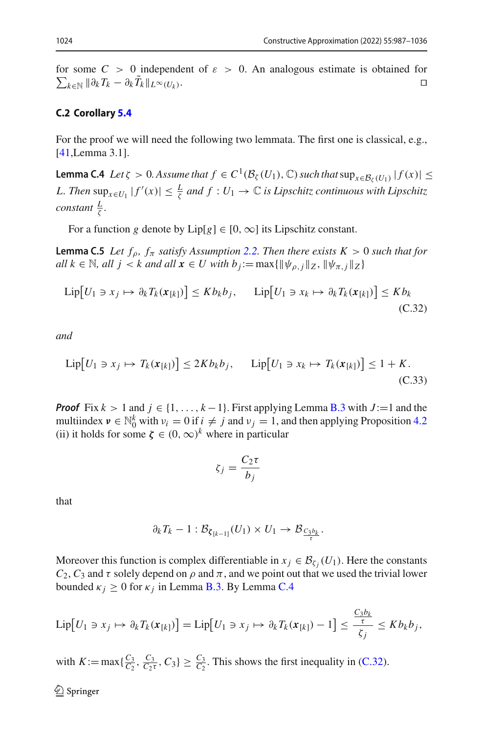for some $C > 0$ independent of $\varepsilon > 0$. An analogous estimate is obtained for $\sum_{k\in\mathbb{N}} \|\partial_k T_k - \partial_k \tilde{T}_k\|_{L^\infty(U_k)}$. ◻

### C.2 Corollary 5.4

For the proof we will need the following two lemmata. The first one is classical, e.g., [41,Lemma 3.1].

**Lemma C.4** *Let $\zeta > 0$. Assume that $f \in C^1(\mathcal{B}_\zeta(U_1), \mathbb{C})$ such that $\sup_{x\in\mathcal{B}_\zeta(U_1)} |f(x)| \le L$. Then $\sup_{x\in U_1} |f'(x)| \le \frac{L}{\zeta}$ and $f : U_1 \to \mathbb{C}$ is Lipschitz continuous with Lipschitz constant $\frac{L}{\zeta}$.*

For a function $g$ denote by $\mathrm{Lip}[g] \in [0,\infty]$ its Lipschitz constant.

**Lemma C.5** *Let $f_\rho$, $f_\pi$ satisfy Assumption 2.2. Then there exists $K > 0$ such that for all $k \in \mathbb{N}$, all $j < k$ and all $\boldsymbol{x} \in U$ with $b_j := \max\{\|\psi_{\rho,j}\|_Z, \|\psi_{\pi,j}\|_Z\}$*

$$\mathrm{Lip}\big[U_1 \ni x_j \mapsto \partial_k T_k(\boldsymbol{x}_{[k]})\big] \le K b_k b_j, \qquad \mathrm{Lip}\big[U_1 \ni x_k \mapsto \partial_k T_k(\boldsymbol{x}_{[k]})\big] \le K b_k \tag{C.32}$$

*and*

$$\mathrm{Lip}\big[U_1 \ni x_j \mapsto T_k(\boldsymbol{x}_{[k]})\big] \le 2K b_k b_j, \qquad \mathrm{Lip}\big[U_1 \ni x_k \mapsto T_k(\boldsymbol{x}_{[k]})\big] \le 1 + K. \tag{C.33}$$

***Proof*** Fix $k > 1$ and $j \in \{1,\ldots,k-1\}$. First applying Lemma B.3 with $J := 1$ and the multiindex $\boldsymbol{\nu} \in \mathbb{N}_0^k$ with $\nu_i = 0$ if $i \ne j$ and $\nu_j = 1$, and then applying Proposition 4.2 (ii) it holds for some $\boldsymbol{\zeta} \in (0,\infty)^k$ where in particular

$$\zeta_j = \frac{C_2 \tau}{b_j}$$

that

$$\partial_k T_k - 1 : \mathcal{B}_{\boldsymbol{\zeta}_{[k-1]}}(U_1) \times U_1 \to \mathcal{B}_{\frac{C_3 b_k}{\tau}}.$$

Moreover this function is complex differentiable in $x_j \in \mathcal{B}_{\zeta_j}(U_1)$. Here the constants $C_2$, $C_3$ and $\tau$ solely depend on $\rho$ and $\pi$, and we point out that we used the trivial lower bounded $\kappa_j \ge 0$ for $\kappa_j$ in Lemma B.3. By Lemma C.4

$$\mathrm{Lip}\big[U_1 \ni x_j \mapsto \partial_k T_k(\boldsymbol{x}_{[k]})\big] = \mathrm{Lip}\big[U_1 \ni x_j \mapsto \partial_k T_k(\boldsymbol{x}_{[k]}) - 1\big] \le \frac{\frac{C_3 b_k}{\tau}}{\zeta_j} \le K b_k b_j,$$

with $K := \max\{\frac{C_3}{C_2}, \frac{C_3}{C_2 \tau}, C_3\} \ge \frac{C_3}{C_2}$. This shows the first inequality in (C.32).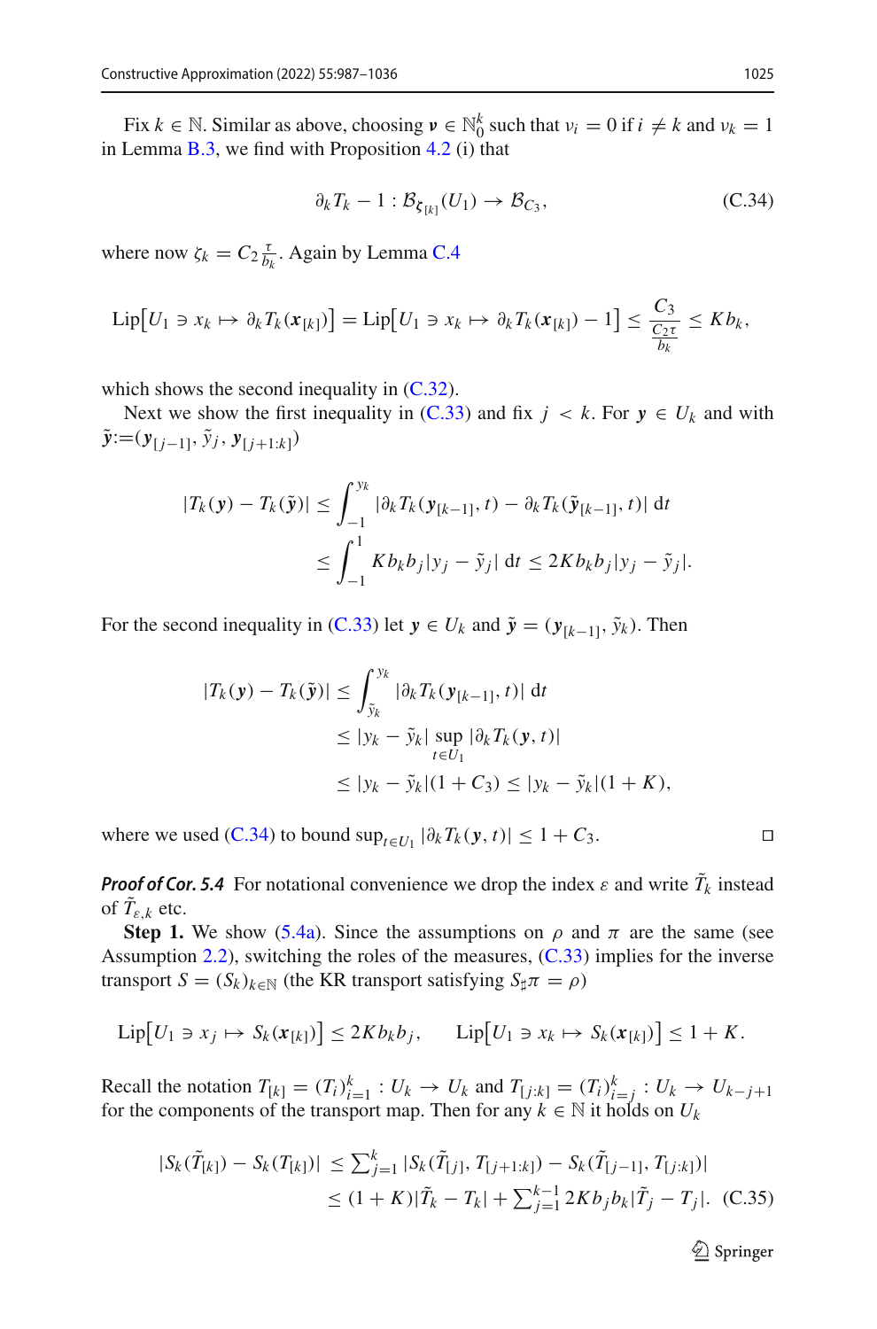Fix $k \in \mathbb{N}$. Similar as above, choosing $\boldsymbol{v} \in \mathbb{N}_0^k$ such that $v_i = 0$ if $i \neq k$ and $v_k = 1$ in Lemma B.3, we find with Proposition 4.2 (i) that

$$\partial_k T_k - 1 : \mathcal{B}_{\boldsymbol{\zeta}_{[k]}}(U_1) \to \mathcal{B}_{C_3}, \tag{C.34}$$

where now $\zeta_k = C_2 \frac{\tau}{b_k}$. Again by Lemma C.4

$$\mathrm{Lip}\big[U_1 \ni x_k \mapsto \partial_k T_k(\boldsymbol{x}_{[k]})\big] = \mathrm{Lip}\big[U_1 \ni x_k \mapsto \partial_k T_k(\boldsymbol{x}_{[k]}) - 1\big] \leq \frac{C_3}{\frac{C_2 \tau}{b_k}} \leq K b_k,$$

which shows the second inequality in (C.32).

Next we show the first inequality in (C.33) and fix $j < k$. For $\boldsymbol{y} \in U_k$ and with $\tilde{\boldsymbol{y}} := (\boldsymbol{y}_{[j-1]}, \tilde{y}_j, \boldsymbol{y}_{[j+1:k]})$

$$\begin{aligned}
|T_k(\boldsymbol{y}) - T_k(\tilde{\boldsymbol{y}})| &\leq \int_{-1}^{y_k} |\partial_k T_k(\boldsymbol{y}_{[k-1]}, t) - \partial_k T_k(\tilde{\boldsymbol{y}}_{[k-1]}, t)| \, \mathrm{d}t \\
&\leq \int_{-1}^{1} K b_k b_j |y_j - \tilde{y}_j| \, \mathrm{d}t \leq 2 K b_k b_j |y_j - \tilde{y}_j|.
\end{aligned}$$

For the second inequality in (C.33) let $\boldsymbol{y} \in U_k$ and $\tilde{\boldsymbol{y}} = (\boldsymbol{y}_{[k-1]}, \tilde{y}_k)$. Then

$$\begin{aligned}
|T_k(\boldsymbol{y}) - T_k(\tilde{\boldsymbol{y}})| &\leq \int_{\tilde{y}_k}^{y_k} |\partial_k T_k(\boldsymbol{y}_{[k-1]}, t)| \, \mathrm{d}t \\
&\leq |y_k - \tilde{y}_k| \sup_{t \in U_1} |\partial_k T_k(\boldsymbol{y}, t)| \\
&\leq |y_k - \tilde{y}_k|(1 + C_3) \leq |y_k - \tilde{y}_k|(1 + K),
\end{aligned}$$

where we used (C.34) to bound $\sup_{t \in U_1} |\partial_k T_k(\boldsymbol{y}, t)| \leq 1 + C_3$. □

***Proof of Cor. 5.4*** For notational convenience we drop the index $\varepsilon$ and write $\tilde{T}_k$ instead of $\tilde{T}_{\varepsilon,k}$ etc.

**Step 1.** We show (5.4a). Since the assumptions on $\rho$ and $\pi$ are the same (see Assumption 2.2), switching the roles of the measures, (C.33) implies for the inverse transport $S = (S_k)_{k \in \mathbb{N}}$ (the KR transport satisfying $S_\sharp \pi = \rho$)

$$\mathrm{Lip}\big[U_1 \ni x_j \mapsto S_k(\boldsymbol{x}_{[k]})\big] \leq 2 K b_k b_j, \qquad \mathrm{Lip}\big[U_1 \ni x_k \mapsto S_k(\boldsymbol{x}_{[k]})\big] \leq 1 + K.$$

Recall the notation $T_{[k]} = (T_i)_{i=1}^k : U_k \to U_k$ and $T_{[j:k]} = (T_i)_{i=j}^k : U_k \to U_{k-j+1}$ for the components of the transport map. Then for any $k \in \mathbb{N}$ it holds on $U_k$

$$\begin{aligned}
|S_k(\tilde{T}_{[k]}) - S_k(T_{[k]})| &\leq \textstyle\sum_{j=1}^{k} |S_k(\tilde{T}_{[j]}, T_{[j+1:k]}) - S_k(\tilde{T}_{[j-1]}, T_{[j:k]})| \\
&\leq (1 + K)|\tilde{T}_k - T_k| + \textstyle\sum_{j=1}^{k-1} 2 K b_j b_k |\tilde{T}_j - T_j|.
\end{aligned} \tag{C.35}$$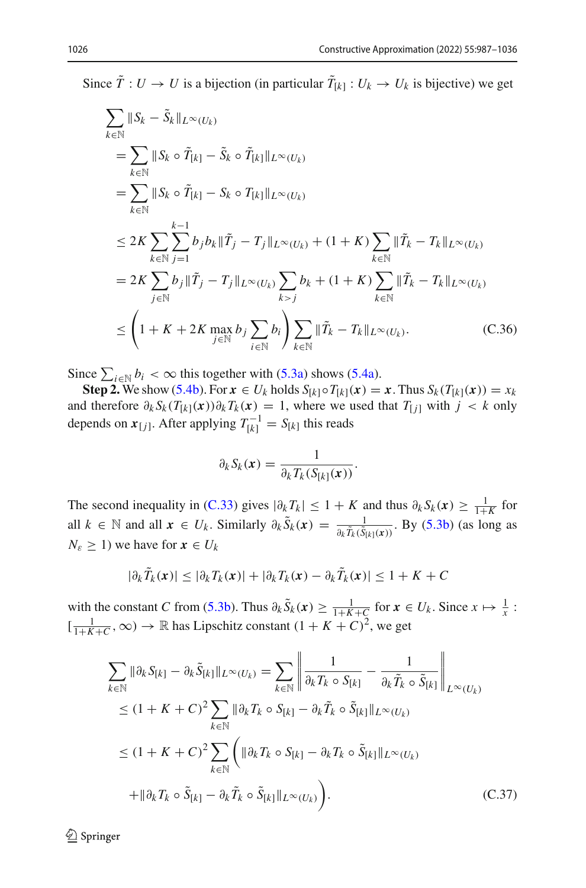Since $\tilde{T} : U \to U$ is a bijection (in particular $\tilde{T}_{[k]} : U_k \to U_k$ is bijective) we get

$$
\begin{aligned}
&\sum_{k\in\mathbb{N}} \|S_k - \tilde{S}_k\|_{L^\infty(U_k)} \\
&= \sum_{k\in\mathbb{N}} \|S_k \circ \tilde{T}_{[k]} - \tilde{S}_k \circ \tilde{T}_{[k]}\|_{L^\infty(U_k)} \\
&= \sum_{k\in\mathbb{N}} \|S_k \circ \tilde{T}_{[k]} - S_k \circ T_{[k]}\|_{L^\infty(U_k)} \\
&\le 2K \sum_{k\in\mathbb{N}} \sum_{j=1}^{k-1} b_j b_k \|\tilde{T}_j - T_j\|_{L^\infty(U_k)} + (1+K) \sum_{k\in\mathbb{N}} \|\tilde{T}_k - T_k\|_{L^\infty(U_k)} \\
&= 2K \sum_{j\in\mathbb{N}} b_j \|\tilde{T}_j - T_j\|_{L^\infty(U_k)} \sum_{k>j} b_k + (1+K) \sum_{k\in\mathbb{N}} \|\tilde{T}_k - T_k\|_{L^\infty(U_k)} \\
&\le \left(1 + K + 2K \max_{j\in\mathbb{N}} b_j \sum_{i\in\mathbb{N}} b_i\right) \sum_{k\in\mathbb{N}} \|\tilde{T}_k - T_k\|_{L^\infty(U_k)}.
\end{aligned} \tag{C.36}
$$

Since $\sum_{i\in\mathbb{N}} b_i < \infty$ this together with (5.3a) shows (5.4a).

**Step 2.** We show (5.4b). For $\boldsymbol{x} \in U_k$ holds $S_{[k]} \circ T_{[k]}(\boldsymbol{x}) = \boldsymbol{x}$. Thus $S_k(T_{[k]}(\boldsymbol{x})) = x_k$ and therefore $\partial_k S_k(T_{[k]}(\boldsymbol{x}))\partial_k T_k(\boldsymbol{x}) = 1$, where we used that $T_{[j]}$ with $j < k$ only depends on $\boldsymbol{x}_{[j]}$. After applying $T_{[k]}^{-1} = S_{[k]}$ this reads

$$
\partial_k S_k(\boldsymbol{x}) = \frac{1}{\partial_k T_k(S_{[k]}(\boldsymbol{x}))}.
$$

The second inequality in (C.33) gives $|\partial_k T_k| \le 1 + K$ and thus $\partial_k S_k(\boldsymbol{x}) \ge \frac{1}{1+K}$ for all $k \in \mathbb{N}$ and all $\boldsymbol{x} \in U_k$. Similarly $\partial_k \tilde{S}_k(\boldsymbol{x}) = \frac{1}{\partial_k \tilde{T}_k(\tilde{S}_{[k]}(\boldsymbol{x}))}$. By (5.3b) (as long as $N_\varepsilon \ge 1$) we have for $\boldsymbol{x} \in U_k$

$$
|\partial_k \tilde{T}_k(\boldsymbol{x})| \le |\partial_k T_k(\boldsymbol{x})| + |\partial_k T_k(\boldsymbol{x}) - \partial_k \tilde{T}_k(\boldsymbol{x})| \le 1 + K + C
$$

with the constant $C$ from (5.3b). Thus $\partial_k \tilde{S}_k(\boldsymbol{x}) \ge \frac{1}{1+K+C}$ for $\boldsymbol{x} \in U_k$. Since $x \mapsto \frac{1}{x} : [\frac{1}{1+K+C}, \infty) \to \mathbb{R}$ has Lipschitz constant $(1 + K + C)^2$, we get

$$
\begin{aligned}
\sum_{k\in\mathbb{N}} \|\partial_k S_{[k]} - \partial_k \tilde{S}_{[k]}\|_{L^\infty(U_k)} &= \sum_{k\in\mathbb{N}} \left\| \frac{1}{\partial_k T_k \circ S_{[k]}} - \frac{1}{\partial_k \tilde{T}_k \circ \tilde{S}_{[k]}} \right\|_{L^\infty(U_k)} \\
&\le (1 + K + C)^2 \sum_{k\in\mathbb{N}} \|\partial_k T_k \circ S_{[k]} - \partial_k \tilde{T}_k \circ \tilde{S}_{[k]}\|_{L^\infty(U_k)} \\
&\le (1 + K + C)^2 \sum_{k\in\mathbb{N}} \Big( \|\partial_k T_k \circ S_{[k]} - \partial_k T_k \circ \tilde{S}_{[k]}\|_{L^\infty(U_k)} \\
&\quad + \|\partial_k T_k \circ \tilde{S}_{[k]} - \partial_k \tilde{T}_k \circ \tilde{S}_{[k]}\|_{L^\infty(U_k)} \Big).
\end{aligned} \tag{C.37}
$$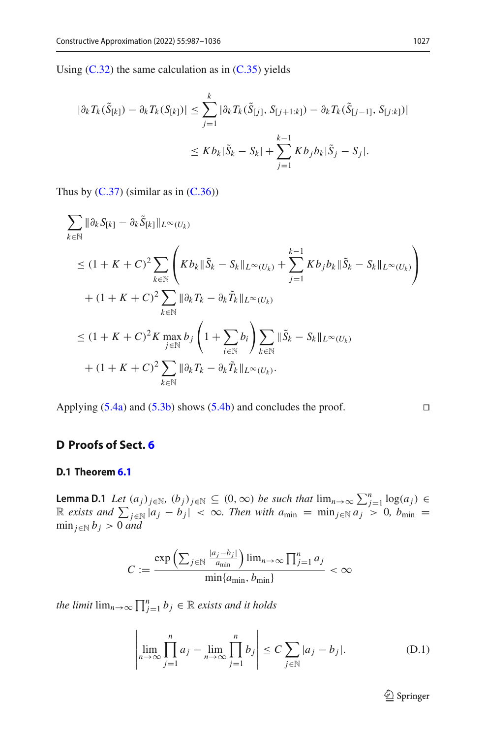Using (C.32) the same calculation as in (C.35) yields

$$
\begin{aligned}
|\partial_k T_k(\tilde{S}_{[k]}) - \partial_k T_k(S_{[k]})| &\le \sum_{j=1}^{k} |\partial_k T_k(\tilde{S}_{[j]}, S_{[j+1:k]}) - \partial_k T_k(\tilde{S}_{[j-1]}, S_{[j:k]})| \\
&\le K b_k |\tilde{S}_k - S_k| + \sum_{j=1}^{k-1} K b_j b_k |\tilde{S}_j - S_j|.
\end{aligned}
$$

Thus by (C.37) (similar as in (C.36))

$$
\begin{aligned}
&\sum_{k\in\mathbb{N}} \|\partial_k S_{[k]} - \partial_k \tilde{S}_{[k]}\|_{L^\infty(U_k)} \\
&\le (1+K+C)^2 \sum_{k\in\mathbb{N}} \left( K b_k \|\tilde{S}_k - S_k\|_{L^\infty(U_k)} + \sum_{j=1}^{k-1} K b_j b_k \|\tilde{S}_k - S_k\|_{L^\infty(U_k)} \right) \\
&\quad + (1+K+C)^2 \sum_{k\in\mathbb{N}} \|\partial_k T_k - \partial_k \tilde{T}_k\|_{L^\infty(U_k)} \\
&\le (1+K+C)^2 K \max_{j\in\mathbb{N}} b_j \left(1 + \sum_{i\in\mathbb{N}} b_i\right) \sum_{k\in\mathbb{N}} \|\tilde{S}_k - S_k\|_{L^\infty(U_k)} \\
&\quad + (1+K+C)^2 \sum_{k\in\mathbb{N}} \|\partial_k T_k - \partial_k \tilde{T}_k\|_{L^\infty(U_k)}.
\end{aligned}
$$

Applying (5.4a) and (5.3b) shows (5.4b) and concludes the proof. □

## D Proofs of Sect. 6

### D.1 Theorem 6.1

**Lemma D.1** *Let $(a_j)_{j\in\mathbb{N}}, (b_j)_{j\in\mathbb{N}} \subseteq (0,\infty)$ be such that $\lim_{n\to\infty} \sum_{j=1}^n \log(a_j) \in \mathbb{R}$ exists and $\sum_{j\in\mathbb{N}} |a_j - b_j| < \infty$. Then with $a_{\min} = \min_{j\in\mathbb{N}} a_j > 0$, $b_{\min} = \min_{j\in\mathbb{N}} b_j > 0$ and*

$$
C := \frac{\exp\left(\sum_{j\in\mathbb{N}} \frac{|a_j - b_j|}{a_{\min}}\right) \lim_{n\to\infty} \prod_{j=1}^n a_j}{\min\{a_{\min}, b_{\min}\}} < \infty
$$

*the limit $\lim_{n\to\infty} \prod_{j=1}^n b_j \in \mathbb{R}$ exists and it holds*

$$
\left| \lim_{n\to\infty} \prod_{j=1}^n a_j - \lim_{n\to\infty} \prod_{j=1}^n b_j \right| \le C \sum_{j\in\mathbb{N}} |a_j - b_j|. \tag{D.1}
$$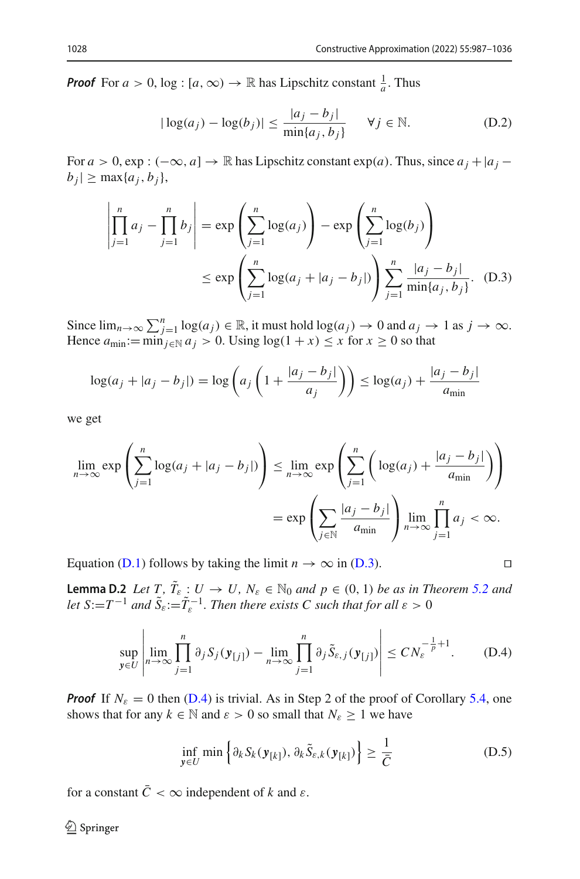***Proof*** For $a > 0$, $\log : [a, \infty) \to \mathbb{R}$ has Lipschitz constant $\frac{1}{a}$. Thus

$$|\log(a_j) - \log(b_j)| \le \frac{|a_j - b_j|}{\min\{a_j, b_j\}} \qquad \forall j \in \mathbb{N}. \tag{D.2}$$

For $a > 0$, $\exp : (-\infty, a] \to \mathbb{R}$ has Lipschitz constant $\exp(a)$. Thus, since $a_j + |a_j - b_j| \ge \max\{a_j, b_j\}$,

$$\begin{aligned}\left|\prod_{j=1}^n a_j - \prod_{j=1}^n b_j\right| &= \exp\left(\sum_{j=1}^n \log(a_j)\right) - \exp\left(\sum_{j=1}^n \log(b_j)\right) \\ &\le \exp\left(\sum_{j=1}^n \log(a_j + |a_j - b_j|)\right) \sum_{j=1}^n \frac{|a_j - b_j|}{\min\{a_j, b_j\}}. \end{aligned} \tag{D.3}$$

Since $\lim_{n\to\infty} \sum_{j=1}^n \log(a_j) \in \mathbb{R}$, it must hold $\log(a_j) \to 0$ and $a_j \to 1$ as $j \to \infty$. Hence $a_{\min} := \min_{j\in\mathbb{N}} a_j > 0$. Using $\log(1 + x) \le x$ for $x \ge 0$ so that

$$\log(a_j + |a_j - b_j|) = \log\left(a_j \left(1 + \frac{|a_j - b_j|}{a_j}\right)\right) \le \log(a_j) + \frac{|a_j - b_j|}{a_{\min}}$$

we get

$$\begin{aligned}\lim_{n\to\infty} \exp\left(\sum_{j=1}^n \log(a_j + |a_j - b_j|)\right) &\le \lim_{n\to\infty} \exp\left(\sum_{j=1}^n \left(\log(a_j) + \frac{|a_j - b_j|}{a_{\min}}\right)\right) \\ &= \exp\left(\sum_{j\in\mathbb{N}} \frac{|a_j - b_j|}{a_{\min}}\right) \lim_{n\to\infty} \prod_{j=1}^n a_j < \infty. \end{aligned}$$

Equation (D.1) follows by taking the limit $n \to \infty$ in (D.3). □

**Lemma D.2** *Let $T$, $\tilde{T}_\varepsilon : U \to U$, $N_\varepsilon \in \mathbb{N}_0$ and $p \in (0, 1)$ be as in Theorem 5.2 and let $S := T^{-1}$ and $\tilde{S}_\varepsilon := \tilde{T}_\varepsilon^{-1}$. Then there exists $C$ such that for all $\varepsilon > 0$*

$$\sup_{\boldsymbol{y}\in U} \left|\lim_{n\to\infty} \prod_{j=1}^n \partial_j S_j(\boldsymbol{y}_{[j]}) - \lim_{n\to\infty} \prod_{j=1}^n \partial_j \tilde{S}_{\varepsilon,j}(\boldsymbol{y}_{[j]})\right| \le C N_\varepsilon^{-\frac{1}{p}+1}. \tag{D.4}$$

***Proof*** If $N_\varepsilon = 0$ then (D.4) is trivial. As in Step 2 of the proof of Corollary 5.4, one shows that for any $k \in \mathbb{N}$ and $\varepsilon > 0$ so small that $N_\varepsilon \ge 1$ we have

$$\inf_{\boldsymbol{y}\in U} \min\left\{\partial_k S_k(\boldsymbol{y}_{[k]}), \partial_k \tilde{S}_{\varepsilon,k}(\boldsymbol{y}_{[k]})\right\} \ge \frac{1}{\bar{C}} \tag{D.5}$$

for a constant $\bar{C} < \infty$ independent of $k$ and $\varepsilon$.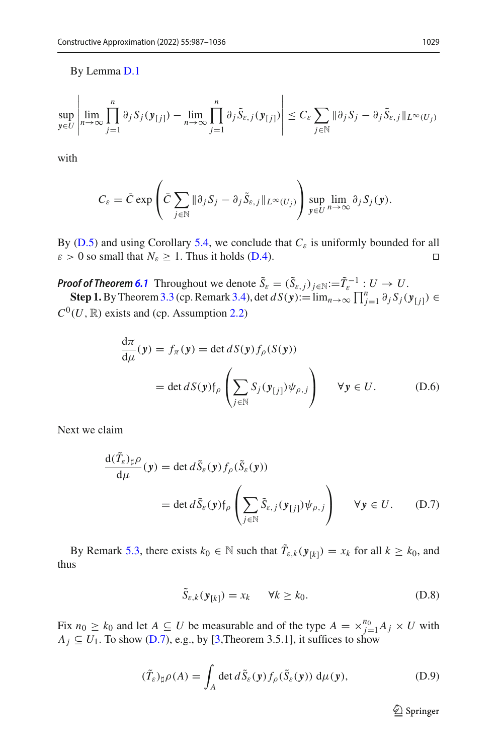By Lemma D.1

$$\sup_{\boldsymbol{y}\in U}\left|\lim_{n\to\infty}\prod_{j=1}^{n}\partial_j S_j(\boldsymbol{y}_{[j]})-\lim_{n\to\infty}\prod_{j=1}^{n}\partial_j \tilde{S}_{\varepsilon,j}(\boldsymbol{y}_{[j]})\right|\le C_\varepsilon\sum_{j\in\mathbb{N}}\|\partial_j S_j-\partial_j\tilde{S}_{\varepsilon,j}\|_{L^\infty(U_j)}$$

with

$$C_\varepsilon=\bar{C}\exp\left(\bar{C}\sum_{j\in\mathbb{N}}\|\partial_j S_j-\partial_j\tilde{S}_{\varepsilon,j}\|_{L^\infty(U_j)}\right)\sup_{\boldsymbol{y}\in U}\lim_{n\to\infty}\partial_j S_j(\boldsymbol{y}).$$

By (D.5) and using Corollary 5.4, we conclude that $C_\varepsilon$ is uniformly bounded for all $\varepsilon>0$ so small that $N_\varepsilon\ge 1$. Thus it holds (D.4). □

***Proof of Theorem 6.1*** Throughout we denote $\tilde{S}_\varepsilon=(\tilde{S}_{\varepsilon,j})_{j\in\mathbb{N}}:=\tilde{T}_\varepsilon^{-1}:U\to U$.

**Step 1.** By Theorem 3.3 (cp. Remark 3.4), $\det dS(\boldsymbol{y}):=\lim_{n\to\infty}\prod_{j=1}^{n}\partial_j S_j(\boldsymbol{y}_{[j]})\in C^0(U,\mathbb{R})$ exists and (cp. Assumption 2.2)

$$\begin{aligned}\frac{\mathrm{d}\pi}{\mathrm{d}\mu}(\boldsymbol{y})&=f_\pi(\boldsymbol{y})=\det dS(\boldsymbol{y})f_\rho(S(\boldsymbol{y}))\\&=\det dS(\boldsymbol{y})\mathfrak{f}_\rho\left(\sum_{j\in\mathbb{N}}S_j(\boldsymbol{y}_{[j]})\psi_{\rho,j}\right)\qquad\forall\boldsymbol{y}\in U.\end{aligned}\tag{D.6}$$

Next we claim

$$\begin{aligned}\frac{\mathrm{d}(\tilde{T}_\varepsilon)_\sharp\rho}{\mathrm{d}\mu}(\boldsymbol{y})&=\det d\tilde{S}_\varepsilon(\boldsymbol{y})f_\rho(\tilde{S}_\varepsilon(\boldsymbol{y}))\\&=\det d\tilde{S}_\varepsilon(\boldsymbol{y})\mathfrak{f}_\rho\left(\sum_{j\in\mathbb{N}}\tilde{S}_{\varepsilon,j}(\boldsymbol{y}_{[j]})\psi_{\rho,j}\right)\qquad\forall\boldsymbol{y}\in U.\end{aligned}\tag{D.7}$$

By Remark 5.3, there exists $k_0\in\mathbb{N}$ such that $\tilde{T}_{\varepsilon,k}(\boldsymbol{y}_{[k]})=x_k$ for all $k\ge k_0$, and thus

$$\tilde{S}_{\varepsilon,k}(\boldsymbol{y}_{[k]})=x_k\qquad\forall k\ge k_0.\tag{D.8}$$

Fix $n_0\ge k_0$ and let $A\subseteq U$ be measurable and of the type $A=\times_{j=1}^{n_0}A_j\times U$ with $A_j\subseteq U_1$. To show (D.7), e.g., by [3,Theorem 3.5.1], it suffices to show

$$(\tilde{T}_\varepsilon)_\sharp\rho(A)=\int_A\det d\tilde{S}_\varepsilon(\boldsymbol{y})f_\rho(\tilde{S}_\varepsilon(\boldsymbol{y}))\,\mathrm{d}\mu(\boldsymbol{y}),\tag{D.9}$$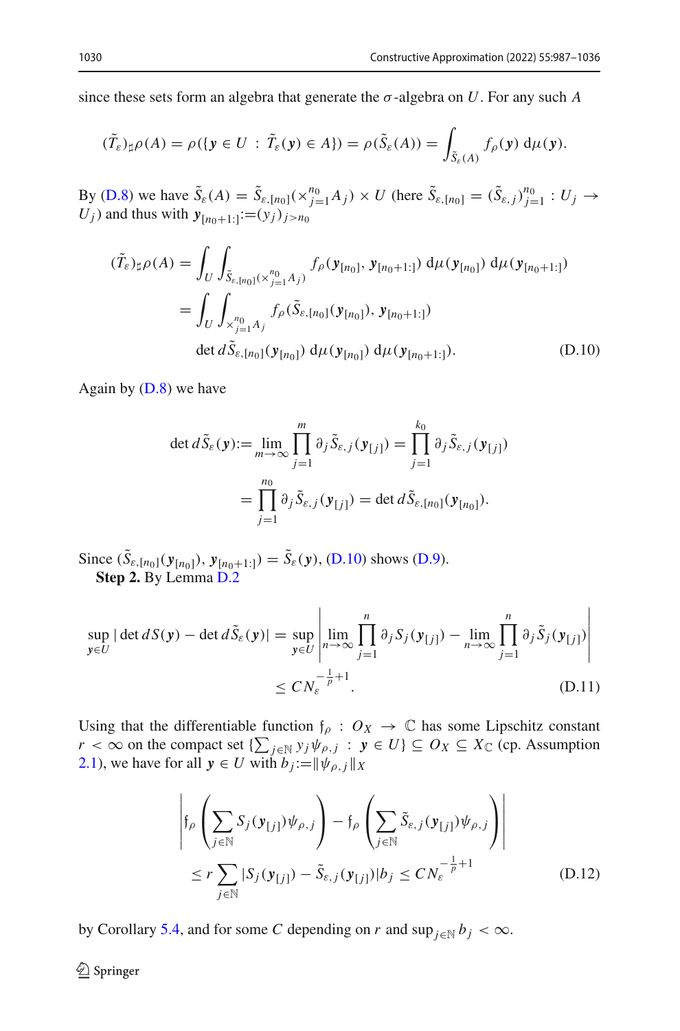since these sets form an algebra that generate the $\sigma$-algebra on $U$. For any such $A$

$$(\tilde{T}_\varepsilon)_\sharp \rho(A) = \rho(\{\boldsymbol{y} \in U \ : \ \tilde{T}_\varepsilon(\boldsymbol{y}) \in A\}) = \rho(\tilde{S}_\varepsilon(A)) = \int_{\tilde{S}_\varepsilon(A)} f_\rho(\boldsymbol{y}) \, \mathrm{d}\mu(\boldsymbol{y}).$$

By (D.8) we have $\tilde{S}_\varepsilon(A) = \tilde{S}_{\varepsilon,[n_0]}(\times_{j=1}^{n_0} A_j) \times U$ (here $\tilde{S}_{\varepsilon,[n_0]} = (\tilde{S}_{\varepsilon,j})_{j=1}^{n_0} : U_j \to U_j$) and thus with $\boldsymbol{y}_{[n_0+1:]} := (y_j)_{j>n_0}$

$$\begin{aligned}
(\tilde{T}_\varepsilon)_\sharp \rho(A) &= \int_U \int_{\tilde{S}_{\varepsilon,[n_0]}(\times_{j=1}^{n_0} A_j)} f_\rho(\boldsymbol{y}_{[n_0]}, \boldsymbol{y}_{[n_0+1:]}) \, \mathrm{d}\mu(\boldsymbol{y}_{[n_0]}) \, \mathrm{d}\mu(\boldsymbol{y}_{[n_0+1:]}) \\
&= \int_U \int_{\times_{j=1}^{n_0} A_j} f_\rho(\tilde{S}_{\varepsilon,[n_0]}(\boldsymbol{y}_{[n_0]}), \boldsymbol{y}_{[n_0+1:]}) \\
&\quad \det d\tilde{S}_{\varepsilon,[n_0]}(\boldsymbol{y}_{[n_0]}) \, \mathrm{d}\mu(\boldsymbol{y}_{[n_0]}) \, \mathrm{d}\mu(\boldsymbol{y}_{[n_0+1:]}).
\end{aligned} \tag{D.10}$$

Again by (D.8) we have

$$\begin{aligned}
\det d\tilde{S}_\varepsilon(\boldsymbol{y}) := \lim_{m\to\infty} \prod_{j=1}^{m} \partial_j \tilde{S}_{\varepsilon,j}(\boldsymbol{y}_{[j]}) &= \prod_{j=1}^{k_0} \partial_j \tilde{S}_{\varepsilon,j}(\boldsymbol{y}_{[j]}) \\
&= \prod_{j=1}^{n_0} \partial_j \tilde{S}_{\varepsilon,j}(\boldsymbol{y}_{[j]}) = \det d\tilde{S}_{\varepsilon,[n_0]}(\boldsymbol{y}_{[n_0]}).
\end{aligned}$$

Since $(\tilde{S}_{\varepsilon,[n_0]}(\boldsymbol{y}_{[n_0]}), \boldsymbol{y}_{[n_0+1:]}) = \tilde{S}_\varepsilon(\boldsymbol{y})$, (D.10) shows (D.9).

**Step 2.** By Lemma D.2

$$\begin{aligned}
\sup_{\boldsymbol{y}\in U} |\det dS(\boldsymbol{y}) - \det d\tilde{S}_\varepsilon(\boldsymbol{y})| &= \sup_{\boldsymbol{y}\in U} \left| \lim_{n\to\infty} \prod_{j=1}^{n} \partial_j S_j(\boldsymbol{y}_{[j]}) - \lim_{n\to\infty} \prod_{j=1}^{n} \partial_j \tilde{S}_j(\boldsymbol{y}_{[j]}) \right| \\
&\le C N_\varepsilon^{-\frac{1}{p}+1}.
\end{aligned} \tag{D.11}$$

Using that the differentiable function $\mathfrak{f}_\rho : O_X \to \mathbb{C}$ has some Lipschitz constant $r < \infty$ on the compact set $\{\sum_{j\in\mathbb{N}} y_j \psi_{\rho,j} \ : \ \boldsymbol{y} \in U\} \subseteq O_X \subseteq X_\mathbb{C}$ (cp. Assumption 2.1), we have for all $\boldsymbol{y} \in U$ with $b_j := \|\psi_{\rho,j}\|_X$

$$\begin{aligned}
&\left| \mathfrak{f}_\rho \left( \sum_{j\in\mathbb{N}} S_j(\boldsymbol{y}_{[j]}) \psi_{\rho,j} \right) - \mathfrak{f}_\rho \left( \sum_{j\in\mathbb{N}} \tilde{S}_{\varepsilon,j}(\boldsymbol{y}_{[j]}) \psi_{\rho,j} \right) \right| \\
&\quad \le r \sum_{j\in\mathbb{N}} |S_j(\boldsymbol{y}_{[j]}) - \tilde{S}_{\varepsilon,j}(\boldsymbol{y}_{[j]})| b_j \le C N_\varepsilon^{-\frac{1}{p}+1}
\end{aligned} \tag{D.12}$$

by Corollary 5.4, and for some $C$ depending on $r$ and $\sup_{j\in\mathbb{N}} b_j < \infty$.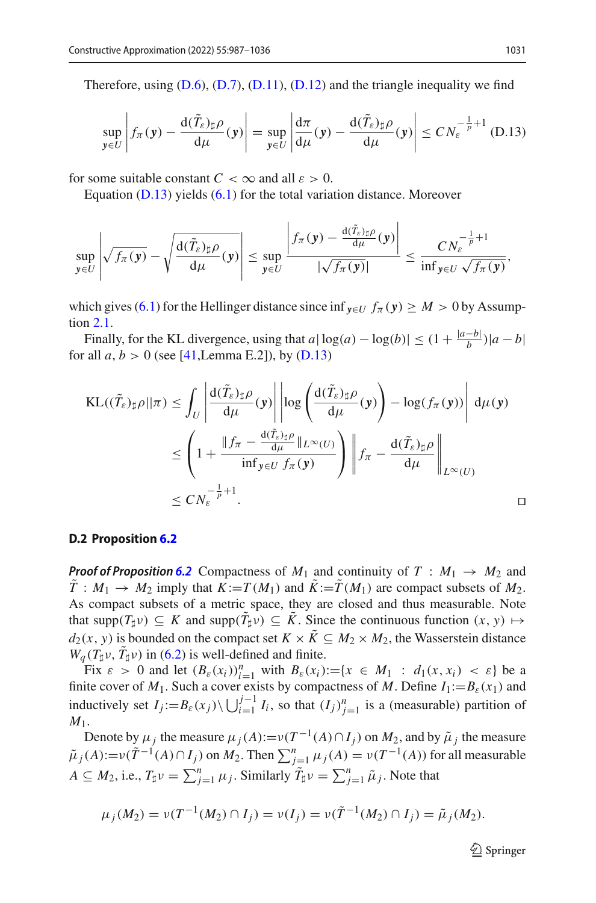Therefore, using (D.6), (D.7), (D.11), (D.12) and the triangle inequality we find

$$\sup_{\boldsymbol{y}\in U}\left|f_\pi(\boldsymbol{y})-\frac{\mathrm{d}(\tilde{T}_\varepsilon)_\sharp\rho}{\mathrm{d}\mu}(\boldsymbol{y})\right| = \sup_{\boldsymbol{y}\in U}\left|\frac{\mathrm{d}\pi}{\mathrm{d}\mu}(\boldsymbol{y})-\frac{\mathrm{d}(\tilde{T}_\varepsilon)_\sharp\rho}{\mathrm{d}\mu}(\boldsymbol{y})\right| \le CN_\varepsilon^{-\frac{1}{p}+1} \quad \text{(D.13)}$$

for some suitable constant $C<\infty$ and all $\varepsilon>0$.

Equation (D.13) yields (6.1) for the total variation distance. Moreover

$$\sup_{\boldsymbol{y}\in U}\left|\sqrt{f_\pi(\boldsymbol{y})}-\sqrt{\frac{\mathrm{d}(\tilde{T}_\varepsilon)_\sharp\rho}{\mathrm{d}\mu}(\boldsymbol{y})}\right| \le \sup_{\boldsymbol{y}\in U}\frac{\left|f_\pi(\boldsymbol{y})-\frac{\mathrm{d}(\tilde{T}_\varepsilon)_\sharp\rho}{\mathrm{d}\mu}(\boldsymbol{y})\right|}{|\sqrt{f_\pi(\boldsymbol{y})}|} \le \frac{CN_\varepsilon^{-\frac{1}{p}+1}}{\inf_{\boldsymbol{y}\in U}\sqrt{f_\pi(\boldsymbol{y})}},$$

which gives (6.1) for the Hellinger distance since $\inf_{\boldsymbol{y}\in U} f_\pi(\boldsymbol{y})\ge M>0$ by Assumption 2.1.

Finally, for the KL divergence, using that $a|\log(a)-\log(b)|\le(1+\frac{|a-b|}{b})|a-b|$ for all $a,b>0$ (see [41,Lemma E.2]), by (D.13)

$$\begin{aligned}
\mathrm{KL}((\tilde{T}_\varepsilon)_\sharp\rho\|\pi) &\le \int_U\left|\frac{\mathrm{d}(\tilde{T}_\varepsilon)_\sharp\rho}{\mathrm{d}\mu}(\boldsymbol{y})\right|\left|\log\left(\frac{\mathrm{d}(\tilde{T}_\varepsilon)_\sharp\rho}{\mathrm{d}\mu}(\boldsymbol{y})\right)-\log(f_\pi(\boldsymbol{y}))\right|\,\mathrm{d}\mu(\boldsymbol{y})\\
&\le\left(1+\frac{\|f_\pi-\frac{\mathrm{d}(\tilde{T}_\varepsilon)_\sharp\rho}{\mathrm{d}\mu}\|_{L^\infty(U)}}{\inf_{\boldsymbol{y}\in U} f_\pi(\boldsymbol{y})}\right)\left\|f_\pi-\frac{\mathrm{d}(\tilde{T}_\varepsilon)_\sharp\rho}{\mathrm{d}\mu}\right\|_{L^\infty(U)}\\
&\le CN_\varepsilon^{-\frac{1}{p}+1}.
\end{aligned}$$

□

### D.2 Proposition 6.2

***Proof of Proposition 6.2*** Compactness of $M_1$ and continuity of $T:M_1\to M_2$ and $\tilde{T}:M_1\to M_2$ imply that $K:=T(M_1)$ and $\tilde{K}:=\tilde{T}(M_1)$ are compact subsets of $M_2$. As compact subsets of a metric space, they are closed and thus measurable. Note that $\mathrm{supp}(T_\sharp\nu)\subseteq K$ and $\mathrm{supp}(\tilde{T}_\sharp\nu)\subseteq\tilde{K}$. Since the continuous function $(x,y)\mapsto d_2(x,y)$ is bounded on the compact set $K\times\tilde{K}\subseteq M_2\times M_2$, the Wasserstein distance $W_q(T_\sharp\nu,\tilde{T}_\sharp\nu)$ in (6.2) is well-defined and finite.

Fix $\varepsilon>0$ and let $(B_\varepsilon(x_i))_{i=1}^n$ with $B_\varepsilon(x_i):=\{x\in M_1\,:\,d_1(x,x_i)<\varepsilon\}$ be a finite cover of $M_1$. Such a cover exists by compactness of $M$. Define $I_1:=B_\varepsilon(x_1)$ and inductively set $I_j:=B_\varepsilon(x_j)\backslash\bigcup_{i=1}^{j-1}I_i$, so that $(I_j)_{j=1}^n$ is a (measurable) partition of $M_1$.

Denote by $\mu_j$ the measure $\mu_j(A):=\nu(T^{-1}(A)\cap I_j)$ on $M_2$, and by $\tilde{\mu}_j$ the measure $\tilde{\mu}_j(A):=\nu(\tilde{T}^{-1}(A)\cap I_j)$ on $M_2$. Then $\sum_{j=1}^n\mu_j(A)=\nu(T^{-1}(A))$ for all measurable $A\subseteq M_2$, i.e., $T_\sharp\nu=\sum_{j=1}^n\mu_j$. Similarly $\tilde{T}_\sharp\nu=\sum_{j=1}^n\tilde{\mu}_j$. Note that

$$\mu_j(M_2)=\nu(T^{-1}(M_2)\cap I_j)=\nu(I_j)=\nu(\tilde{T}^{-1}(M_2)\cap I_j)=\tilde{\mu}_j(M_2).$$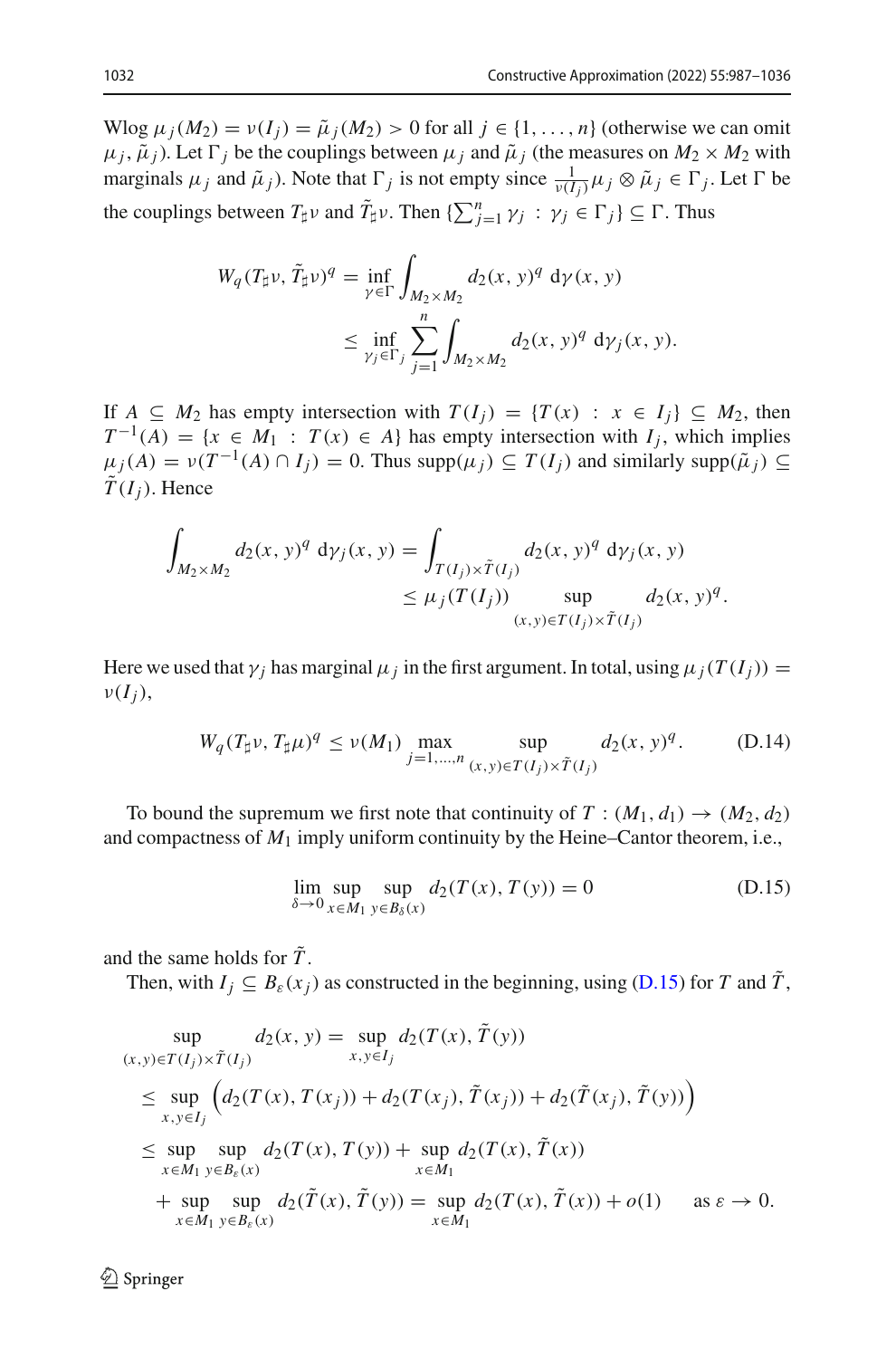Wlog $\mu_j(M_2) = \nu(I_j) = \tilde{\mu}_j(M_2) > 0$ for all $j \in \{1, \ldots, n\}$ (otherwise we can omit $\mu_j, \tilde{\mu}_j$). Let $\Gamma_j$ be the couplings between $\mu_j$ and $\tilde{\mu}_j$ (the measures on $M_2 \times M_2$ with marginals $\mu_j$ and $\tilde{\mu}_j$). Note that $\Gamma_j$ is not empty since $\frac{1}{\nu(I_j)}\mu_j \otimes \tilde{\mu}_j \in \Gamma_j$. Let $\Gamma$ be the couplings between $T_\sharp \nu$ and $\tilde{T}_\sharp \nu$. Then $\{\sum_{j=1}^n \gamma_j : \gamma_j \in \Gamma_j\} \subseteq \Gamma$. Thus

$$
\begin{aligned}
W_q(T_\sharp \nu, \tilde{T}_\sharp \nu)^q &= \inf_{\gamma \in \Gamma} \int_{M_2 \times M_2} d_2(x, y)^q \, \mathrm{d}\gamma(x, y) \\
&\leq \inf_{\gamma_j \in \Gamma_j} \sum_{j=1}^n \int_{M_2 \times M_2} d_2(x, y)^q \, \mathrm{d}\gamma_j(x, y).
\end{aligned}
$$

If $A \subseteq M_2$ has empty intersection with $T(I_j) = \{T(x) : x \in I_j\} \subseteq M_2$, then $T^{-1}(A) = \{x \in M_1 : T(x) \in A\}$ has empty intersection with $I_j$, which implies $\mu_j(A) = \nu(T^{-1}(A) \cap I_j) = 0$. Thus $\operatorname{supp}(\mu_j) \subseteq T(I_j)$ and similarly $\operatorname{supp}(\tilde{\mu}_j) \subseteq \tilde{T}(I_j)$. Hence

$$
\begin{aligned}
\int_{M_2 \times M_2} d_2(x, y)^q \, \mathrm{d}\gamma_j(x, y) &= \int_{T(I_j) \times \tilde{T}(I_j)} d_2(x, y)^q \, \mathrm{d}\gamma_j(x, y) \\
&\leq \mu_j(T(I_j)) \sup_{(x,y) \in T(I_j) \times \tilde{T}(I_j)} d_2(x, y)^q.
\end{aligned}
$$

Here we used that $\gamma_j$ has marginal $\mu_j$ in the first argument. In total, using $\mu_j(T(I_j)) = \nu(I_j)$,

$$
W_q(T_\sharp \nu, T_\sharp \mu)^q \leq \nu(M_1) \max_{j=1,\ldots,n} \sup_{(x,y) \in T(I_j) \times \tilde{T}(I_j)} d_2(x, y)^q. \tag{D.14}
$$

To bound the supremum we first note that continuity of $T : (M_1, d_1) \to (M_2, d_2)$ and compactness of $M_1$ imply uniform continuity by the Heine–Cantor theorem, i.e.,

$$
\lim_{\delta \to 0} \sup_{x \in M_1} \sup_{y \in B_\delta(x)} d_2(T(x), T(y)) = 0 \tag{D.15}
$$

and the same holds for $\tilde{T}$.

Then, with $I_j \subseteq B_\varepsilon(x_j)$ as constructed in the beginning, using (D.15) for $T$ and $\tilde{T}$,

$$
\begin{aligned}
&\sup_{(x,y) \in T(I_j) \times \tilde{T}(I_j)} d_2(x, y) = \sup_{x, y \in I_j} d_2(T(x), \tilde{T}(y)) \\
&\leq \sup_{x, y \in I_j} \left( d_2(T(x), T(x_j)) + d_2(T(x_j), \tilde{T}(x_j)) + d_2(\tilde{T}(x_j), \tilde{T}(y)) \right) \\
&\leq \sup_{x \in M_1} \sup_{y \in B_\varepsilon(x)} d_2(T(x), T(y)) + \sup_{x \in M_1} d_2(T(x), \tilde{T}(x)) \\
&\quad + \sup_{x \in M_1} \sup_{y \in B_\varepsilon(x)} d_2(\tilde{T}(x), \tilde{T}(y)) = \sup_{x \in M_1} d_2(T(x), \tilde{T}(x)) + o(1) \quad \text{ as } \varepsilon \to 0.
\end{aligned}
$$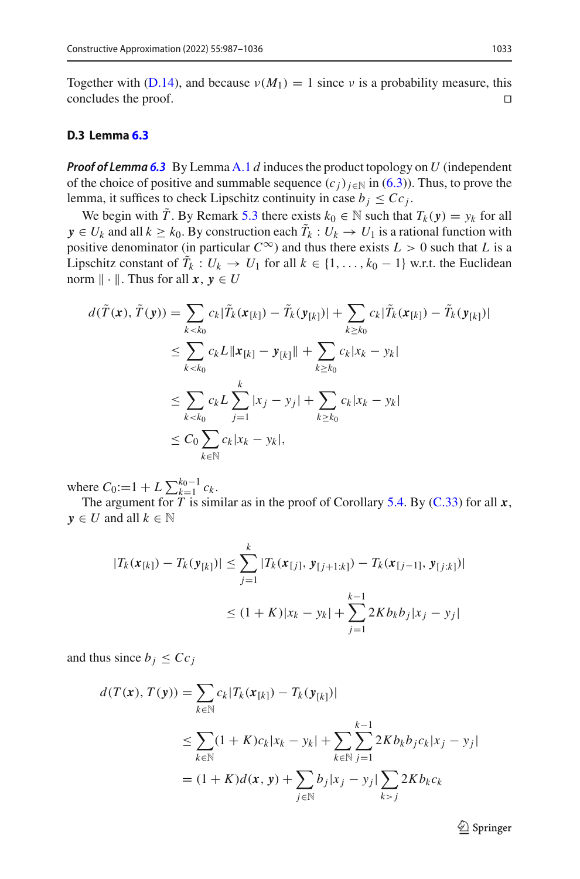Together with (D.14), and because $\nu(M_1) = 1$ since $\nu$ is a probability measure, this concludes the proof. □

### D.3 Lemma 6.3

***Proof of Lemma 6.3*** By Lemma A.1 $d$ induces the product topology on $U$ (independent of the choice of positive and summable sequence $(c_j)_{j\in\mathbb{N}}$ in (6.3)). Thus, to prove the lemma, it suffices to check Lipschitz continuity in case $b_j \leq Cc_j$.

We begin with $\tilde{T}$. By Remark 5.3 there exists $k_0 \in \mathbb{N}$ such that $T_k(\boldsymbol{y}) = y_k$ for all $\boldsymbol{y} \in U_k$ and all $k \geq k_0$. By construction each $\tilde{T}_k : U_k \to U_1$ is a rational function with positive denominator (in particular $C^\infty$) and thus there exists $L > 0$ such that $L$ is a Lipschitz constant of $\tilde{T}_k : U_k \to U_1$ for all $k \in \{1, \ldots, k_0 - 1\}$ w.r.t. the Euclidean norm $\|\cdot\|$. Thus for all $\boldsymbol{x}, \boldsymbol{y} \in U$

$$
\begin{aligned}
d(\tilde{T}(\boldsymbol{x}), \tilde{T}(\boldsymbol{y})) &= \sum_{k<k_0} c_k |\tilde{T}_k(\boldsymbol{x}_{[k]}) - \tilde{T}_k(\boldsymbol{y}_{[k]})| + \sum_{k\geq k_0} c_k |\tilde{T}_k(\boldsymbol{x}_{[k]}) - \tilde{T}_k(\boldsymbol{y}_{[k]})| \\
&\leq \sum_{k<k_0} c_k L \|\boldsymbol{x}_{[k]} - \boldsymbol{y}_{[k]}\| + \sum_{k\geq k_0} c_k |x_k - y_k| \\
&\leq \sum_{k<k_0} c_k L \sum_{j=1}^{k} |x_j - y_j| + \sum_{k\geq k_0} c_k |x_k - y_k| \\
&\leq C_0 \sum_{k\in\mathbb{N}} c_k |x_k - y_k|,
\end{aligned}
$$

where $C_0 := 1 + L\sum_{k=1}^{k_0-1} c_k$.

The argument for $T$ is similar as in the proof of Corollary 5.4. By (C.33) for all $\boldsymbol{x}$, $\boldsymbol{y} \in U$ and all $k \in \mathbb{N}$

$$
\begin{aligned}
|T_k(\boldsymbol{x}_{[k]}) - T_k(\boldsymbol{y}_{[k]})| &\leq \sum_{j=1}^{k} |T_k(\boldsymbol{x}_{[j]}, \boldsymbol{y}_{[j+1:k]}) - T_k(\boldsymbol{x}_{[j-1]}, \boldsymbol{y}_{[j:k]})| \\
&\leq (1+K)|x_k - y_k| + \sum_{j=1}^{k-1} 2Kb_k b_j |x_j - y_j|
\end{aligned}
$$

and thus since $b_j \leq Cc_j$

$$
\begin{aligned}
d(T(\boldsymbol{x}), T(\boldsymbol{y})) &= \sum_{k\in\mathbb{N}} c_k |T_k(\boldsymbol{x}_{[k]}) - T_k(\boldsymbol{y}_{[k]})| \\
&\leq \sum_{k\in\mathbb{N}} (1+K) c_k |x_k - y_k| + \sum_{k\in\mathbb{N}} \sum_{j=1}^{k-1} 2Kb_k b_j c_k |x_j - y_j| \\
&= (1+K) d(\boldsymbol{x}, \boldsymbol{y}) + \sum_{j\in\mathbb{N}} b_j |x_j - y_j| \sum_{k>j} 2Kb_k c_k
\end{aligned}
$$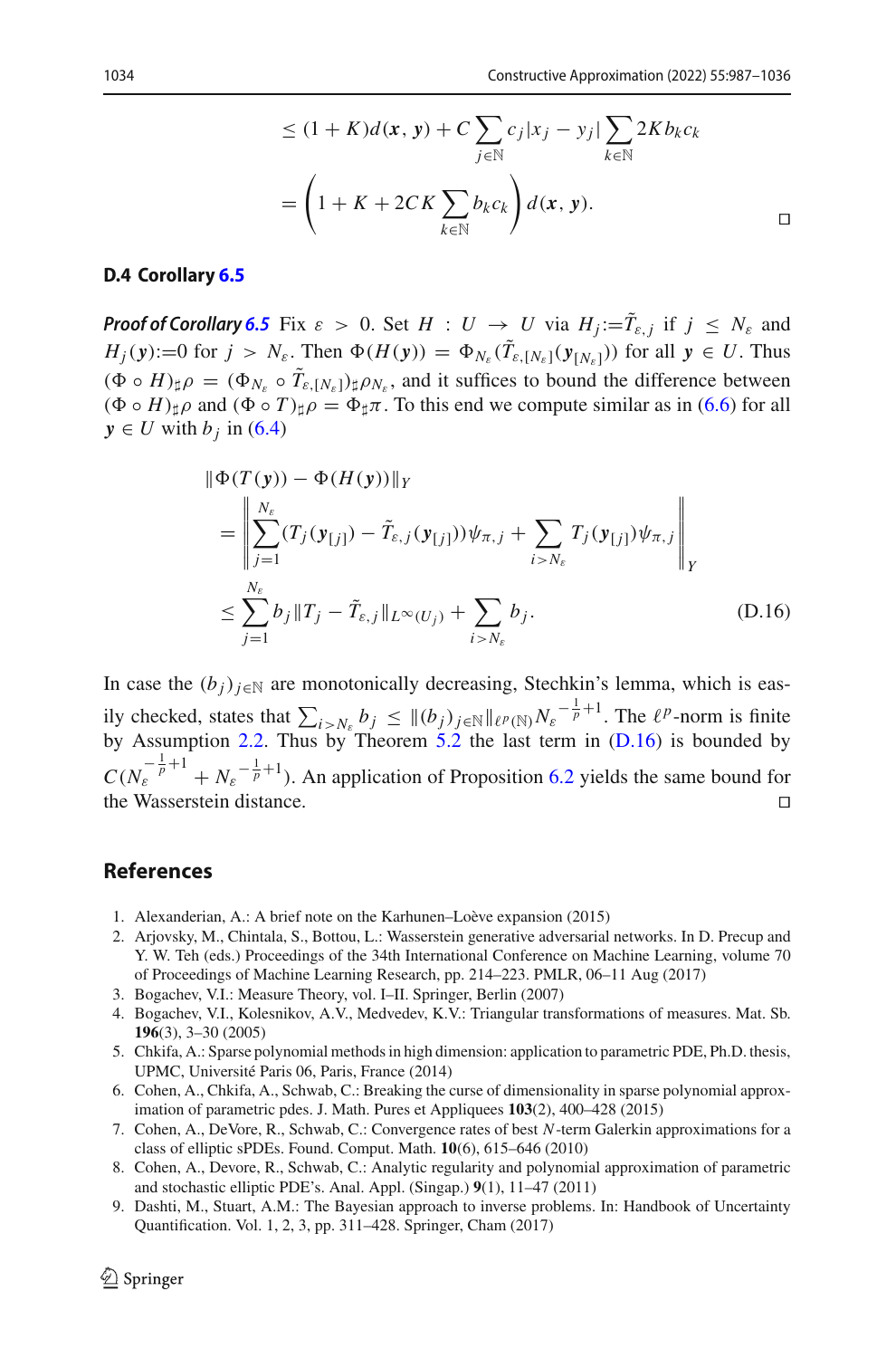$$\leq (1+K)d(\boldsymbol{x},\boldsymbol{y}) + C\sum_{j\in\mathbb{N}} c_j|x_j - y_j| \sum_{k\in\mathbb{N}} 2Kb_kc_k$$

$$= \left(1 + K + 2CK\sum_{k\in\mathbb{N}} b_kc_k\right) d(\boldsymbol{x},\boldsymbol{y}).$$

□

### D.4 Corollary 6.5

***Proof of Corollary 6.5*** Fix $\varepsilon > 0$. Set $H : U \to U$ via $H_j := \tilde{T}_{\varepsilon,j}$ if $j \leq N_\varepsilon$ and $H_j(\boldsymbol{y}) := 0$ for $j > N_\varepsilon$. Then $\Phi(H(\boldsymbol{y})) = \Phi_{N_\varepsilon}(\tilde{T}_{\varepsilon,[N_\varepsilon]}(\boldsymbol{y}_{[N_\varepsilon]}))$ for all $\boldsymbol{y} \in U$. Thus $(\Phi \circ H)_\sharp \rho = (\Phi_{N_\varepsilon} \circ \tilde{T}_{\varepsilon,[N_\varepsilon]})_\sharp \rho_{N_\varepsilon}$, and it suffices to bound the difference between $(\Phi \circ H)_\sharp \rho$ and $(\Phi \circ T)_\sharp \rho = \Phi_\sharp \pi$. To this end we compute similar as in (6.6) for all $\boldsymbol{y} \in U$ with $b_j$ in (6.4)

$$\begin{aligned}
&\|\Phi(T(\boldsymbol{y})) - \Phi(H(\boldsymbol{y}))\|_Y \\
&= \left\| \sum_{j=1}^{N_\varepsilon} (T_j(\boldsymbol{y}_{[j]}) - \tilde{T}_{\varepsilon,j}(\boldsymbol{y}_{[j]}))\psi_{\pi,j} + \sum_{i>N_\varepsilon} T_j(\boldsymbol{y}_{[j]})\psi_{\pi,j} \right\|_Y \\
&\leq \sum_{j=1}^{N_\varepsilon} b_j \|T_j - \tilde{T}_{\varepsilon,j}\|_{L^\infty(U_j)} + \sum_{i>N_\varepsilon} b_j.
\end{aligned} \tag{D.16}$$

In case the $(b_j)_{j\in\mathbb{N}}$ are monotonically decreasing, Stechkin's lemma, which is easily checked, states that $\sum_{i>N_\varepsilon} b_j \leq \|(b_j)_{j\in\mathbb{N}}\|_{\ell^p(\mathbb{N})} N_\varepsilon^{-\frac{1}{p}+1}$. The $\ell^p$-norm is finite by Assumption 2.2. Thus by Theorem 5.2 the last term in (D.16) is bounded by $C(N_\varepsilon^{-\frac{1}{p}+1} + N_\varepsilon^{-\frac{1}{p}+1})$. An application of Proposition 6.2 yields the same bound for the Wasserstein distance. □

## References

1. Alexanderian, A.: A brief note on the Karhunen–Loève expansion (2015)
2. Arjovsky, M., Chintala, S., Bottou, L.: Wasserstein generative adversarial networks. In D. Precup and Y. W. Teh (eds.) Proceedings of the 34th International Conference on Machine Learning, volume 70 of Proceedings of Machine Learning Research, pp. 214–223. PMLR, 06–11 Aug (2017)
3. Bogachev, V.I.: Measure Theory, vol. I–II. Springer, Berlin (2007)
4. Bogachev, V.I., Kolesnikov, A.V., Medvedev, K.V.: Triangular transformations of measures. Mat. Sb. **196**(3), 3–30 (2005)
5. Chkifa, A.: Sparse polynomial methods in high dimension: application to parametric PDE, Ph.D. thesis, UPMC, Université Paris 06, Paris, France (2014)
6. Cohen, A., Chkifa, A., Schwab, C.: Breaking the curse of dimensionality in sparse polynomial approximation of parametric pdes. J. Math. Pures et Appliquees **103**(2), 400–428 (2015)
7. Cohen, A., DeVore, R., Schwab, C.: Convergence rates of best $N$-term Galerkin approximations for a class of elliptic sPDEs. Found. Comput. Math. **10**(6), 615–646 (2010)
8. Cohen, A., Devore, R., Schwab, C.: Analytic regularity and polynomial approximation of parametric and stochastic elliptic PDE's. Anal. Appl. (Singap.) **9**(1), 11–47 (2011)
9. Dashti, M., Stuart, A.M.: The Bayesian approach to inverse problems. In: Handbook of Uncertainty Quantification. Vol. 1, 2, 3, pp. 311–428. Springer, Cham (2017)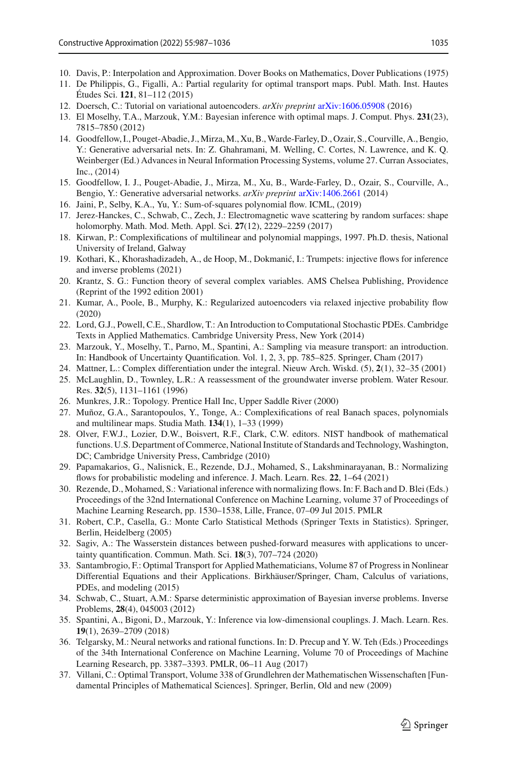10. Davis, P.: Interpolation and Approximation. Dover Books on Mathematics, Dover Publications (1975)
11. De Philippis, G., Figalli, A.: Partial regularity for optimal transport maps. Publ. Math. Inst. Hautes Études Sci. **121**, 81–112 (2015)
12. Doersch, C.: Tutorial on variational autoencoders. *arXiv preprint* arXiv:1606.05908 (2016)
13. El Moselhy, T.A., Marzouk, Y.M.: Bayesian inference with optimal maps. J. Comput. Phys. **231**(23), 7815–7850 (2012)
14. Goodfellow, I., Pouget-Abadie, J., Mirza, M., Xu, B., Warde-Farley, D., Ozair, S., Courville, A., Bengio, Y.: Generative adversarial nets. In: Z. Ghahramani, M. Welling, C. Cortes, N. Lawrence, and K. Q. Weinberger (Ed.) Advances in Neural Information Processing Systems, volume 27. Curran Associates, Inc., (2014)
15. Goodfellow, I. J., Pouget-Abadie, J., Mirza, M., Xu, B., Warde-Farley, D., Ozair, S., Courville, A., Bengio, Y.: Generative adversarial networks. *arXiv preprint* arXiv:1406.2661 (2014)
16. Jaini, P., Selby, K.A., Yu, Y.: Sum-of-squares polynomial flow. ICML, (2019)
17. Jerez-Hanckes, C., Schwab, C., Zech, J.: Electromagnetic wave scattering by random surfaces: shape holomorphy. Math. Mod. Meth. Appl. Sci. **27**(12), 2229–2259 (2017)
18. Kirwan, P.: Complexifications of multilinear and polynomial mappings, 1997. Ph.D. thesis, National University of Ireland, Galway
19. Kothari, K., Khorashadizadeh, A., de Hoop, M., Dokmanić, I.: Trumpets: injective flows for inference and inverse problems (2021)
20. Krantz, S. G.: Function theory of several complex variables. AMS Chelsea Publishing, Providence (Reprint of the 1992 edition 2001)
21. Kumar, A., Poole, B., Murphy, K.: Regularized autoencoders via relaxed injective probability flow (2020)
22. Lord, G.J., Powell, C.E., Shardlow, T.: An Introduction to Computational Stochastic PDEs. Cambridge Texts in Applied Mathematics. Cambridge University Press, New York (2014)
23. Marzouk, Y., Moselhy, T., Parno, M., Spantini, A.: Sampling via measure transport: an introduction. In: Handbook of Uncertainty Quantification. Vol. 1, 2, 3, pp. 785–825. Springer, Cham (2017)
24. Mattner, L.: Complex differentiation under the integral. Nieuw Arch. Wiskd. (5), **2**(1), 32–35 (2001)
25. McLaughlin, D., Townley, L.R.: A reassessment of the groundwater inverse problem. Water Resour. Res. **32**(5), 1131–1161 (1996)
26. Munkres, J.R.: Topology. Prentice Hall Inc, Upper Saddle River (2000)
27. Muñoz, G.A., Sarantopoulos, Y., Tonge, A.: Complexifications of real Banach spaces, polynomials and multilinear maps. Studia Math. **134**(1), 1–33 (1999)
28. Olver, F.W.J., Lozier, D.W., Boisvert, R.F., Clark, C.W. editors. NIST handbook of mathematical functions. U.S. Department of Commerce, National Institute of Standards and Technology, Washington, DC; Cambridge University Press, Cambridge (2010)
29. Papamakarios, G., Nalisnick, E., Rezende, D.J., Mohamed, S., Lakshminarayanan, B.: Normalizing flows for probabilistic modeling and inference. J. Mach. Learn. Res. **22**, 1–64 (2021)
30. Rezende, D., Mohamed, S.: Variational inference with normalizing flows. In: F. Bach and D. Blei (Eds.) Proceedings of the 32nd International Conference on Machine Learning, volume 37 of Proceedings of Machine Learning Research, pp. 1530–1538, Lille, France, 07–09 Jul 2015. PMLR
31. Robert, C.P., Casella, G.: Monte Carlo Statistical Methods (Springer Texts in Statistics). Springer, Berlin, Heidelberg (2005)
32. Sagiv, A.: The Wasserstein distances between pushed-forward measures with applications to uncertainty quantification. Commun. Math. Sci. **18**(3), 707–724 (2020)
33. Santambrogio, F.: Optimal Transport for Applied Mathematicians, Volume 87 of Progress in Nonlinear Differential Equations and their Applications. Birkhäuser/Springer, Cham, Calculus of variations, PDEs, and modeling (2015)
34. Schwab, C., Stuart, A.M.: Sparse deterministic approximation of Bayesian inverse problems. Inverse Problems, **28**(4), 045003 (2012)
35. Spantini, A., Bigoni, D., Marzouk, Y.: Inference via low-dimensional couplings. J. Mach. Learn. Res. **19**(1), 2639–2709 (2018)
36. Telgarsky, M.: Neural networks and rational functions. In: D. Precup and Y. W. Teh (Eds.) Proceedings of the 34th International Conference on Machine Learning, Volume 70 of Proceedings of Machine Learning Research, pp. 3387–3393. PMLR, 06–11 Aug (2017)
37. Villani, C.: Optimal Transport, Volume 338 of Grundlehren der Mathematischen Wissenschaften [Fundamental Principles of Mathematical Sciences]. Springer, Berlin, Old and new (2009)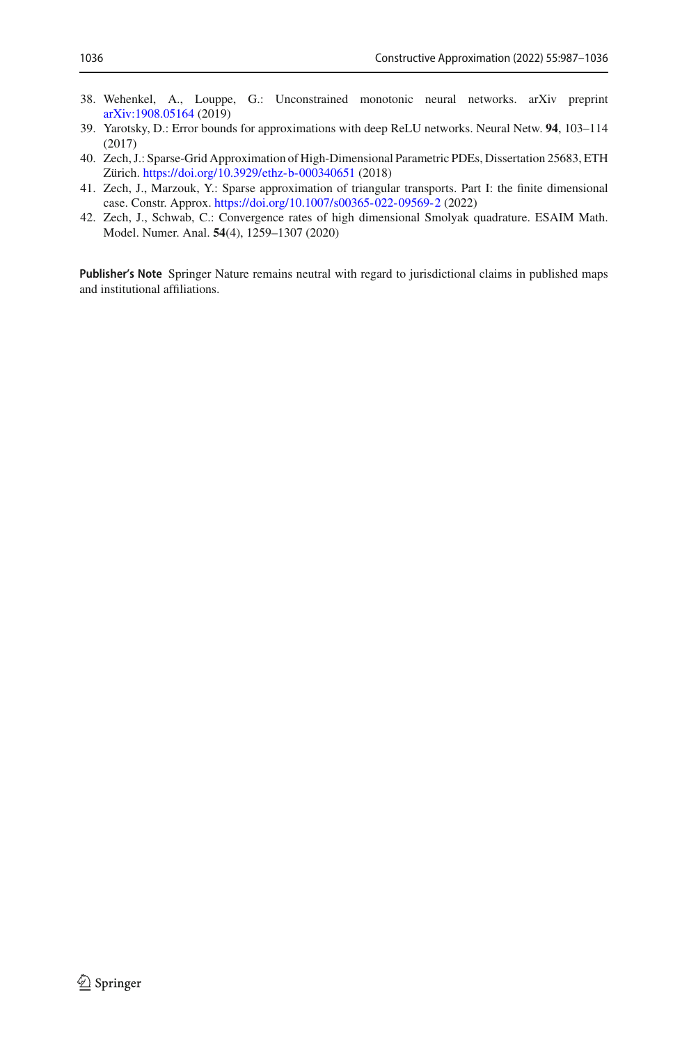38. Wehenkel, A., Louppe, G.: Unconstrained monotonic neural networks. arXiv preprint arXiv:1908.05164 (2019)
39. Yarotsky, D.: Error bounds for approximations with deep ReLU networks. Neural Netw. **94**, 103–114 (2017)
40. Zech, J.: Sparse-Grid Approximation of High-Dimensional Parametric PDEs, Dissertation 25683, ETH Zürich. https://doi.org/10.3929/ethz-b-000340651 (2018)
41. Zech, J., Marzouk, Y.: Sparse approximation of triangular transports. Part I: the finite dimensional case. Constr. Approx. https://doi.org/10.1007/s00365-022-09569-2 (2022)
42. Zech, J., Schwab, C.: Convergence rates of high dimensional Smolyak quadrature. ESAIM Math. Model. Numer. Anal. **54**(4), 1259–1307 (2020)

**Publisher's Note** Springer Nature remains neutral with regard to jurisdictional claims in published maps and institutional affiliations.